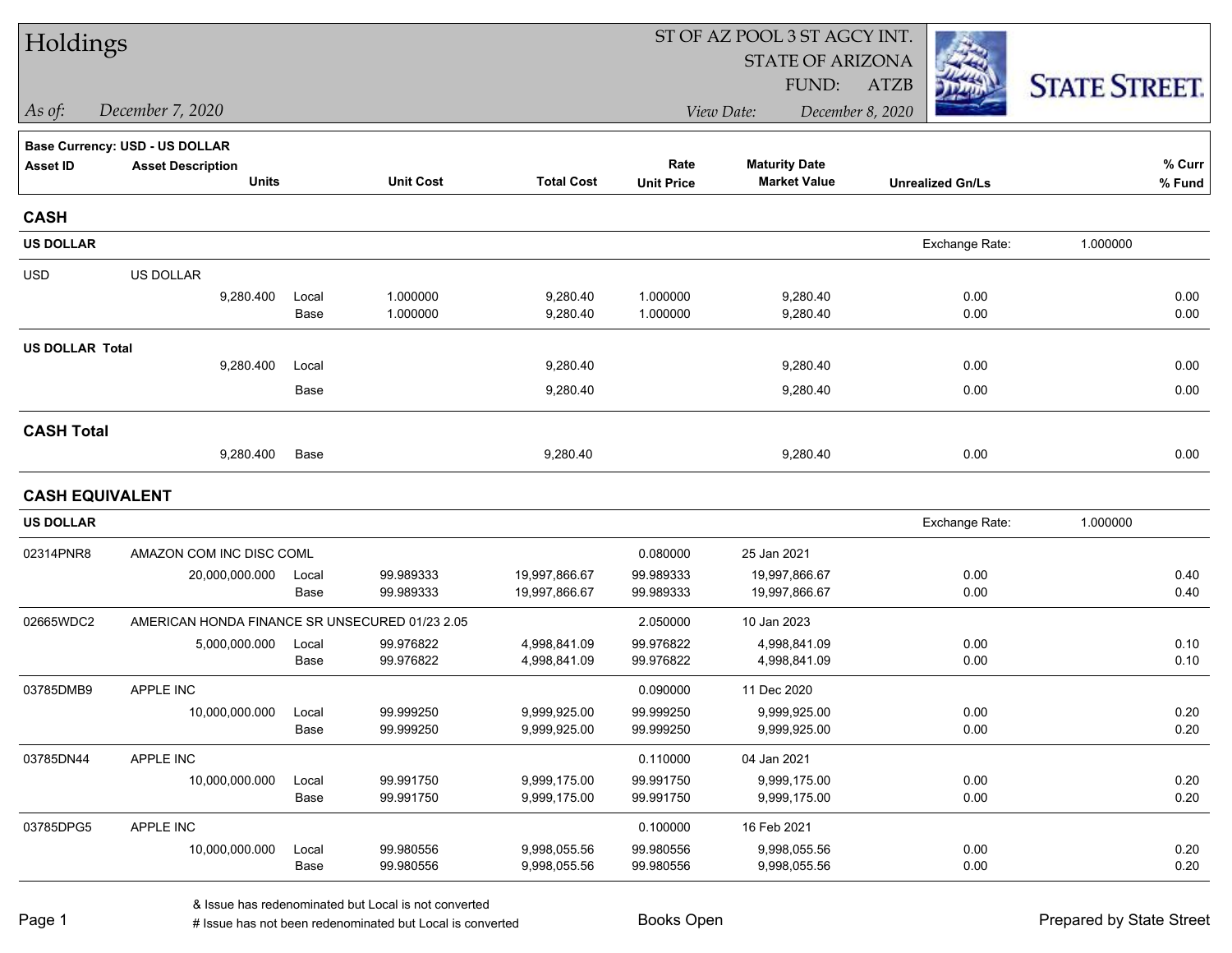# Holdings

*As of:* December 7, 2020

ST OF AZ POOL 3 ST AGCY INT.
STATE OF ARIZONA
FUND: ATZB

*View Date:* December 8, 2020

STATE STREET.

**Base Currency: USD - US DOLLAR**

| Asset ID | Asset Description / Units | | Unit Cost | Total Cost | Rate / Unit Price | Maturity Date / Market Value | Unrealized Gn/Ls | % Curr / % Fund |
|---|---|---|---|---|---|---|---|---|
| **CASH** | | | | | | | | |
| **US DOLLAR** | | | | | | | Exchange Rate: | 1.000000 |
| USD | US DOLLAR | | | | | | | |
| | 9,280.400 | Local | 1.000000 | 9,280.40 | 1.000000 | 9,280.40 | 0.00 | 0.00 |
| | | Base | 1.000000 | 9,280.40 | 1.000000 | 9,280.40 | 0.00 | 0.00 |
| **US DOLLAR Total** | | | | | | | | |
| | 9,280.400 | Local | | 9,280.40 | | 9,280.40 | 0.00 | 0.00 |
| | | Base | | 9,280.40 | | 9,280.40 | 0.00 | 0.00 |
| **CASH Total** | | | | | | | | |
| | 9,280.400 | Base | | 9,280.40 | | 9,280.40 | 0.00 | 0.00 |
| **CASH EQUIVALENT** | | | | | | | | |
| **US DOLLAR** | | | | | | | Exchange Rate: | 1.000000 |
| 02314PNR8 | AMAZON COM INC DISC COML | | | | 0.080000 | 25 Jan 2021 | | |
| | 20,000,000.000 | Local | 99.989333 | 19,997,866.67 | 99.989333 | 19,997,866.67 | 0.00 | 0.40 |
| | | Base | 99.989333 | 19,997,866.67 | 99.989333 | 19,997,866.67 | 0.00 | 0.40 |
| 02665WDC2 | AMERICAN HONDA FINANCE SR UNSECURED 01/23 2.05 | | | | 2.050000 | 10 Jan 2023 | | |
| | 5,000,000.000 | Local | 99.976822 | 4,998,841.09 | 99.976822 | 4,998,841.09 | 0.00 | 0.10 |
| | | Base | 99.976822 | 4,998,841.09 | 99.976822 | 4,998,841.09 | 0.00 | 0.10 |
| 03785DMB9 | APPLE INC | | | | 0.090000 | 11 Dec 2020 | | |
| | 10,000,000.000 | Local | 99.999250 | 9,999,925.00 | 99.999250 | 9,999,925.00 | 0.00 | 0.20 |
| | | Base | 99.999250 | 9,999,925.00 | 99.999250 | 9,999,925.00 | 0.00 | 0.20 |
| 03785DN44 | APPLE INC | | | | 0.110000 | 04 Jan 2021 | | |
| | 10,000,000.000 | Local | 99.991750 | 9,999,175.00 | 99.991750 | 9,999,175.00 | 0.00 | 0.20 |
| | | Base | 99.991750 | 9,999,175.00 | 99.991750 | 9,999,175.00 | 0.00 | 0.20 |
| 03785DPG5 | APPLE INC | | | | 0.100000 | 16 Feb 2021 | | |
| | 10,000,000.000 | Local | 99.980556 | 9,998,055.56 | 99.980556 | 9,998,055.56 | 0.00 | 0.20 |
| | | Base | 99.980556 | 9,998,055.56 | 99.980556 | 9,998,055.56 | 0.00 | 0.20 |

& Issue has redenominated but Local is not converted
# Issue has not been redenominated but Local is converted

Books Open

Prepared by State Street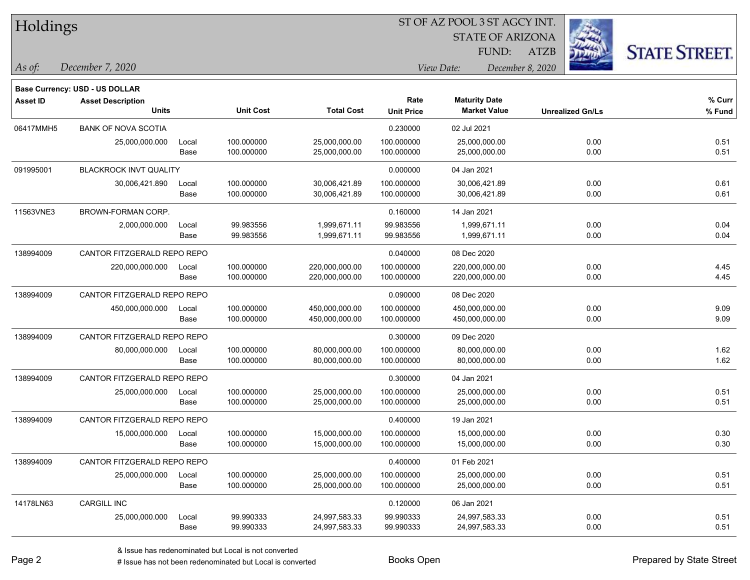# Holdings

ST OF AZ POOL 3 ST AGCY INT.
STATE OF ARIZONA
FUND: ATZB

*As of:* *December 7, 2020*

*View Date:* *December 8, 2020*

**Base Currency: USD - US DOLLAR**

| Asset ID | Asset Description / Units | | Unit Cost | Total Cost | Rate / Unit Price | Maturity Date / Market Value | Unrealized Gn/Ls | % Curr / % Fund |
|---|---|---|---|---|---|---|---|---|
| 06417MMH5 | BANK OF NOVA SCOTIA | | | | 0.230000 | 02 Jul 2021 | | |
| | 25,000,000.000 | Local | 100.000000 | 25,000,000.00 | 100.000000 | 25,000,000.00 | 0.00 | 0.51 |
| | | Base | 100.000000 | 25,000,000.00 | 100.000000 | 25,000,000.00 | 0.00 | 0.51 |
| 091995001 | BLACKROCK INVT QUALITY | | | | 0.000000 | 04 Jan 2021 | | |
| | 30,006,421.890 | Local | 100.000000 | 30,006,421.89 | 100.000000 | 30,006,421.89 | 0.00 | 0.61 |
| | | Base | 100.000000 | 30,006,421.89 | 100.000000 | 30,006,421.89 | 0.00 | 0.61 |
| 11563VNE3 | BROWN-FORMAN CORP. | | | | 0.160000 | 14 Jan 2021 | | |
| | 2,000,000.000 | Local | 99.983556 | 1,999,671.11 | 99.983556 | 1,999,671.11 | 0.00 | 0.04 |
| | | Base | 99.983556 | 1,999,671.11 | 99.983556 | 1,999,671.11 | 0.00 | 0.04 |
| 138994009 | CANTOR FITZGERALD REPO REPO | | | | 0.040000 | 08 Dec 2020 | | |
| | 220,000,000.000 | Local | 100.000000 | 220,000,000.00 | 100.000000 | 220,000,000.00 | 0.00 | 4.45 |
| | | Base | 100.000000 | 220,000,000.00 | 100.000000 | 220,000,000.00 | 0.00 | 4.45 |
| 138994009 | CANTOR FITZGERALD REPO REPO | | | | 0.090000 | 08 Dec 2020 | | |
| | 450,000,000.000 | Local | 100.000000 | 450,000,000.00 | 100.000000 | 450,000,000.00 | 0.00 | 9.09 |
| | | Base | 100.000000 | 450,000,000.00 | 100.000000 | 450,000,000.00 | 0.00 | 9.09 |
| 138994009 | CANTOR FITZGERALD REPO REPO | | | | 0.300000 | 09 Dec 2020 | | |
| | 80,000,000.000 | Local | 100.000000 | 80,000,000.00 | 100.000000 | 80,000,000.00 | 0.00 | 1.62 |
| | | Base | 100.000000 | 80,000,000.00 | 100.000000 | 80,000,000.00 | 0.00 | 1.62 |
| 138994009 | CANTOR FITZGERALD REPO REPO | | | | 0.300000 | 04 Jan 2021 | | |
| | 25,000,000.000 | Local | 100.000000 | 25,000,000.00 | 100.000000 | 25,000,000.00 | 0.00 | 0.51 |
| | | Base | 100.000000 | 25,000,000.00 | 100.000000 | 25,000,000.00 | 0.00 | 0.51 |
| 138994009 | CANTOR FITZGERALD REPO REPO | | | | 0.400000 | 19 Jan 2021 | | |
| | 15,000,000.000 | Local | 100.000000 | 15,000,000.00 | 100.000000 | 15,000,000.00 | 0.00 | 0.30 |
| | | Base | 100.000000 | 15,000,000.00 | 100.000000 | 15,000,000.00 | 0.00 | 0.30 |
| 138994009 | CANTOR FITZGERALD REPO REPO | | | | 0.400000 | 01 Feb 2021 | | |
| | 25,000,000.000 | Local | 100.000000 | 25,000,000.00 | 100.000000 | 25,000,000.00 | 0.00 | 0.51 |
| | | Base | 100.000000 | 25,000,000.00 | 100.000000 | 25,000,000.00 | 0.00 | 0.51 |
| 14178LN63 | CARGILL INC | | | | 0.120000 | 06 Jan 2021 | | |
| | 25,000,000.000 | Local | 99.990333 | 24,997,583.33 | 99.990333 | 24,997,583.33 | 0.00 | 0.51 |
| | | Base | 99.990333 | 24,997,583.33 | 99.990333 | 24,997,583.33 | 0.00 | 0.51 |

& Issue has redenominated but Local is not converted
# Issue has not been redenominated but Local is converted

Books Open

Prepared by State Street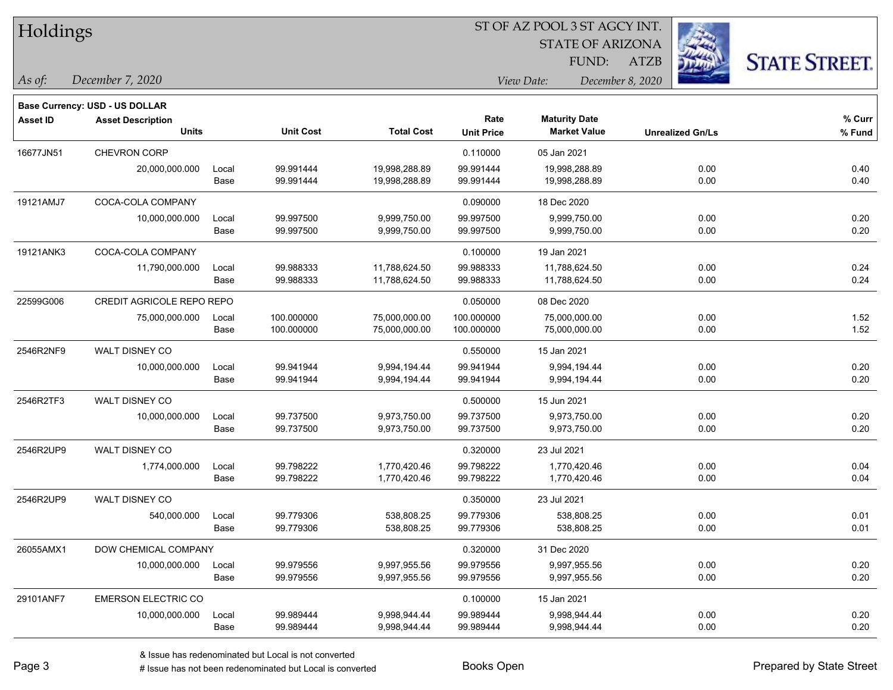# Holdings

ST OF AZ POOL 3 ST AGCY INT.
STATE OF ARIZONA
FUND: ATZB

*As of:* *December 7, 2020*
*View Date:* *December 8, 2020*

**Base Currency: USD - US DOLLAR**

| Asset ID | Asset Description / Units | | Unit Cost | Total Cost | Rate / Unit Price | Maturity Date / Market Value | Unrealized Gn/Ls | % Curr / % Fund |
|---|---|---|---|---|---|---|---|---|
| 16677JN51 | CHEVRON CORP | | | | 0.110000 | 05 Jan 2021 | | |
| | 20,000,000.000 | Local | 99.991444 | 19,998,288.89 | 99.991444 | 19,998,288.89 | 0.00 | 0.40 |
| | | Base | 99.991444 | 19,998,288.89 | 99.991444 | 19,998,288.89 | 0.00 | 0.40 |
| 19121AMJ7 | COCA-COLA COMPANY | | | | 0.090000 | 18 Dec 2020 | | |
| | 10,000,000.000 | Local | 99.997500 | 9,999,750.00 | 99.997500 | 9,999,750.00 | 0.00 | 0.20 |
| | | Base | 99.997500 | 9,999,750.00 | 99.997500 | 9,999,750.00 | 0.00 | 0.20 |
| 19121ANK3 | COCA-COLA COMPANY | | | | 0.100000 | 19 Jan 2021 | | |
| | 11,790,000.000 | Local | 99.988333 | 11,788,624.50 | 99.988333 | 11,788,624.50 | 0.00 | 0.24 |
| | | Base | 99.988333 | 11,788,624.50 | 99.988333 | 11,788,624.50 | 0.00 | 0.24 |
| 22599G006 | CREDIT AGRICOLE REPO REPO | | | | 0.050000 | 08 Dec 2020 | | |
| | 75,000,000.000 | Local | 100.000000 | 75,000,000.00 | 100.000000 | 75,000,000.00 | 0.00 | 1.52 |
| | | Base | 100.000000 | 75,000,000.00 | 100.000000 | 75,000,000.00 | 0.00 | 1.52 |
| 2546R2NF9 | WALT DISNEY CO | | | | 0.550000 | 15 Jan 2021 | | |
| | 10,000,000.000 | Local | 99.941944 | 9,994,194.44 | 99.941944 | 9,994,194.44 | 0.00 | 0.20 |
| | | Base | 99.941944 | 9,994,194.44 | 99.941944 | 9,994,194.44 | 0.00 | 0.20 |
| 2546R2TF3 | WALT DISNEY CO | | | | 0.500000 | 15 Jun 2021 | | |
| | 10,000,000.000 | Local | 99.737500 | 9,973,750.00 | 99.737500 | 9,973,750.00 | 0.00 | 0.20 |
| | | Base | 99.737500 | 9,973,750.00 | 99.737500 | 9,973,750.00 | 0.00 | 0.20 |
| 2546R2UP9 | WALT DISNEY CO | | | | 0.320000 | 23 Jul 2021 | | |
| | 1,774,000.000 | Local | 99.798222 | 1,770,420.46 | 99.798222 | 1,770,420.46 | 0.00 | 0.04 |
| | | Base | 99.798222 | 1,770,420.46 | 99.798222 | 1,770,420.46 | 0.00 | 0.04 |
| 2546R2UP9 | WALT DISNEY CO | | | | 0.350000 | 23 Jul 2021 | | |
| | 540,000.000 | Local | 99.779306 | 538,808.25 | 99.779306 | 538,808.25 | 0.00 | 0.01 |
| | | Base | 99.779306 | 538,808.25 | 99.779306 | 538,808.25 | 0.00 | 0.01 |
| 26055AMX1 | DOW CHEMICAL COMPANY | | | | 0.320000 | 31 Dec 2020 | | |
| | 10,000,000.000 | Local | 99.979556 | 9,997,955.56 | 99.979556 | 9,997,955.56 | 0.00 | 0.20 |
| | | Base | 99.979556 | 9,997,955.56 | 99.979556 | 9,997,955.56 | 0.00 | 0.20 |
| 29101ANF7 | EMERSON ELECTRIC CO | | | | 0.100000 | 15 Jan 2021 | | |
| | 10,000,000.000 | Local | 99.989444 | 9,998,944.44 | 99.989444 | 9,998,944.44 | 0.00 | 0.20 |
| | | Base | 99.989444 | 9,998,944.44 | 99.989444 | 9,998,944.44 | 0.00 | 0.20 |

& Issue has redenominated but Local is not converted
# Issue has not been redenominated but Local is converted

Books Open

Prepared by State Street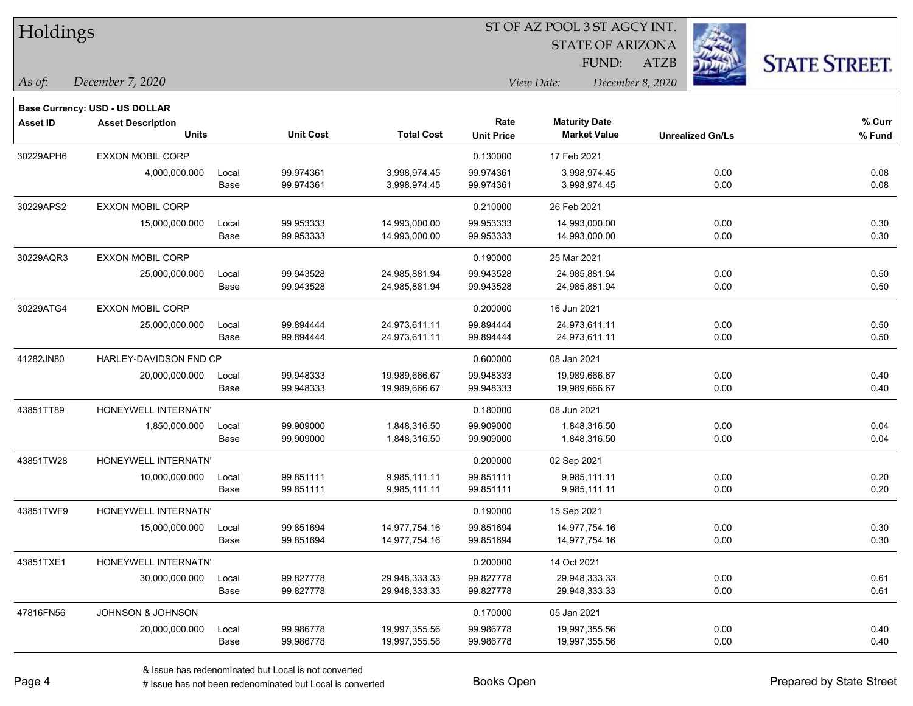# Holdings

ST OF AZ POOL 3 ST AGCY INT.
STATE OF ARIZONA
FUND: ATZB

*As of:* *December 7, 2020*

*View Date:* *December 8, 2020*

**Base Currency: USD - US DOLLAR**

| Asset ID | Asset Description / Units | | Unit Cost | Total Cost | Rate / Unit Price | Maturity Date / Market Value | Unrealized Gn/Ls | % Curr / % Fund |
|---|---|---|---|---|---|---|---|---|
| 30229APH6 | EXXON MOBIL CORP | | | | 0.130000 | 17 Feb 2021 | | |
| | 4,000,000.000 | Local | 99.974361 | 3,998,974.45 | 99.974361 | 3,998,974.45 | 0.00 | 0.08 |
| | | Base | 99.974361 | 3,998,974.45 | 99.974361 | 3,998,974.45 | 0.00 | 0.08 |
| 30229APS2 | EXXON MOBIL CORP | | | | 0.210000 | 26 Feb 2021 | | |
| | 15,000,000.000 | Local | 99.953333 | 14,993,000.00 | 99.953333 | 14,993,000.00 | 0.00 | 0.30 |
| | | Base | 99.953333 | 14,993,000.00 | 99.953333 | 14,993,000.00 | 0.00 | 0.30 |
| 30229AQR3 | EXXON MOBIL CORP | | | | 0.190000 | 25 Mar 2021 | | |
| | 25,000,000.000 | Local | 99.943528 | 24,985,881.94 | 99.943528 | 24,985,881.94 | 0.00 | 0.50 |
| | | Base | 99.943528 | 24,985,881.94 | 99.943528 | 24,985,881.94 | 0.00 | 0.50 |
| 30229ATG4 | EXXON MOBIL CORP | | | | 0.200000 | 16 Jun 2021 | | |
| | 25,000,000.000 | Local | 99.894444 | 24,973,611.11 | 99.894444 | 24,973,611.11 | 0.00 | 0.50 |
| | | Base | 99.894444 | 24,973,611.11 | 99.894444 | 24,973,611.11 | 0.00 | 0.50 |
| 41282JN80 | HARLEY-DAVIDSON FND CP | | | | 0.600000 | 08 Jan 2021 | | |
| | 20,000,000.000 | Local | 99.948333 | 19,989,666.67 | 99.948333 | 19,989,666.67 | 0.00 | 0.40 |
| | | Base | 99.948333 | 19,989,666.67 | 99.948333 | 19,989,666.67 | 0.00 | 0.40 |
| 43851TT89 | HONEYWELL INTERNATN' | | | | 0.180000 | 08 Jun 2021 | | |
| | 1,850,000.000 | Local | 99.909000 | 1,848,316.50 | 99.909000 | 1,848,316.50 | 0.00 | 0.04 |
| | | Base | 99.909000 | 1,848,316.50 | 99.909000 | 1,848,316.50 | 0.00 | 0.04 |
| 43851TW28 | HONEYWELL INTERNATN' | | | | 0.200000 | 02 Sep 2021 | | |
| | 10,000,000.000 | Local | 99.851111 | 9,985,111.11 | 99.851111 | 9,985,111.11 | 0.00 | 0.20 |
| | | Base | 99.851111 | 9,985,111.11 | 99.851111 | 9,985,111.11 | 0.00 | 0.20 |
| 43851TWF9 | HONEYWELL INTERNATN' | | | | 0.190000 | 15 Sep 2021 | | |
| | 15,000,000.000 | Local | 99.851694 | 14,977,754.16 | 99.851694 | 14,977,754.16 | 0.00 | 0.30 |
| | | Base | 99.851694 | 14,977,754.16 | 99.851694 | 14,977,754.16 | 0.00 | 0.30 |
| 43851TXE1 | HONEYWELL INTERNATN' | | | | 0.200000 | 14 Oct 2021 | | |
| | 30,000,000.000 | Local | 99.827778 | 29,948,333.33 | 99.827778 | 29,948,333.33 | 0.00 | 0.61 |
| | | Base | 99.827778 | 29,948,333.33 | 99.827778 | 29,948,333.33 | 0.00 | 0.61 |
| 47816FN56 | JOHNSON & JOHNSON | | | | 0.170000 | 05 Jan 2021 | | |
| | 20,000,000.000 | Local | 99.986778 | 19,997,355.56 | 99.986778 | 19,997,355.56 | 0.00 | 0.40 |
| | | Base | 99.986778 | 19,997,355.56 | 99.986778 | 19,997,355.56 | 0.00 | 0.40 |

& Issue has redenominated but Local is not converted
# Issue has not been redenominated but Local is converted

Books Open

Prepared by State Street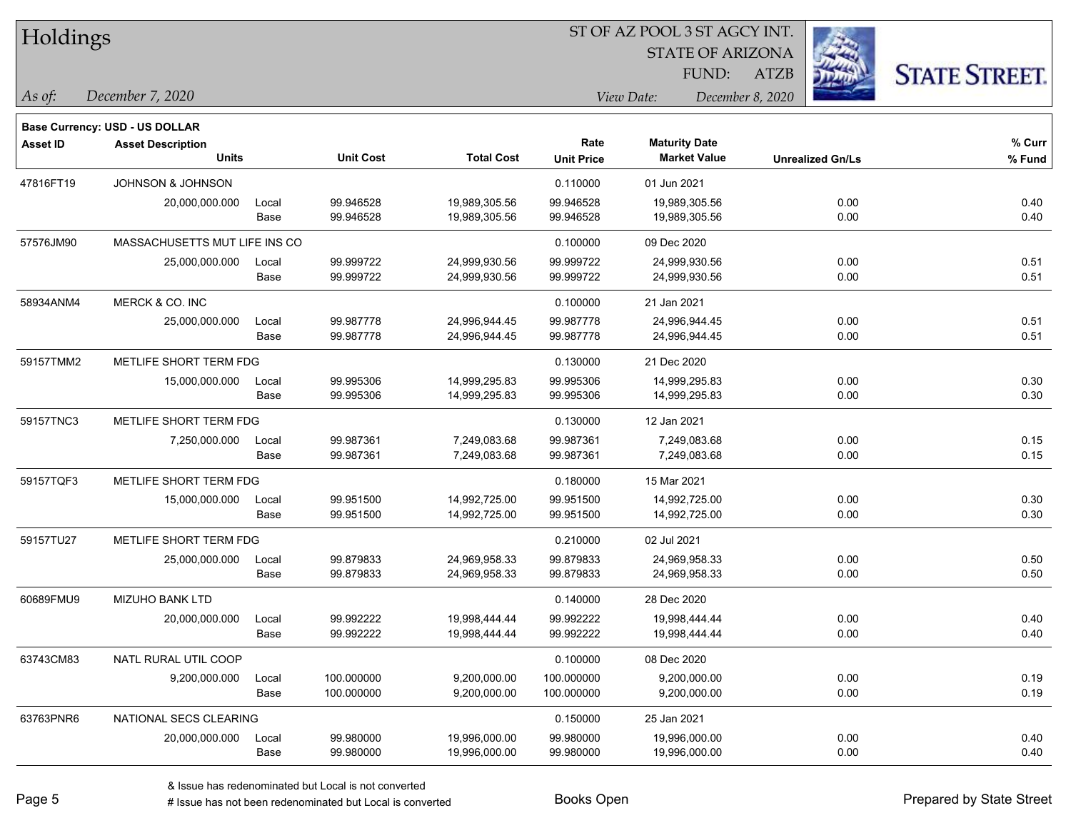# Holdings

ST OF AZ POOL 3 ST AGCY INT.
STATE OF ARIZONA
FUND: ATZB

*As of:* *December 7, 2020*
*View Date:* *December 8, 2020*

**Base Currency: USD - US DOLLAR**

| Asset ID | Asset Description / Units | | Unit Cost | Total Cost | Rate / Unit Price | Maturity Date / Market Value | Unrealized Gn/Ls | % Curr / % Fund |
|---|---|---|---|---|---|---|---|---|
| 47816FT19 | JOHNSON & JOHNSON | | | | 0.110000 | 01 Jun 2021 | | |
| | 20,000,000.000 | Local | 99.946528 | 19,989,305.56 | 99.946528 | 19,989,305.56 | 0.00 | 0.40 |
| | | Base | 99.946528 | 19,989,305.56 | 99.946528 | 19,989,305.56 | 0.00 | 0.40 |
| 57576JM90 | MASSACHUSETTS MUT LIFE INS CO | | | | 0.100000 | 09 Dec 2020 | | |
| | 25,000,000.000 | Local | 99.999722 | 24,999,930.56 | 99.999722 | 24,999,930.56 | 0.00 | 0.51 |
| | | Base | 99.999722 | 24,999,930.56 | 99.999722 | 24,999,930.56 | 0.00 | 0.51 |
| 58934ANM4 | MERCK & CO. INC | | | | 0.100000 | 21 Jan 2021 | | |
| | 25,000,000.000 | Local | 99.987778 | 24,996,944.45 | 99.987778 | 24,996,944.45 | 0.00 | 0.51 |
| | | Base | 99.987778 | 24,996,944.45 | 99.987778 | 24,996,944.45 | 0.00 | 0.51 |
| 59157TMM2 | METLIFE SHORT TERM FDG | | | | 0.130000 | 21 Dec 2020 | | |
| | 15,000,000.000 | Local | 99.995306 | 14,999,295.83 | 99.995306 | 14,999,295.83 | 0.00 | 0.30 |
| | | Base | 99.995306 | 14,999,295.83 | 99.995306 | 14,999,295.83 | 0.00 | 0.30 |
| 59157TNC3 | METLIFE SHORT TERM FDG | | | | 0.130000 | 12 Jan 2021 | | |
| | 7,250,000.000 | Local | 99.987361 | 7,249,083.68 | 99.987361 | 7,249,083.68 | 0.00 | 0.15 |
| | | Base | 99.987361 | 7,249,083.68 | 99.987361 | 7,249,083.68 | 0.00 | 0.15 |
| 59157TQF3 | METLIFE SHORT TERM FDG | | | | 0.180000 | 15 Mar 2021 | | |
| | 15,000,000.000 | Local | 99.951500 | 14,992,725.00 | 99.951500 | 14,992,725.00 | 0.00 | 0.30 |
| | | Base | 99.951500 | 14,992,725.00 | 99.951500 | 14,992,725.00 | 0.00 | 0.30 |
| 59157TU27 | METLIFE SHORT TERM FDG | | | | 0.210000 | 02 Jul 2021 | | |
| | 25,000,000.000 | Local | 99.879833 | 24,969,958.33 | 99.879833 | 24,969,958.33 | 0.00 | 0.50 |
| | | Base | 99.879833 | 24,969,958.33 | 99.879833 | 24,969,958.33 | 0.00 | 0.50 |
| 60689FMU9 | MIZUHO BANK LTD | | | | 0.140000 | 28 Dec 2020 | | |
| | 20,000,000.000 | Local | 99.992222 | 19,998,444.44 | 99.992222 | 19,998,444.44 | 0.00 | 0.40 |
| | | Base | 99.992222 | 19,998,444.44 | 99.992222 | 19,998,444.44 | 0.00 | 0.40 |
| 63743CM83 | NATL RURAL UTIL COOP | | | | 0.100000 | 08 Dec 2020 | | |
| | 9,200,000.000 | Local | 100.000000 | 9,200,000.00 | 100.000000 | 9,200,000.00 | 0.00 | 0.19 |
| | | Base | 100.000000 | 9,200,000.00 | 100.000000 | 9,200,000.00 | 0.00 | 0.19 |
| 63763PNR6 | NATIONAL SECS CLEARING | | | | 0.150000 | 25 Jan 2021 | | |
| | 20,000,000.000 | Local | 99.980000 | 19,996,000.00 | 99.980000 | 19,996,000.00 | 0.00 | 0.40 |
| | | Base | 99.980000 | 19,996,000.00 | 99.980000 | 19,996,000.00 | 0.00 | 0.40 |

& Issue has redenominated but Local is not converted
# Issue has not been redenominated but Local is converted

Books Open

Prepared by State Street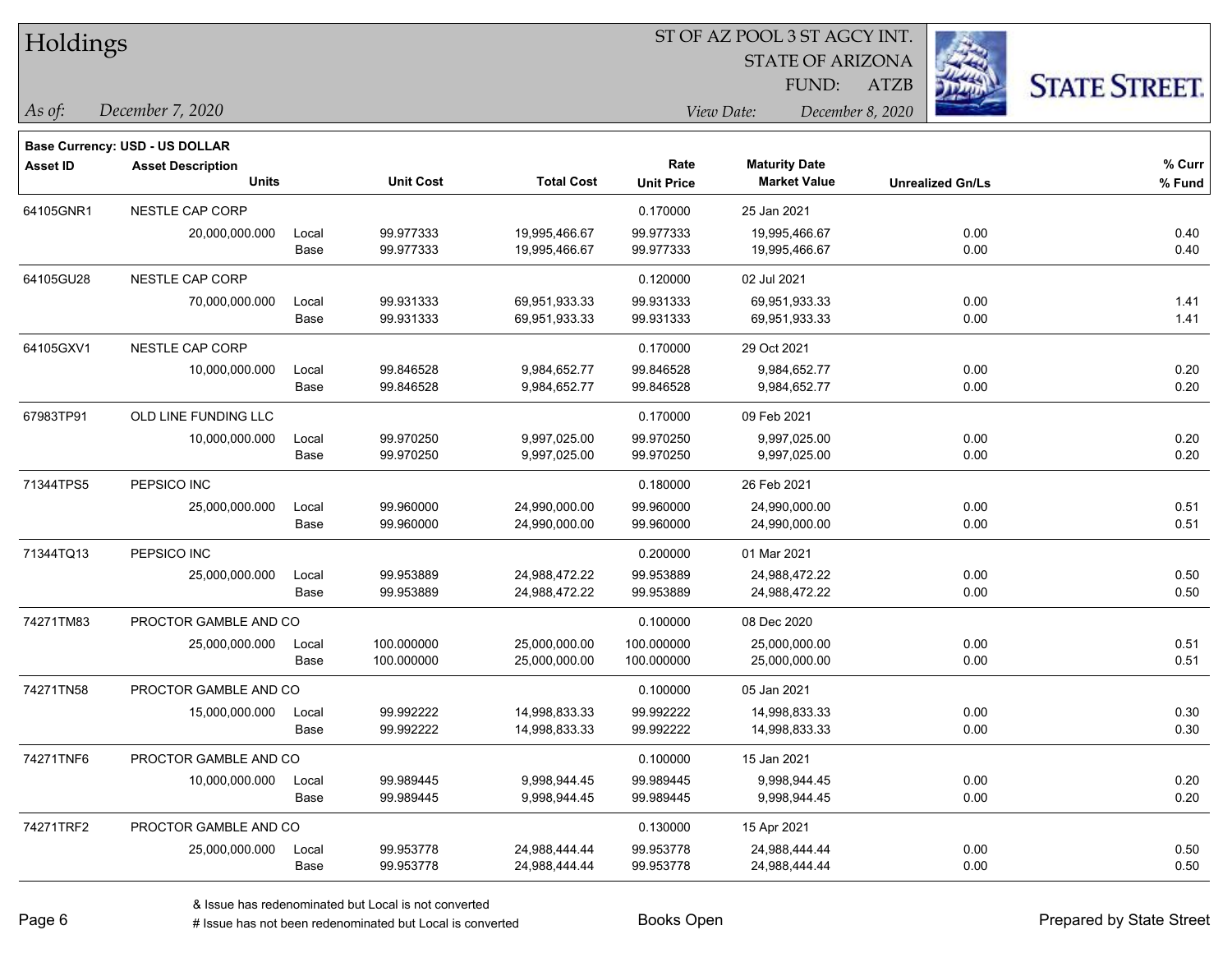# Holdings

ST OF AZ POOL 3 ST AGCY INT.
STATE OF ARIZONA
FUND: ATZB

*As of:* *December 7, 2020*
*View Date:* *December 8, 2020*

**Base Currency: USD - US DOLLAR**

| Asset ID | Asset Description / Units | | Unit Cost | Total Cost | Rate / Unit Price | Maturity Date / Market Value | Unrealized Gn/Ls | % Curr / % Fund |
|---|---|---|---|---|---|---|---|---|
| 64105GNR1 | NESTLE CAP CORP | | | | 0.170000 | 25 Jan 2021 | | |
| | 20,000,000.000 | Local | 99.977333 | 19,995,466.67 | 99.977333 | 19,995,466.67 | 0.00 | 0.40 |
| | | Base | 99.977333 | 19,995,466.67 | 99.977333 | 19,995,466.67 | 0.00 | 0.40 |
| 64105GU28 | NESTLE CAP CORP | | | | 0.120000 | 02 Jul 2021 | | |
| | 70,000,000.000 | Local | 99.931333 | 69,951,933.33 | 99.931333 | 69,951,933.33 | 0.00 | 1.41 |
| | | Base | 99.931333 | 69,951,933.33 | 99.931333 | 69,951,933.33 | 0.00 | 1.41 |
| 64105GXV1 | NESTLE CAP CORP | | | | 0.170000 | 29 Oct 2021 | | |
| | 10,000,000.000 | Local | 99.846528 | 9,984,652.77 | 99.846528 | 9,984,652.77 | 0.00 | 0.20 |
| | | Base | 99.846528 | 9,984,652.77 | 99.846528 | 9,984,652.77 | 0.00 | 0.20 |
| 67983TP91 | OLD LINE FUNDING LLC | | | | 0.170000 | 09 Feb 2021 | | |
| | 10,000,000.000 | Local | 99.970250 | 9,997,025.00 | 99.970250 | 9,997,025.00 | 0.00 | 0.20 |
| | | Base | 99.970250 | 9,997,025.00 | 99.970250 | 9,997,025.00 | 0.00 | 0.20 |
| 71344TPS5 | PEPSICO INC | | | | 0.180000 | 26 Feb 2021 | | |
| | 25,000,000.000 | Local | 99.960000 | 24,990,000.00 | 99.960000 | 24,990,000.00 | 0.00 | 0.51 |
| | | Base | 99.960000 | 24,990,000.00 | 99.960000 | 24,990,000.00 | 0.00 | 0.51 |
| 71344TQ13 | PEPSICO INC | | | | 0.200000 | 01 Mar 2021 | | |
| | 25,000,000.000 | Local | 99.953889 | 24,988,472.22 | 99.953889 | 24,988,472.22 | 0.00 | 0.50 |
| | | Base | 99.953889 | 24,988,472.22 | 99.953889 | 24,988,472.22 | 0.00 | 0.50 |
| 74271TM83 | PROCTOR GAMBLE AND CO | | | | 0.100000 | 08 Dec 2020 | | |
| | 25,000,000.000 | Local | 100.000000 | 25,000,000.00 | 100.000000 | 25,000,000.00 | 0.00 | 0.51 |
| | | Base | 100.000000 | 25,000,000.00 | 100.000000 | 25,000,000.00 | 0.00 | 0.51 |
| 74271TN58 | PROCTOR GAMBLE AND CO | | | | 0.100000 | 05 Jan 2021 | | |
| | 15,000,000.000 | Local | 99.992222 | 14,998,833.33 | 99.992222 | 14,998,833.33 | 0.00 | 0.30 |
| | | Base | 99.992222 | 14,998,833.33 | 99.992222 | 14,998,833.33 | 0.00 | 0.30 |
| 74271TNF6 | PROCTOR GAMBLE AND CO | | | | 0.100000 | 15 Jan 2021 | | |
| | 10,000,000.000 | Local | 99.989445 | 9,998,944.45 | 99.989445 | 9,998,944.45 | 0.00 | 0.20 |
| | | Base | 99.989445 | 9,998,944.45 | 99.989445 | 9,998,944.45 | 0.00 | 0.20 |
| 74271TRF2 | PROCTOR GAMBLE AND CO | | | | 0.130000 | 15 Apr 2021 | | |
| | 25,000,000.000 | Local | 99.953778 | 24,988,444.44 | 99.953778 | 24,988,444.44 | 0.00 | 0.50 |
| | | Base | 99.953778 | 24,988,444.44 | 99.953778 | 24,988,444.44 | 0.00 | 0.50 |

& Issue has redenominated but Local is not converted
# Issue has not been redenominated but Local is converted

Books Open

Prepared by State Street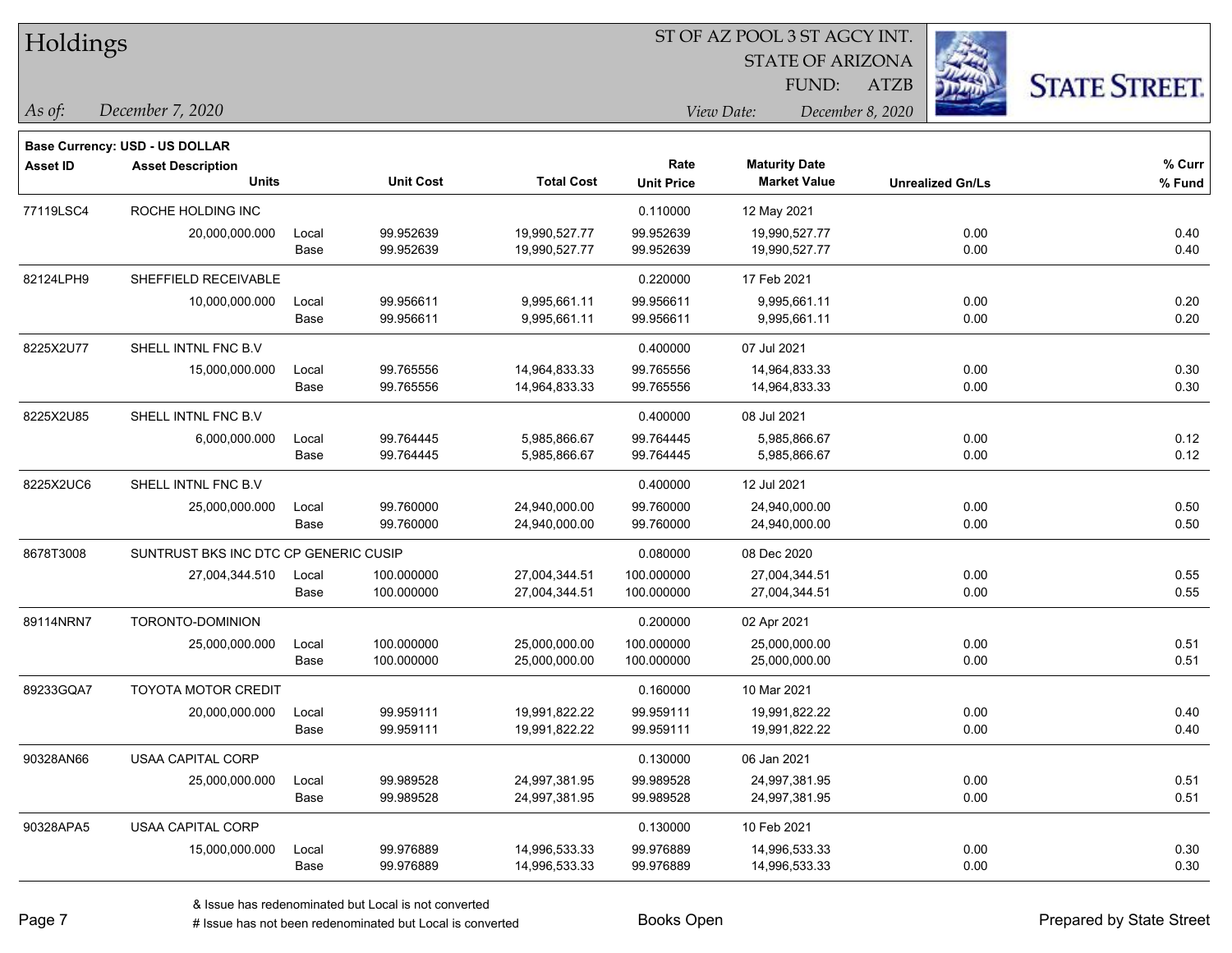# Holdings

ST OF AZ POOL 3 ST AGCY INT.
STATE OF ARIZONA
FUND: ATZB

*As of:* *December 7, 2020*

*View Date:* *December 8, 2020*

**Base Currency: USD - US DOLLAR**

| Asset ID | Asset Description / Units | | Unit Cost | Total Cost | Rate / Unit Price | Maturity Date / Market Value | Unrealized Gn/Ls | % Curr / % Fund |
|---|---|---|---|---|---|---|---|---|
| 77119LSC4 | ROCHE HOLDING INC | | | | 0.110000 | 12 May 2021 | | |
| | 20,000,000.000 | Local | 99.952639 | 19,990,527.77 | 99.952639 | 19,990,527.77 | 0.00 | 0.40 |
| | | Base | 99.952639 | 19,990,527.77 | 99.952639 | 19,990,527.77 | 0.00 | 0.40 |
| 82124LPH9 | SHEFFIELD RECEIVABLE | | | | 0.220000 | 17 Feb 2021 | | |
| | 10,000,000.000 | Local | 99.956611 | 9,995,661.11 | 99.956611 | 9,995,661.11 | 0.00 | 0.20 |
| | | Base | 99.956611 | 9,995,661.11 | 99.956611 | 9,995,661.11 | 0.00 | 0.20 |
| 8225X2U77 | SHELL INTNL FNC B.V | | | | 0.400000 | 07 Jul 2021 | | |
| | 15,000,000.000 | Local | 99.765556 | 14,964,833.33 | 99.765556 | 14,964,833.33 | 0.00 | 0.30 |
| | | Base | 99.765556 | 14,964,833.33 | 99.765556 | 14,964,833.33 | 0.00 | 0.30 |
| 8225X2U85 | SHELL INTNL FNC B.V | | | | 0.400000 | 08 Jul 2021 | | |
| | 6,000,000.000 | Local | 99.764445 | 5,985,866.67 | 99.764445 | 5,985,866.67 | 0.00 | 0.12 |
| | | Base | 99.764445 | 5,985,866.67 | 99.764445 | 5,985,866.67 | 0.00 | 0.12 |
| 8225X2UC6 | SHELL INTNL FNC B.V | | | | 0.400000 | 12 Jul 2021 | | |
| | 25,000,000.000 | Local | 99.760000 | 24,940,000.00 | 99.760000 | 24,940,000.00 | 0.00 | 0.50 |
| | | Base | 99.760000 | 24,940,000.00 | 99.760000 | 24,940,000.00 | 0.00 | 0.50 |
| 8678T3008 | SUNTRUST BKS INC DTC CP GENERIC CUSIP | | | | 0.080000 | 08 Dec 2020 | | |
| | 27,004,344.510 | Local | 100.000000 | 27,004,344.51 | 100.000000 | 27,004,344.51 | 0.00 | 0.55 |
| | | Base | 100.000000 | 27,004,344.51 | 100.000000 | 27,004,344.51 | 0.00 | 0.55 |
| 89114NRN7 | TORONTO-DOMINION | | | | 0.200000 | 02 Apr 2021 | | |
| | 25,000,000.000 | Local | 100.000000 | 25,000,000.00 | 100.000000 | 25,000,000.00 | 0.00 | 0.51 |
| | | Base | 100.000000 | 25,000,000.00 | 100.000000 | 25,000,000.00 | 0.00 | 0.51 |
| 89233GQA7 | TOYOTA MOTOR CREDIT | | | | 0.160000 | 10 Mar 2021 | | |
| | 20,000,000.000 | Local | 99.959111 | 19,991,822.22 | 99.959111 | 19,991,822.22 | 0.00 | 0.40 |
| | | Base | 99.959111 | 19,991,822.22 | 99.959111 | 19,991,822.22 | 0.00 | 0.40 |
| 90328AN66 | USAA CAPITAL CORP | | | | 0.130000 | 06 Jan 2021 | | |
| | 25,000,000.000 | Local | 99.989528 | 24,997,381.95 | 99.989528 | 24,997,381.95 | 0.00 | 0.51 |
| | | Base | 99.989528 | 24,997,381.95 | 99.989528 | 24,997,381.95 | 0.00 | 0.51 |
| 90328APA5 | USAA CAPITAL CORP | | | | 0.130000 | 10 Feb 2021 | | |
| | 15,000,000.000 | Local | 99.976889 | 14,996,533.33 | 99.976889 | 14,996,533.33 | 0.00 | 0.30 |
| | | Base | 99.976889 | 14,996,533.33 | 99.976889 | 14,996,533.33 | 0.00 | 0.30 |

& Issue has redenominated but Local is not converted
# Issue has not been redenominated but Local is converted

Books Open

Prepared by State Street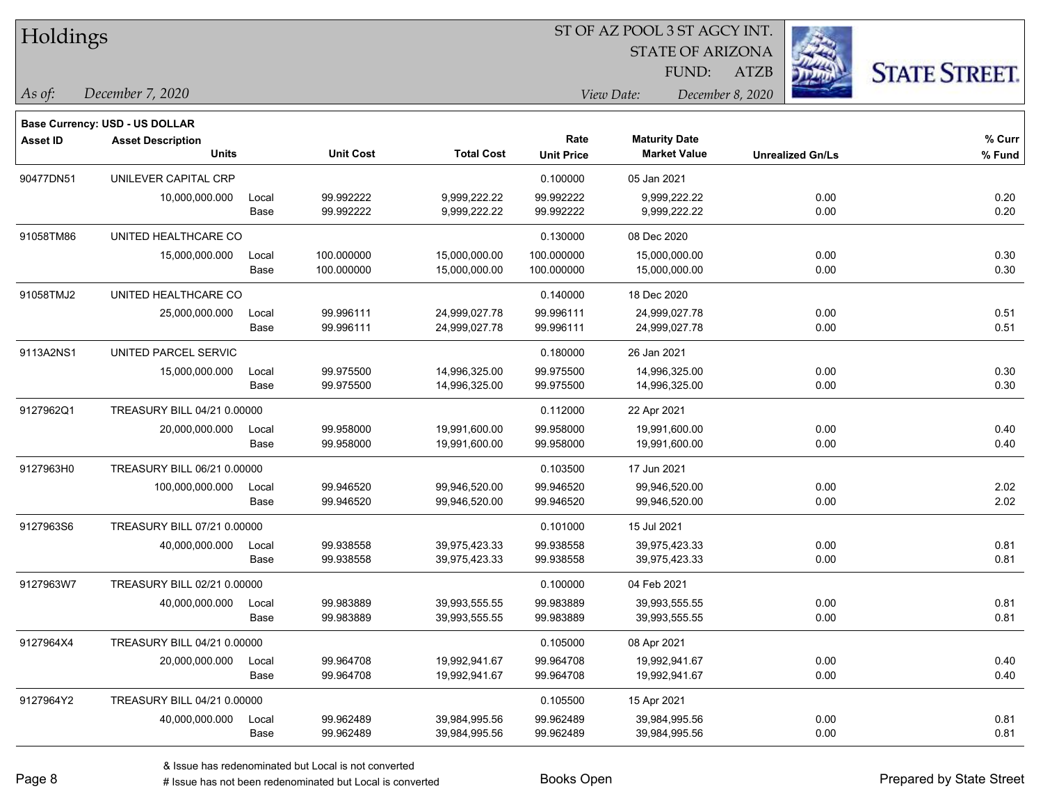# Holdings

ST OF AZ POOL 3 ST AGCY INT.
STATE OF ARIZONA
FUND: ATZB

*As of:* December 7, 2020
*View Date:* December 8, 2020

**Base Currency: USD - US DOLLAR**

| Asset ID | Asset Description / Units | | Unit Cost | Total Cost | Rate / Unit Price | Maturity Date / Market Value | Unrealized Gn/Ls | % Curr / % Fund |
|---|---|---|---|---|---|---|---|---|
| 90477DN51 | UNILEVER CAPITAL CRP | | | | 0.100000 | 05 Jan 2021 | | |
| | 10,000,000.000 | Local | 99.992222 | 9,999,222.22 | 99.992222 | 9,999,222.22 | 0.00 | 0.20 |
| | | Base | 99.992222 | 9,999,222.22 | 99.992222 | 9,999,222.22 | 0.00 | 0.20 |
| 91058TM86 | UNITED HEALTHCARE CO | | | | 0.130000 | 08 Dec 2020 | | |
| | 15,000,000.000 | Local | 100.000000 | 15,000,000.00 | 100.000000 | 15,000,000.00 | 0.00 | 0.30 |
| | | Base | 100.000000 | 15,000,000.00 | 100.000000 | 15,000,000.00 | 0.00 | 0.30 |
| 91058TMJ2 | UNITED HEALTHCARE CO | | | | 0.140000 | 18 Dec 2020 | | |
| | 25,000,000.000 | Local | 99.996111 | 24,999,027.78 | 99.996111 | 24,999,027.78 | 0.00 | 0.51 |
| | | Base | 99.996111 | 24,999,027.78 | 99.996111 | 24,999,027.78 | 0.00 | 0.51 |
| 9113A2NS1 | UNITED PARCEL SERVIC | | | | 0.180000 | 26 Jan 2021 | | |
| | 15,000,000.000 | Local | 99.975500 | 14,996,325.00 | 99.975500 | 14,996,325.00 | 0.00 | 0.30 |
| | | Base | 99.975500 | 14,996,325.00 | 99.975500 | 14,996,325.00 | 0.00 | 0.30 |
| 9127962Q1 | TREASURY BILL 04/21 0.00000 | | | | 0.112000 | 22 Apr 2021 | | |
| | 20,000,000.000 | Local | 99.958000 | 19,991,600.00 | 99.958000 | 19,991,600.00 | 0.00 | 0.40 |
| | | Base | 99.958000 | 19,991,600.00 | 99.958000 | 19,991,600.00 | 0.00 | 0.40 |
| 9127963H0 | TREASURY BILL 06/21 0.00000 | | | | 0.103500 | 17 Jun 2021 | | |
| | 100,000,000.000 | Local | 99.946520 | 99,946,520.00 | 99.946520 | 99,946,520.00 | 0.00 | 2.02 |
| | | Base | 99.946520 | 99,946,520.00 | 99.946520 | 99,946,520.00 | 0.00 | 2.02 |
| 9127963S6 | TREASURY BILL 07/21 0.00000 | | | | 0.101000 | 15 Jul 2021 | | |
| | 40,000,000.000 | Local | 99.938558 | 39,975,423.33 | 99.938558 | 39,975,423.33 | 0.00 | 0.81 |
| | | Base | 99.938558 | 39,975,423.33 | 99.938558 | 39,975,423.33 | 0.00 | 0.81 |
| 9127963W7 | TREASURY BILL 02/21 0.00000 | | | | 0.100000 | 04 Feb 2021 | | |
| | 40,000,000.000 | Local | 99.983889 | 39,993,555.55 | 99.983889 | 39,993,555.55 | 0.00 | 0.81 |
| | | Base | 99.983889 | 39,993,555.55 | 99.983889 | 39,993,555.55 | 0.00 | 0.81 |
| 9127964X4 | TREASURY BILL 04/21 0.00000 | | | | 0.105000 | 08 Apr 2021 | | |
| | 20,000,000.000 | Local | 99.964708 | 19,992,941.67 | 99.964708 | 19,992,941.67 | 0.00 | 0.40 |
| | | Base | 99.964708 | 19,992,941.67 | 99.964708 | 19,992,941.67 | 0.00 | 0.40 |
| 9127964Y2 | TREASURY BILL 04/21 0.00000 | | | | 0.105500 | 15 Apr 2021 | | |
| | 40,000,000.000 | Local | 99.962489 | 39,984,995.56 | 99.962489 | 39,984,995.56 | 0.00 | 0.81 |
| | | Base | 99.962489 | 39,984,995.56 | 99.962489 | 39,984,995.56 | 0.00 | 0.81 |

& Issue has redenominated but Local is not converted
# Issue has not been redenominated but Local is converted

Books Open

Prepared by State Street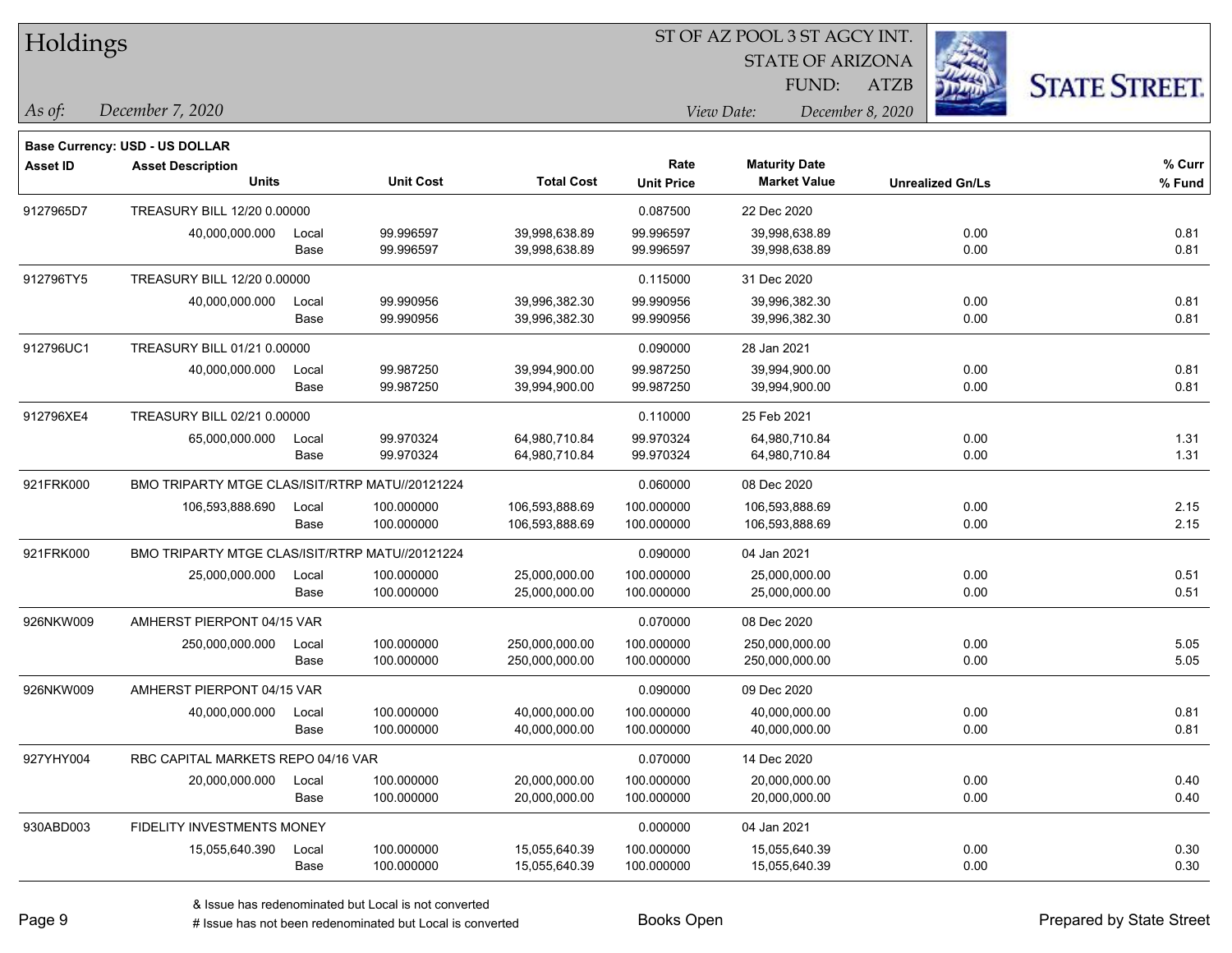# Holdings

ST OF AZ POOL 3 ST AGCY INT.
STATE OF ARIZONA
FUND: ATZB

*As of:* December 7, 2020
*View Date:* December 8, 2020

**Base Currency: USD - US DOLLAR**

| Asset ID | Asset Description / Units | | Unit Cost | Total Cost | Rate / Unit Price | Maturity Date / Market Value | Unrealized Gn/Ls | % Curr / % Fund |
|---|---|---|---|---|---|---|---|---|
| 9127965D7 | TREASURY BILL 12/20 0.00000 | | | | 0.087500 | 22 Dec 2020 | | |
| | 40,000,000.000 | Local | 99.996597 | 39,998,638.89 | 99.996597 | 39,998,638.89 | 0.00 | 0.81 |
| | | Base | 99.996597 | 39,998,638.89 | 99.996597 | 39,998,638.89 | 0.00 | 0.81 |
| 912796TY5 | TREASURY BILL 12/20 0.00000 | | | | 0.115000 | 31 Dec 2020 | | |
| | 40,000,000.000 | Local | 99.990956 | 39,996,382.30 | 99.990956 | 39,996,382.30 | 0.00 | 0.81 |
| | | Base | 99.990956 | 39,996,382.30 | 99.990956 | 39,996,382.30 | 0.00 | 0.81 |
| 912796UC1 | TREASURY BILL 01/21 0.00000 | | | | 0.090000 | 28 Jan 2021 | | |
| | 40,000,000.000 | Local | 99.987250 | 39,994,900.00 | 99.987250 | 39,994,900.00 | 0.00 | 0.81 |
| | | Base | 99.987250 | 39,994,900.00 | 99.987250 | 39,994,900.00 | 0.00 | 0.81 |
| 912796XE4 | TREASURY BILL 02/21 0.00000 | | | | 0.110000 | 25 Feb 2021 | | |
| | 65,000,000.000 | Local | 99.970324 | 64,980,710.84 | 99.970324 | 64,980,710.84 | 0.00 | 1.31 |
| | | Base | 99.970324 | 64,980,710.84 | 99.970324 | 64,980,710.84 | 0.00 | 1.31 |
| 921FRK000 | BMO TRIPARTY MTGE CLAS/ISIT/RTRP MATU//20121224 | | | | 0.060000 | 08 Dec 2020 | | |
| | 106,593,888.690 | Local | 100.000000 | 106,593,888.69 | 100.000000 | 106,593,888.69 | 0.00 | 2.15 |
| | | Base | 100.000000 | 106,593,888.69 | 100.000000 | 106,593,888.69 | 0.00 | 2.15 |
| 921FRK000 | BMO TRIPARTY MTGE CLAS/ISIT/RTRP MATU//20121224 | | | | 0.090000 | 04 Jan 2021 | | |
| | 25,000,000.000 | Local | 100.000000 | 25,000,000.00 | 100.000000 | 25,000,000.00 | 0.00 | 0.51 |
| | | Base | 100.000000 | 25,000,000.00 | 100.000000 | 25,000,000.00 | 0.00 | 0.51 |
| 926NKW009 | AMHERST PIERPONT 04/15 VAR | | | | 0.070000 | 08 Dec 2020 | | |
| | 250,000,000.000 | Local | 100.000000 | 250,000,000.00 | 100.000000 | 250,000,000.00 | 0.00 | 5.05 |
| | | Base | 100.000000 | 250,000,000.00 | 100.000000 | 250,000,000.00 | 0.00 | 5.05 |
| 926NKW009 | AMHERST PIERPONT 04/15 VAR | | | | 0.090000 | 09 Dec 2020 | | |
| | 40,000,000.000 | Local | 100.000000 | 40,000,000.00 | 100.000000 | 40,000,000.00 | 0.00 | 0.81 |
| | | Base | 100.000000 | 40,000,000.00 | 100.000000 | 40,000,000.00 | 0.00 | 0.81 |
| 927YHY004 | RBC CAPITAL MARKETS REPO 04/16 VAR | | | | 0.070000 | 14 Dec 2020 | | |
| | 20,000,000.000 | Local | 100.000000 | 20,000,000.00 | 100.000000 | 20,000,000.00 | 0.00 | 0.40 |
| | | Base | 100.000000 | 20,000,000.00 | 100.000000 | 20,000,000.00 | 0.00 | 0.40 |
| 930ABD003 | FIDELITY INVESTMENTS MONEY | | | | 0.000000 | 04 Jan 2021 | | |
| | 15,055,640.390 | Local | 100.000000 | 15,055,640.39 | 100.000000 | 15,055,640.39 | 0.00 | 0.30 |
| | | Base | 100.000000 | 15,055,640.39 | 100.000000 | 15,055,640.39 | 0.00 | 0.30 |

& Issue has redenominated but Local is not converted
# Issue has not been redenominated but Local is converted

Books Open

Prepared by State Street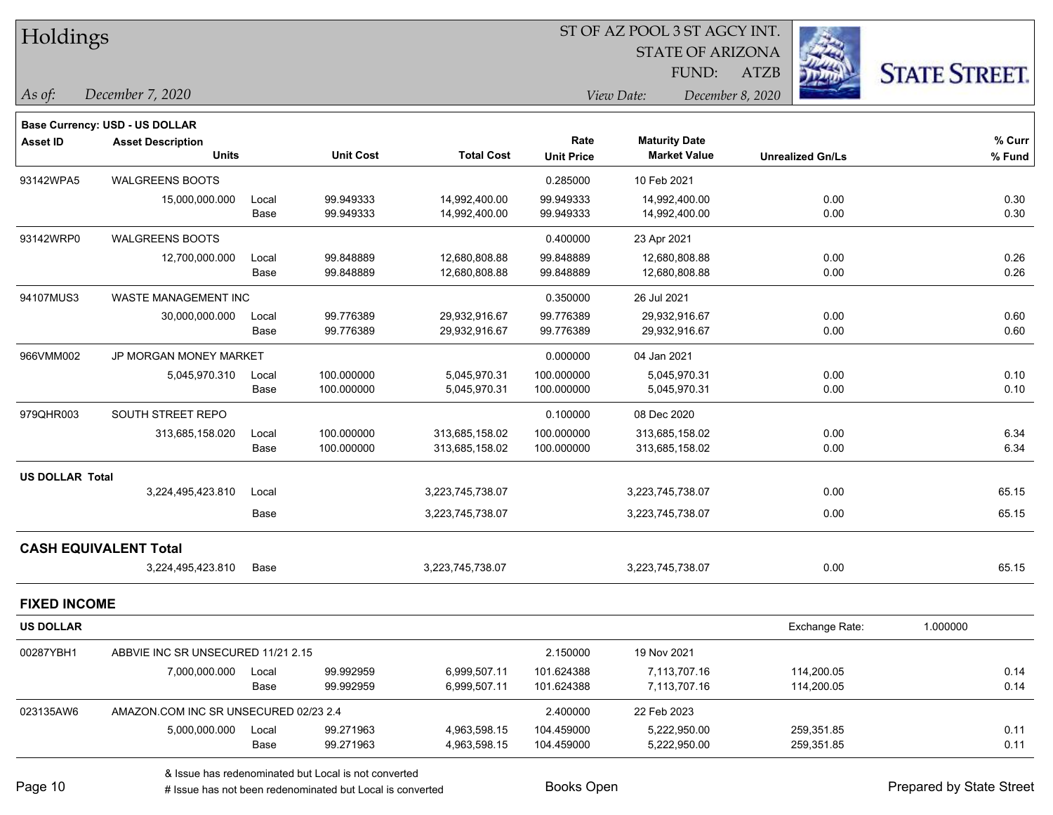# Holdings

ST OF AZ POOL 3 ST AGCY INT.
STATE OF ARIZONA
FUND: ATZB

*As of:* *December 7, 2020*

*View Date:* *December 8, 2020*

**Base Currency: USD - US DOLLAR**

| Asset ID | Asset Description / Units | | Unit Cost | Total Cost | Rate / Unit Price | Maturity Date / Market Value | Unrealized Gn/Ls | % Curr / % Fund |
|---|---|---|---|---|---|---|---|---|
| 93142WPA5 | WALGREENS BOOTS | | | | 0.285000 | 10 Feb 2021 | | |
| | 15,000,000.000 | Local | 99.949333 | 14,992,400.00 | 99.949333 | 14,992,400.00 | 0.00 | 0.30 |
| | | Base | 99.949333 | 14,992,400.00 | 99.949333 | 14,992,400.00 | 0.00 | 0.30 |
| 93142WRP0 | WALGREENS BOOTS | | | | 0.400000 | 23 Apr 2021 | | |
| | 12,700,000.000 | Local | 99.848889 | 12,680,808.88 | 99.848889 | 12,680,808.88 | 0.00 | 0.26 |
| | | Base | 99.848889 | 12,680,808.88 | 99.848889 | 12,680,808.88 | 0.00 | 0.26 |
| 94107MUS3 | WASTE MANAGEMENT INC | | | | 0.350000 | 26 Jul 2021 | | |
| | 30,000,000.000 | Local | 99.776389 | 29,932,916.67 | 99.776389 | 29,932,916.67 | 0.00 | 0.60 |
| | | Base | 99.776389 | 29,932,916.67 | 99.776389 | 29,932,916.67 | 0.00 | 0.60 |
| 966VMM002 | JP MORGAN MONEY MARKET | | | | 0.000000 | 04 Jan 2021 | | |
| | 5,045,970.310 | Local | 100.000000 | 5,045,970.31 | 100.000000 | 5,045,970.31 | 0.00 | 0.10 |
| | | Base | 100.000000 | 5,045,970.31 | 100.000000 | 5,045,970.31 | 0.00 | 0.10 |
| 979QHR003 | SOUTH STREET REPO | | | | 0.100000 | 08 Dec 2020 | | |
| | 313,685,158.020 | Local | 100.000000 | 313,685,158.02 | 100.000000 | 313,685,158.02 | 0.00 | 6.34 |
| | | Base | 100.000000 | 313,685,158.02 | 100.000000 | 313,685,158.02 | 0.00 | 6.34 |
| **US DOLLAR Total** | | | | | | | | |
| | 3,224,495,423.810 | Local | | 3,223,745,738.07 | | 3,223,745,738.07 | 0.00 | 65.15 |
| | | Base | | 3,223,745,738.07 | | 3,223,745,738.07 | 0.00 | 65.15 |
| **CASH EQUIVALENT Total** | | | | | | | | |
| | 3,224,495,423.810 | Base | | 3,223,745,738.07 | | 3,223,745,738.07 | 0.00 | 65.15 |

## FIXED INCOME

**US DOLLAR** — Exchange Rate: 1.000000

| Asset ID | Asset Description / Units | | Unit Cost | Total Cost | Rate / Unit Price | Maturity Date / Market Value | Unrealized Gn/Ls | % Curr / % Fund |
|---|---|---|---|---|---|---|---|---|
| 00287YBH1 | ABBVIE INC SR UNSECURED 11/21 2.15 | | | | 2.150000 | 19 Nov 2021 | | |
| | 7,000,000.000 | Local | 99.992959 | 6,999,507.11 | 101.624388 | 7,113,707.16 | 114,200.05 | 0.14 |
| | | Base | 99.992959 | 6,999,507.11 | 101.624388 | 7,113,707.16 | 114,200.05 | 0.14 |
| 023135AW6 | AMAZON.COM INC SR UNSECURED 02/23 2.4 | | | | 2.400000 | 22 Feb 2023 | | |
| | 5,000,000.000 | Local | 99.271963 | 4,963,598.15 | 104.459000 | 5,222,950.00 | 259,351.85 | 0.11 |
| | | Base | 99.271963 | 4,963,598.15 | 104.459000 | 5,222,950.00 | 259,351.85 | 0.11 |

& Issue has redenominated but Local is not converted
# Issue has not been redenominated but Local is converted

Books Open

Prepared by State Street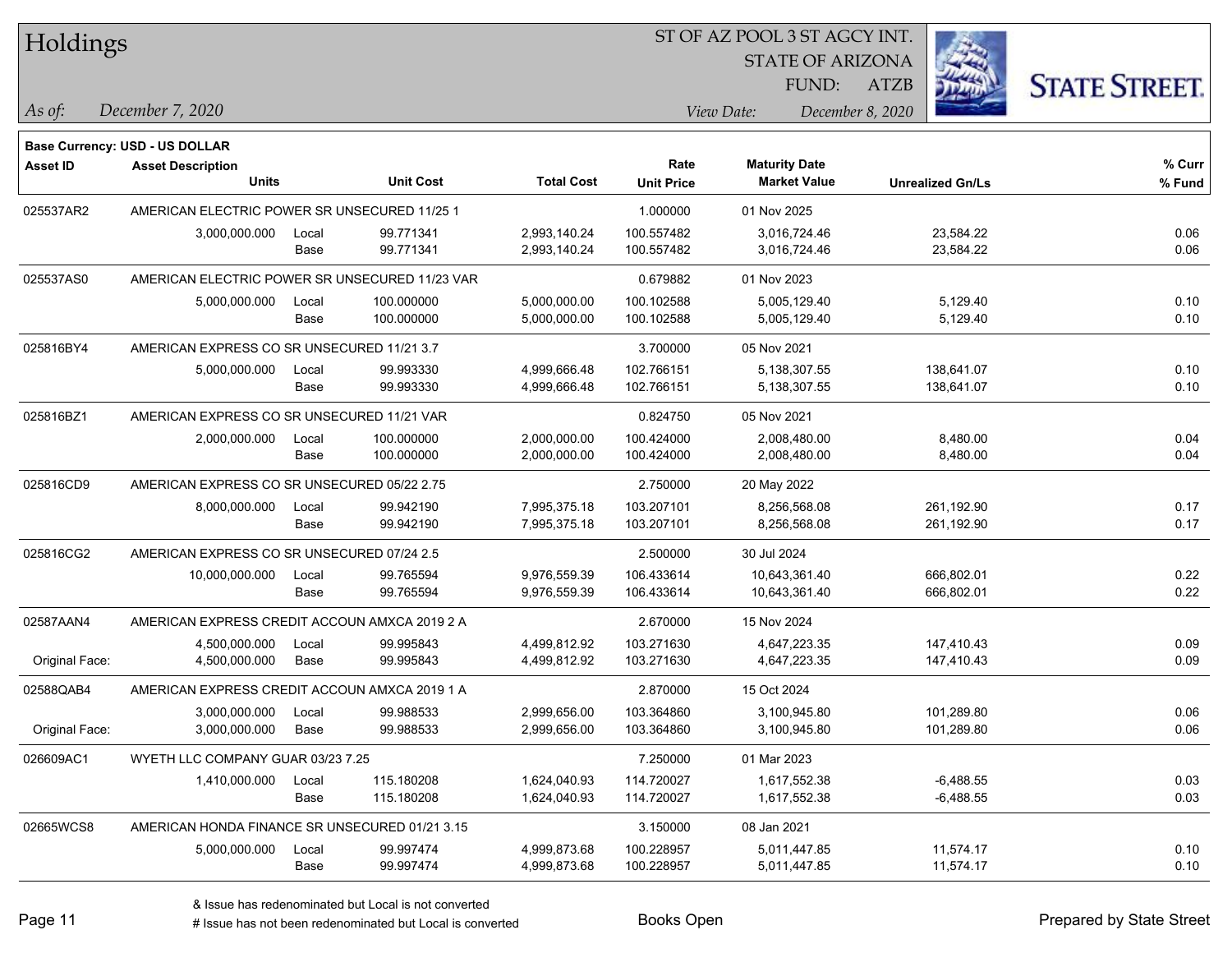# Holdings

ST OF AZ POOL 3 ST AGCY INT.
STATE OF ARIZONA
FUND: ATZB

*As of:* *December 7, 2020*
*View Date:* *December 8, 2020*

**Base Currency: USD - US DOLLAR**

| Asset ID | Asset Description / Units | | Unit Cost | Total Cost | Rate / Unit Price | Maturity Date / Market Value | Unrealized Gn/Ls | % Curr / % Fund |
|---|---|---|---|---|---|---|---|---|
| 025537AR2 | AMERICAN ELECTRIC POWER SR UNSECURED 11/25 1 | | | | 1.000000 | 01 Nov 2025 | | |
| | 3,000,000.000 | Local | 99.771341 | 2,993,140.24 | 100.557482 | 3,016,724.46 | 23,584.22 | 0.06 |
| | | Base | 99.771341 | 2,993,140.24 | 100.557482 | 3,016,724.46 | 23,584.22 | 0.06 |
| 025537AS0 | AMERICAN ELECTRIC POWER SR UNSECURED 11/23 VAR | | | | 0.679882 | 01 Nov 2023 | | |
| | 5,000,000.000 | Local | 100.000000 | 5,000,000.00 | 100.102588 | 5,005,129.40 | 5,129.40 | 0.10 |
| | | Base | 100.000000 | 5,000,000.00 | 100.102588 | 5,005,129.40 | 5,129.40 | 0.10 |
| 025816BY4 | AMERICAN EXPRESS CO SR UNSECURED 11/21 3.7 | | | | 3.700000 | 05 Nov 2021 | | |
| | 5,000,000.000 | Local | 99.993330 | 4,999,666.48 | 102.766151 | 5,138,307.55 | 138,641.07 | 0.10 |
| | | Base | 99.993330 | 4,999,666.48 | 102.766151 | 5,138,307.55 | 138,641.07 | 0.10 |
| 025816BZ1 | AMERICAN EXPRESS CO SR UNSECURED 11/21 VAR | | | | 0.824750 | 05 Nov 2021 | | |
| | 2,000,000.000 | Local | 100.000000 | 2,000,000.00 | 100.424000 | 2,008,480.00 | 8,480.00 | 0.04 |
| | | Base | 100.000000 | 2,000,000.00 | 100.424000 | 2,008,480.00 | 8,480.00 | 0.04 |
| 025816CD9 | AMERICAN EXPRESS CO SR UNSECURED 05/22 2.75 | | | | 2.750000 | 20 May 2022 | | |
| | 8,000,000.000 | Local | 99.942190 | 7,995,375.18 | 103.207101 | 8,256,568.08 | 261,192.90 | 0.17 |
| | | Base | 99.942190 | 7,995,375.18 | 103.207101 | 8,256,568.08 | 261,192.90 | 0.17 |
| 025816CG2 | AMERICAN EXPRESS CO SR UNSECURED 07/24 2.5 | | | | 2.500000 | 30 Jul 2024 | | |
| | 10,000,000.000 | Local | 99.765594 | 9,976,559.39 | 106.433614 | 10,643,361.40 | 666,802.01 | 0.22 |
| | | Base | 99.765594 | 9,976,559.39 | 106.433614 | 10,643,361.40 | 666,802.01 | 0.22 |
| 02587AAN4 | AMERICAN EXPRESS CREDIT ACCOUN AMXCA 2019 2 A | | | | 2.670000 | 15 Nov 2024 | | |
| | 4,500,000.000 | Local | 99.995843 | 4,499,812.92 | 103.271630 | 4,647,223.35 | 147,410.43 | 0.09 |
| Original Face: | 4,500,000.000 | Base | 99.995843 | 4,499,812.92 | 103.271630 | 4,647,223.35 | 147,410.43 | 0.09 |
| 02588QAB4 | AMERICAN EXPRESS CREDIT ACCOUN AMXCA 2019 1 A | | | | 2.870000 | 15 Oct 2024 | | |
| | 3,000,000.000 | Local | 99.988533 | 2,999,656.00 | 103.364860 | 3,100,945.80 | 101,289.80 | 0.06 |
| Original Face: | 3,000,000.000 | Base | 99.988533 | 2,999,656.00 | 103.364860 | 3,100,945.80 | 101,289.80 | 0.06 |
| 026609AC1 | WYETH LLC COMPANY GUAR 03/23 7.25 | | | | 7.250000 | 01 Mar 2023 | | |
| | 1,410,000.000 | Local | 115.180208 | 1,624,040.93 | 114.720027 | 1,617,552.38 | -6,488.55 | 0.03 |
| | | Base | 115.180208 | 1,624,040.93 | 114.720027 | 1,617,552.38 | -6,488.55 | 0.03 |
| 02665WCS8 | AMERICAN HONDA FINANCE SR UNSECURED 01/21 3.15 | | | | 3.150000 | 08 Jan 2021 | | |
| | 5,000,000.000 | Local | 99.997474 | 4,999,873.68 | 100.228957 | 5,011,447.85 | 11,574.17 | 0.10 |
| | | Base | 99.997474 | 4,999,873.68 | 100.228957 | 5,011,447.85 | 11,574.17 | 0.10 |

& Issue has redenominated but Local is not converted
# Issue has not been redenominated but Local is converted

Books Open

Prepared by State Street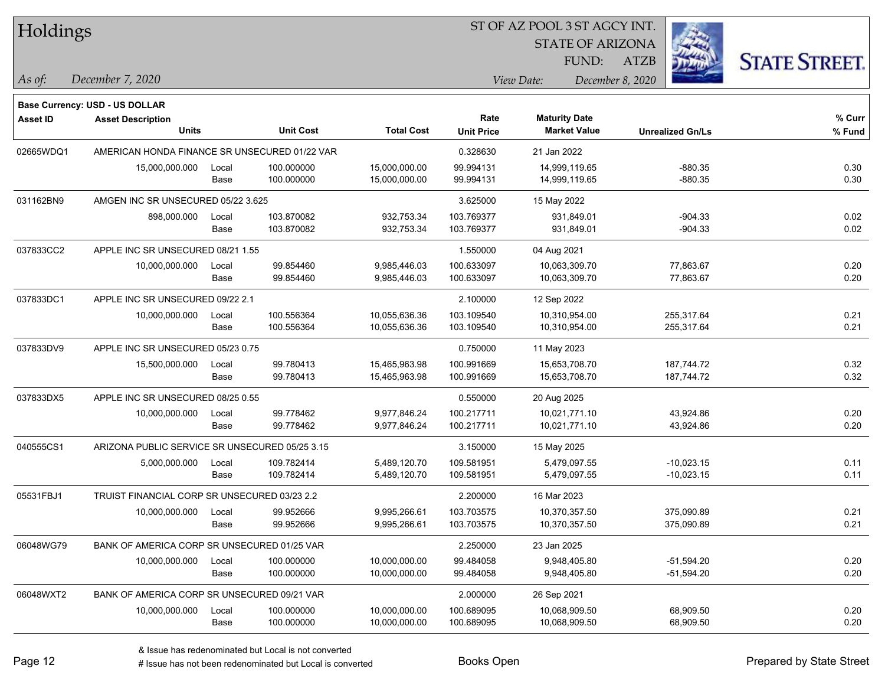# Holdings

ST OF AZ POOL 3 ST AGCY INT.
STATE OF ARIZONA
FUND: ATZB

*As of:* *December 7, 2020*

*View Date:* *December 8, 2020*

**Base Currency: USD - US DOLLAR**

| Asset ID | Asset Description / Units | | Unit Cost | Total Cost | Rate / Unit Price | Maturity Date / Market Value | Unrealized Gn/Ls | % Curr / % Fund |
|---|---|---|---|---|---|---|---|---|
| 02665WDQ1 | AMERICAN HONDA FINANCE SR UNSECURED 01/22 VAR | | | | 0.328630 | 21 Jan 2022 | | |
| | 15,000,000.000 | Local | 100.000000 | 15,000,000.00 | 99.994131 | 14,999,119.65 | -880.35 | 0.30 |
| | | Base | 100.000000 | 15,000,000.00 | 99.994131 | 14,999,119.65 | -880.35 | 0.30 |
| 031162BN9 | AMGEN INC SR UNSECURED 05/22 3.625 | | | | 3.625000 | 15 May 2022 | | |
| | 898,000.000 | Local | 103.870082 | 932,753.34 | 103.769377 | 931,849.01 | -904.33 | 0.02 |
| | | Base | 103.870082 | 932,753.34 | 103.769377 | 931,849.01 | -904.33 | 0.02 |
| 037833CC2 | APPLE INC SR UNSECURED 08/21 1.55 | | | | 1.550000 | 04 Aug 2021 | | |
| | 10,000,000.000 | Local | 99.854460 | 9,985,446.03 | 100.633097 | 10,063,309.70 | 77,863.67 | 0.20 |
| | | Base | 99.854460 | 9,985,446.03 | 100.633097 | 10,063,309.70 | 77,863.67 | 0.20 |
| 037833DC1 | APPLE INC SR UNSECURED 09/22 2.1 | | | | 2.100000 | 12 Sep 2022 | | |
| | 10,000,000.000 | Local | 100.556364 | 10,055,636.36 | 103.109540 | 10,310,954.00 | 255,317.64 | 0.21 |
| | | Base | 100.556364 | 10,055,636.36 | 103.109540 | 10,310,954.00 | 255,317.64 | 0.21 |
| 037833DV9 | APPLE INC SR UNSECURED 05/23 0.75 | | | | 0.750000 | 11 May 2023 | | |
| | 15,500,000.000 | Local | 99.780413 | 15,465,963.98 | 100.991669 | 15,653,708.70 | 187,744.72 | 0.32 |
| | | Base | 99.780413 | 15,465,963.98 | 100.991669 | 15,653,708.70 | 187,744.72 | 0.32 |
| 037833DX5 | APPLE INC SR UNSECURED 08/25 0.55 | | | | 0.550000 | 20 Aug 2025 | | |
| | 10,000,000.000 | Local | 99.778462 | 9,977,846.24 | 100.217711 | 10,021,771.10 | 43,924.86 | 0.20 |
| | | Base | 99.778462 | 9,977,846.24 | 100.217711 | 10,021,771.10 | 43,924.86 | 0.20 |
| 040555CS1 | ARIZONA PUBLIC SERVICE SR UNSECURED 05/25 3.15 | | | | 3.150000 | 15 May 2025 | | |
| | 5,000,000.000 | Local | 109.782414 | 5,489,120.70 | 109.581951 | 5,479,097.55 | -10,023.15 | 0.11 |
| | | Base | 109.782414 | 5,489,120.70 | 109.581951 | 5,479,097.55 | -10,023.15 | 0.11 |
| 05531FBJ1 | TRUIST FINANCIAL CORP SR UNSECURED 03/23 2.2 | | | | 2.200000 | 16 Mar 2023 | | |
| | 10,000,000.000 | Local | 99.952666 | 9,995,266.61 | 103.703575 | 10,370,357.50 | 375,090.89 | 0.21 |
| | | Base | 99.952666 | 9,995,266.61 | 103.703575 | 10,370,357.50 | 375,090.89 | 0.21 |
| 06048WG79 | BANK OF AMERICA CORP SR UNSECURED 01/25 VAR | | | | 2.250000 | 23 Jan 2025 | | |
| | 10,000,000.000 | Local | 100.000000 | 10,000,000.00 | 99.484058 | 9,948,405.80 | -51,594.20 | 0.20 |
| | | Base | 100.000000 | 10,000,000.00 | 99.484058 | 9,948,405.80 | -51,594.20 | 0.20 |
| 06048WXT2 | BANK OF AMERICA CORP SR UNSECURED 09/21 VAR | | | | 2.000000 | 26 Sep 2021 | | |
| | 10,000,000.000 | Local | 100.000000 | 10,000,000.00 | 100.689095 | 10,068,909.50 | 68,909.50 | 0.20 |
| | | Base | 100.000000 | 10,000,000.00 | 100.689095 | 10,068,909.50 | 68,909.50 | 0.20 |

& Issue has redenominated but Local is not converted
# Issue has not been redenominated but Local is converted

Books Open

Prepared by State Street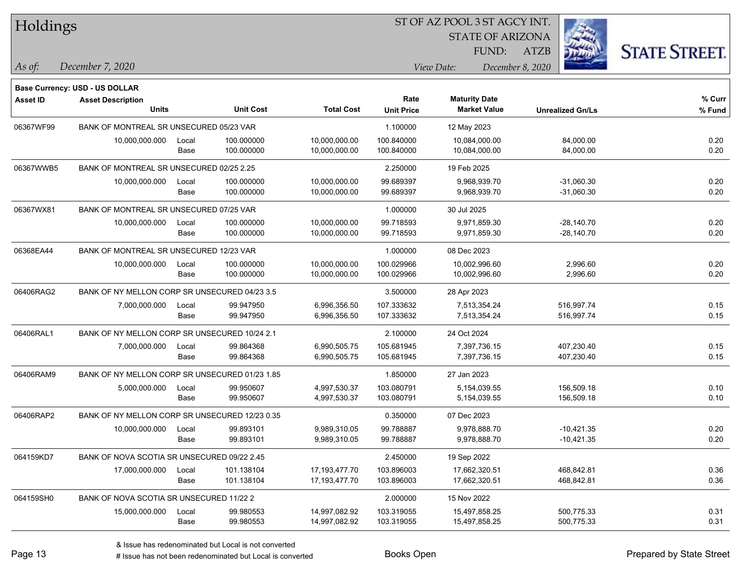# Holdings

ST OF AZ POOL 3 ST AGCY INT.
STATE OF ARIZONA
FUND: ATZB

*As of:* *December 7, 2020*

*View Date:* *December 8, 2020*

**Base Currency: USD - US DOLLAR**

| Asset ID | Asset Description / Units | | Unit Cost | Total Cost | Rate / Unit Price | Maturity Date / Market Value | Unrealized Gn/Ls | % Curr / % Fund |
|---|---|---|---|---|---|---|---|---|
| 06367WF99 | BANK OF MONTREAL SR UNSECURED 05/23 VAR | | | | 1.100000 | 12 May 2023 | | |
| | 10,000,000.000 | Local | 100.000000 | 10,000,000.00 | 100.840000 | 10,084,000.00 | 84,000.00 | 0.20 |
| | | Base | 100.000000 | 10,000,000.00 | 100.840000 | 10,084,000.00 | 84,000.00 | 0.20 |
| 06367WWB5 | BANK OF MONTREAL SR UNSECURED 02/25 2.25 | | | | 2.250000 | 19 Feb 2025 | | |
| | 10,000,000.000 | Local | 100.000000 | 10,000,000.00 | 99.689397 | 9,968,939.70 | -31,060.30 | 0.20 |
| | | Base | 100.000000 | 10,000,000.00 | 99.689397 | 9,968,939.70 | -31,060.30 | 0.20 |
| 06367WX81 | BANK OF MONTREAL SR UNSECURED 07/25 VAR | | | | 1.000000 | 30 Jul 2025 | | |
| | 10,000,000.000 | Local | 100.000000 | 10,000,000.00 | 99.718593 | 9,971,859.30 | -28,140.70 | 0.20 |
| | | Base | 100.000000 | 10,000,000.00 | 99.718593 | 9,971,859.30 | -28,140.70 | 0.20 |
| 06368EA44 | BANK OF MONTREAL SR UNSECURED 12/23 VAR | | | | 1.000000 | 08 Dec 2023 | | |
| | 10,000,000.000 | Local | 100.000000 | 10,000,000.00 | 100.029966 | 10,002,996.60 | 2,996.60 | 0.20 |
| | | Base | 100.000000 | 10,000,000.00 | 100.029966 | 10,002,996.60 | 2,996.60 | 0.20 |
| 06406RAG2 | BANK OF NY MELLON CORP SR UNSECURED 04/23 3.5 | | | | 3.500000 | 28 Apr 2023 | | |
| | 7,000,000.000 | Local | 99.947950 | 6,996,356.50 | 107.333632 | 7,513,354.24 | 516,997.74 | 0.15 |
| | | Base | 99.947950 | 6,996,356.50 | 107.333632 | 7,513,354.24 | 516,997.74 | 0.15 |
| 06406RAL1 | BANK OF NY MELLON CORP SR UNSECURED 10/24 2.1 | | | | 2.100000 | 24 Oct 2024 | | |
| | 7,000,000.000 | Local | 99.864368 | 6,990,505.75 | 105.681945 | 7,397,736.15 | 407,230.40 | 0.15 |
| | | Base | 99.864368 | 6,990,505.75 | 105.681945 | 7,397,736.15 | 407,230.40 | 0.15 |
| 06406RAM9 | BANK OF NY MELLON CORP SR UNSECURED 01/23 1.85 | | | | 1.850000 | 27 Jan 2023 | | |
| | 5,000,000.000 | Local | 99.950607 | 4,997,530.37 | 103.080791 | 5,154,039.55 | 156,509.18 | 0.10 |
| | | Base | 99.950607 | 4,997,530.37 | 103.080791 | 5,154,039.55 | 156,509.18 | 0.10 |
| 06406RAP2 | BANK OF NY MELLON CORP SR UNSECURED 12/23 0.35 | | | | 0.350000 | 07 Dec 2023 | | |
| | 10,000,000.000 | Local | 99.893101 | 9,989,310.05 | 99.788887 | 9,978,888.70 | -10,421.35 | 0.20 |
| | | Base | 99.893101 | 9,989,310.05 | 99.788887 | 9,978,888.70 | -10,421.35 | 0.20 |
| 064159KD7 | BANK OF NOVA SCOTIA SR UNSECURED 09/22 2.45 | | | | 2.450000 | 19 Sep 2022 | | |
| | 17,000,000.000 | Local | 101.138104 | 17,193,477.70 | 103.896003 | 17,662,320.51 | 468,842.81 | 0.36 |
| | | Base | 101.138104 | 17,193,477.70 | 103.896003 | 17,662,320.51 | 468,842.81 | 0.36 |
| 064159SH0 | BANK OF NOVA SCOTIA SR UNSECURED 11/22 2 | | | | 2.000000 | 15 Nov 2022 | | |
| | 15,000,000.000 | Local | 99.980553 | 14,997,082.92 | 103.319055 | 15,497,858.25 | 500,775.33 | 0.31 |
| | | Base | 99.980553 | 14,997,082.92 | 103.319055 | 15,497,858.25 | 500,775.33 | 0.31 |

& Issue has redenominated but Local is not converted
# Issue has not been redenominated but Local is converted

Books Open

Prepared by State Street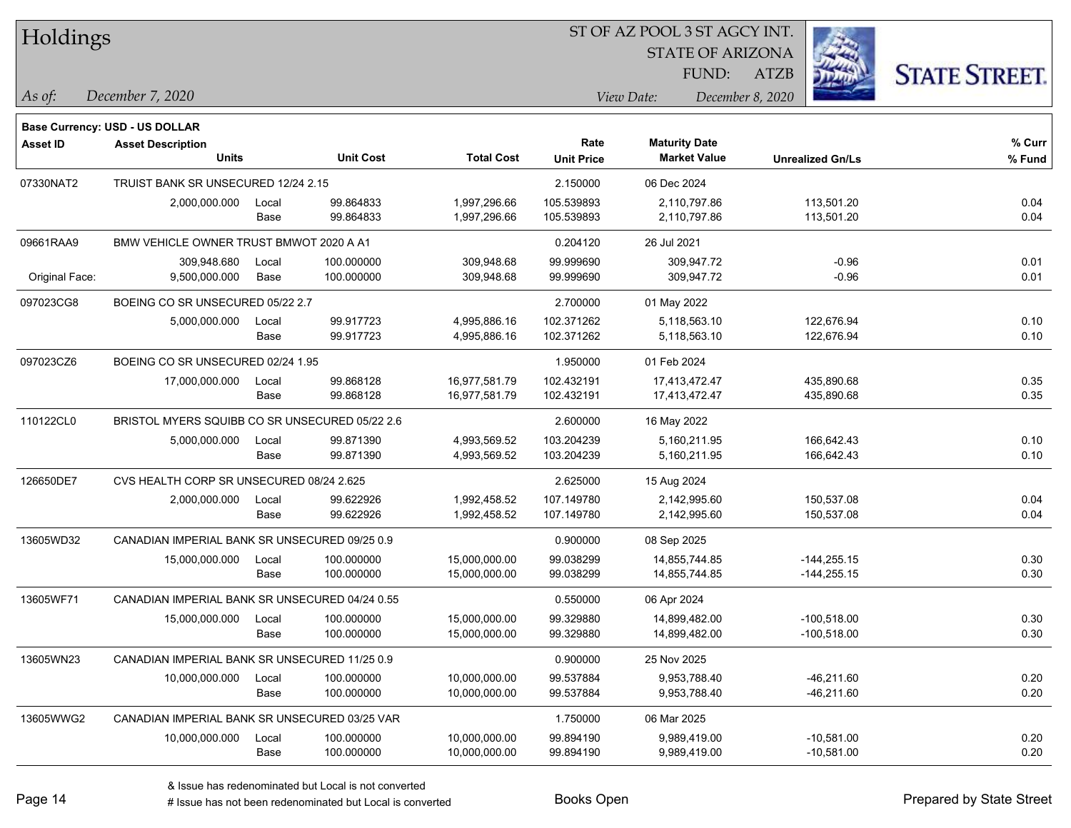# Holdings

ST OF AZ POOL 3 ST AGCY INT.
STATE OF ARIZONA
FUND: ATZB

*As of:* *December 7, 2020*
*View Date:* *December 8, 2020*

**Base Currency: USD - US DOLLAR**

| Asset ID | Asset Description / Units | | Unit Cost | Total Cost | Rate / Unit Price | Maturity Date / Market Value | Unrealized Gn/Ls | % Curr / % Fund |
|---|---|---|---|---|---|---|---|---|
| 07330NAT2 | TRUIST BANK SR UNSECURED 12/24 2.15 | | | | 2.150000 | 06 Dec 2024 | | |
| | 2,000,000.000 | Local | 99.864833 | 1,997,296.66 | 105.539893 | 2,110,797.86 | 113,501.20 | 0.04 |
| | | Base | 99.864833 | 1,997,296.66 | 105.539893 | 2,110,797.86 | 113,501.20 | 0.04 |
| 09661RAA9 | BMW VEHICLE OWNER TRUST BMWOT 2020 A A1 | | | | 0.204120 | 26 Jul 2021 | | |
| | 309,948.680 | Local | 100.000000 | 309,948.68 | 99.999690 | 309,947.72 | -0.96 | 0.01 |
| Original Face: | 9,500,000.000 | Base | 100.000000 | 309,948.68 | 99.999690 | 309,947.72 | -0.96 | 0.01 |
| 097023CG8 | BOEING CO SR UNSECURED 05/22 2.7 | | | | 2.700000 | 01 May 2022 | | |
| | 5,000,000.000 | Local | 99.917723 | 4,995,886.16 | 102.371262 | 5,118,563.10 | 122,676.94 | 0.10 |
| | | Base | 99.917723 | 4,995,886.16 | 102.371262 | 5,118,563.10 | 122,676.94 | 0.10 |
| 097023CZ6 | BOEING CO SR UNSECURED 02/24 1.95 | | | | 1.950000 | 01 Feb 2024 | | |
| | 17,000,000.000 | Local | 99.868128 | 16,977,581.79 | 102.432191 | 17,413,472.47 | 435,890.68 | 0.35 |
| | | Base | 99.868128 | 16,977,581.79 | 102.432191 | 17,413,472.47 | 435,890.68 | 0.35 |
| 110122CL0 | BRISTOL MYERS SQUIBB CO SR UNSECURED 05/22 2.6 | | | | 2.600000 | 16 May 2022 | | |
| | 5,000,000.000 | Local | 99.871390 | 4,993,569.52 | 103.204239 | 5,160,211.95 | 166,642.43 | 0.10 |
| | | Base | 99.871390 | 4,993,569.52 | 103.204239 | 5,160,211.95 | 166,642.43 | 0.10 |
| 126650DE7 | CVS HEALTH CORP SR UNSECURED 08/24 2.625 | | | | 2.625000 | 15 Aug 2024 | | |
| | 2,000,000.000 | Local | 99.622926 | 1,992,458.52 | 107.149780 | 2,142,995.60 | 150,537.08 | 0.04 |
| | | Base | 99.622926 | 1,992,458.52 | 107.149780 | 2,142,995.60 | 150,537.08 | 0.04 |
| 13605WD32 | CANADIAN IMPERIAL BANK SR UNSECURED 09/25 0.9 | | | | 0.900000 | 08 Sep 2025 | | |
| | 15,000,000.000 | Local | 100.000000 | 15,000,000.00 | 99.038299 | 14,855,744.85 | -144,255.15 | 0.30 |
| | | Base | 100.000000 | 15,000,000.00 | 99.038299 | 14,855,744.85 | -144,255.15 | 0.30 |
| 13605WF71 | CANADIAN IMPERIAL BANK SR UNSECURED 04/24 0.55 | | | | 0.550000 | 06 Apr 2024 | | |
| | 15,000,000.000 | Local | 100.000000 | 15,000,000.00 | 99.329880 | 14,899,482.00 | -100,518.00 | 0.30 |
| | | Base | 100.000000 | 15,000,000.00 | 99.329880 | 14,899,482.00 | -100,518.00 | 0.30 |
| 13605WN23 | CANADIAN IMPERIAL BANK SR UNSECURED 11/25 0.9 | | | | 0.900000 | 25 Nov 2025 | | |
| | 10,000,000.000 | Local | 100.000000 | 10,000,000.00 | 99.537884 | 9,953,788.40 | -46,211.60 | 0.20 |
| | | Base | 100.000000 | 10,000,000.00 | 99.537884 | 9,953,788.40 | -46,211.60 | 0.20 |
| 13605WWG2 | CANADIAN IMPERIAL BANK SR UNSECURED 03/25 VAR | | | | 1.750000 | 06 Mar 2025 | | |
| | 10,000,000.000 | Local | 100.000000 | 10,000,000.00 | 99.894190 | 9,989,419.00 | -10,581.00 | 0.20 |
| | | Base | 100.000000 | 10,000,000.00 | 99.894190 | 9,989,419.00 | -10,581.00 | 0.20 |

& Issue has redenominated but Local is not converted
# Issue has not been redenominated but Local is converted

Books Open

Prepared by State Street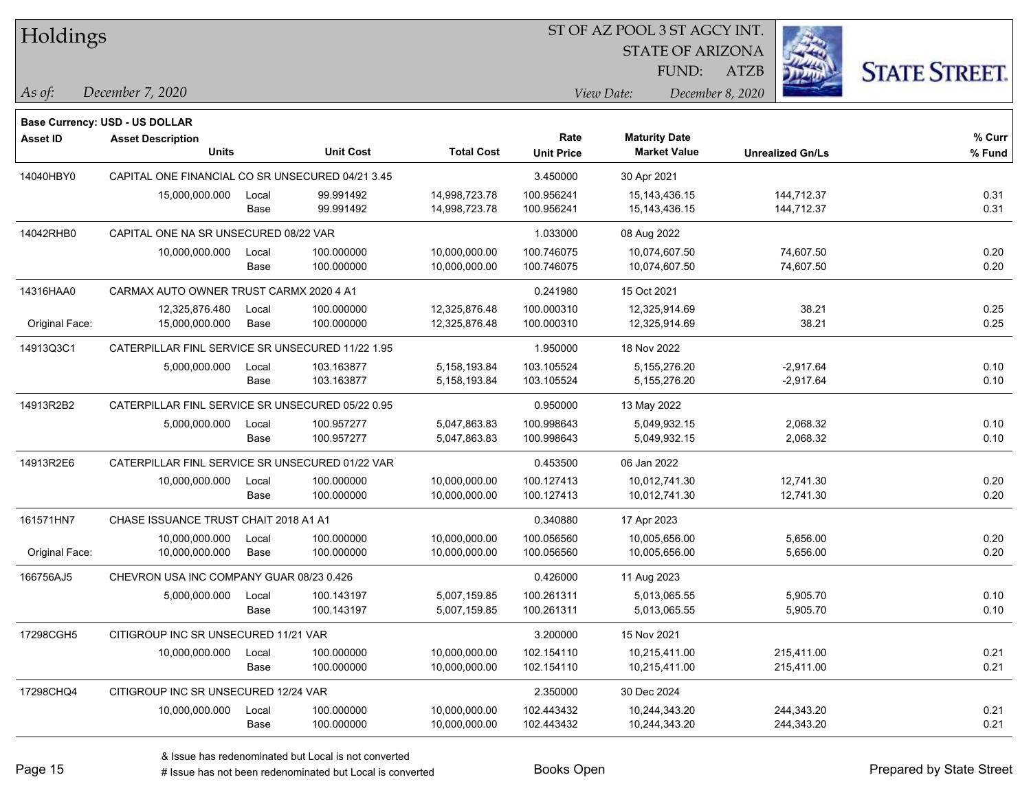# Holdings

ST OF AZ POOL 3 ST AGCY INT.
STATE OF ARIZONA
FUND: ATZB

*As of:* *December 7, 2020*
*View Date:* *December 8, 2020*

**Base Currency: USD - US DOLLAR**

| Asset ID | Asset Description / Units | | Unit Cost | Total Cost | Rate / Unit Price | Maturity Date / Market Value | Unrealized Gn/Ls | % Curr / % Fund |
|---|---|---|---|---|---|---|---|---|
| 14040HBY0 | CAPITAL ONE FINANCIAL CO SR UNSECURED 04/21 3.45 | | | | 3.450000 | 30 Apr 2021 | | |
| | 15,000,000.000 | Local | 99.991492 | 14,998,723.78 | 100.956241 | 15,143,436.15 | 144,712.37 | 0.31 |
| | | Base | 99.991492 | 14,998,723.78 | 100.956241 | 15,143,436.15 | 144,712.37 | 0.31 |
| 14042RHB0 | CAPITAL ONE NA SR UNSECURED 08/22 VAR | | | | 1.033000 | 08 Aug 2022 | | |
| | 10,000,000.000 | Local | 100.000000 | 10,000,000.00 | 100.746075 | 10,074,607.50 | 74,607.50 | 0.20 |
| | | Base | 100.000000 | 10,000,000.00 | 100.746075 | 10,074,607.50 | 74,607.50 | 0.20 |
| 14316HAA0 | CARMAX AUTO OWNER TRUST CARMX 2020 4 A1 | | | | 0.241980 | 15 Oct 2021 | | |
| | 12,325,876.480 | Local | 100.000000 | 12,325,876.48 | 100.000310 | 12,325,914.69 | 38.21 | 0.25 |
| Original Face: | 15,000,000.000 | Base | 100.000000 | 12,325,876.48 | 100.000310 | 12,325,914.69 | 38.21 | 0.25 |
| 14913Q3C1 | CATERPILLAR FINL SERVICE SR UNSECURED 11/22 1.95 | | | | 1.950000 | 18 Nov 2022 | | |
| | 5,000,000.000 | Local | 103.163877 | 5,158,193.84 | 103.105524 | 5,155,276.20 | -2,917.64 | 0.10 |
| | | Base | 103.163877 | 5,158,193.84 | 103.105524 | 5,155,276.20 | -2,917.64 | 0.10 |
| 14913R2B2 | CATERPILLAR FINL SERVICE SR UNSECURED 05/22 0.95 | | | | 0.950000 | 13 May 2022 | | |
| | 5,000,000.000 | Local | 100.957277 | 5,047,863.83 | 100.998643 | 5,049,932.15 | 2,068.32 | 0.10 |
| | | Base | 100.957277 | 5,047,863.83 | 100.998643 | 5,049,932.15 | 2,068.32 | 0.10 |
| 14913R2E6 | CATERPILLAR FINL SERVICE SR UNSECURED 01/22 VAR | | | | 0.453500 | 06 Jan 2022 | | |
| | 10,000,000.000 | Local | 100.000000 | 10,000,000.00 | 100.127413 | 10,012,741.30 | 12,741.30 | 0.20 |
| | | Base | 100.000000 | 10,000,000.00 | 100.127413 | 10,012,741.30 | 12,741.30 | 0.20 |
| 161571HN7 | CHASE ISSUANCE TRUST CHAIT 2018 A1 A1 | | | | 0.340880 | 17 Apr 2023 | | |
| | 10,000,000.000 | Local | 100.000000 | 10,000,000.00 | 100.056560 | 10,005,656.00 | 5,656.00 | 0.20 |
| Original Face: | 10,000,000.000 | Base | 100.000000 | 10,000,000.00 | 100.056560 | 10,005,656.00 | 5,656.00 | 0.20 |
| 166756AJ5 | CHEVRON USA INC COMPANY GUAR 08/23 0.426 | | | | 0.426000 | 11 Aug 2023 | | |
| | 5,000,000.000 | Local | 100.143197 | 5,007,159.85 | 100.261311 | 5,013,065.55 | 5,905.70 | 0.10 |
| | | Base | 100.143197 | 5,007,159.85 | 100.261311 | 5,013,065.55 | 5,905.70 | 0.10 |
| 17298CGH5 | CITIGROUP INC SR UNSECURED 11/21 VAR | | | | 3.200000 | 15 Nov 2021 | | |
| | 10,000,000.000 | Local | 100.000000 | 10,000,000.00 | 102.154110 | 10,215,411.00 | 215,411.00 | 0.21 |
| | | Base | 100.000000 | 10,000,000.00 | 102.154110 | 10,215,411.00 | 215,411.00 | 0.21 |
| 17298CHQ4 | CITIGROUP INC SR UNSECURED 12/24 VAR | | | | 2.350000 | 30 Dec 2024 | | |
| | 10,000,000.000 | Local | 100.000000 | 10,000,000.00 | 102.443432 | 10,244,343.20 | 244,343.20 | 0.21 |
| | | Base | 100.000000 | 10,000,000.00 | 102.443432 | 10,244,343.20 | 244,343.20 | 0.21 |

& Issue has redenominated but Local is not converted
# Issue has not been redenominated but Local is converted

Books Open

Prepared by State Street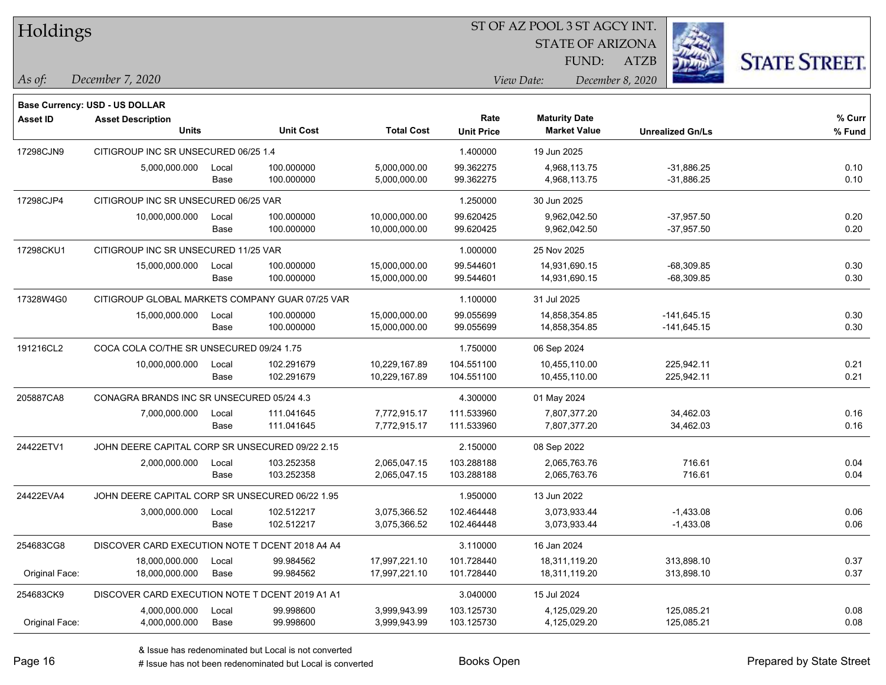# Holdings

ST OF AZ POOL 3 ST AGCY INT.
STATE OF ARIZONA
FUND: ATZB

*As of:* *December 7, 2020*
*View Date:* *December 8, 2020*

**Base Currency: USD - US DOLLAR**

| Asset ID | Asset Description / Units | | Unit Cost | Total Cost | Rate / Unit Price | Maturity Date / Market Value | Unrealized Gn/Ls | % Curr / % Fund |
|---|---|---|---|---|---|---|---|---|
| 17298CJN9 | CITIGROUP INC SR UNSECURED 06/25 1.4 | | | | 1.400000 | 19 Jun 2025 | | |
| | 5,000,000.000 | Local | 100.000000 | 5,000,000.00 | 99.362275 | 4,968,113.75 | -31,886.25 | 0.10 |
| | | Base | 100.000000 | 5,000,000.00 | 99.362275 | 4,968,113.75 | -31,886.25 | 0.10 |
| 17298CJP4 | CITIGROUP INC SR UNSECURED 06/25 VAR | | | | 1.250000 | 30 Jun 2025 | | |
| | 10,000,000.000 | Local | 100.000000 | 10,000,000.00 | 99.620425 | 9,962,042.50 | -37,957.50 | 0.20 |
| | | Base | 100.000000 | 10,000,000.00 | 99.620425 | 9,962,042.50 | -37,957.50 | 0.20 |
| 17298CKU1 | CITIGROUP INC SR UNSECURED 11/25 VAR | | | | 1.000000 | 25 Nov 2025 | | |
| | 15,000,000.000 | Local | 100.000000 | 15,000,000.00 | 99.544601 | 14,931,690.15 | -68,309.85 | 0.30 |
| | | Base | 100.000000 | 15,000,000.00 | 99.544601 | 14,931,690.15 | -68,309.85 | 0.30 |
| 17328W4G0 | CITIGROUP GLOBAL MARKETS COMPANY GUAR 07/25 VAR | | | | 1.100000 | 31 Jul 2025 | | |
| | 15,000,000.000 | Local | 100.000000 | 15,000,000.00 | 99.055699 | 14,858,354.85 | -141,645.15 | 0.30 |
| | | Base | 100.000000 | 15,000,000.00 | 99.055699 | 14,858,354.85 | -141,645.15 | 0.30 |
| 191216CL2 | COCA COLA CO/THE SR UNSECURED 09/24 1.75 | | | | 1.750000 | 06 Sep 2024 | | |
| | 10,000,000.000 | Local | 102.291679 | 10,229,167.89 | 104.551100 | 10,455,110.00 | 225,942.11 | 0.21 |
| | | Base | 102.291679 | 10,229,167.89 | 104.551100 | 10,455,110.00 | 225,942.11 | 0.21 |
| 205887CA8 | CONAGRA BRANDS INC SR UNSECURED 05/24 4.3 | | | | 4.300000 | 01 May 2024 | | |
| | 7,000,000.000 | Local | 111.041645 | 7,772,915.17 | 111.533960 | 7,807,377.20 | 34,462.03 | 0.16 |
| | | Base | 111.041645 | 7,772,915.17 | 111.533960 | 7,807,377.20 | 34,462.03 | 0.16 |
| 24422ETV1 | JOHN DEERE CAPITAL CORP SR UNSECURED 09/22 2.15 | | | | 2.150000 | 08 Sep 2022 | | |
| | 2,000,000.000 | Local | 103.252358 | 2,065,047.15 | 103.288188 | 2,065,763.76 | 716.61 | 0.04 |
| | | Base | 103.252358 | 2,065,047.15 | 103.288188 | 2,065,763.76 | 716.61 | 0.04 |
| 24422EVA4 | JOHN DEERE CAPITAL CORP SR UNSECURED 06/22 1.95 | | | | 1.950000 | 13 Jun 2022 | | |
| | 3,000,000.000 | Local | 102.512217 | 3,075,366.52 | 102.464448 | 3,073,933.44 | -1,433.08 | 0.06 |
| | | Base | 102.512217 | 3,075,366.52 | 102.464448 | 3,073,933.44 | -1,433.08 | 0.06 |
| 254683CG8 | DISCOVER CARD EXECUTION NOTE T DCENT 2018 A4 A4 | | | | 3.110000 | 16 Jan 2024 | | |
| | 18,000,000.000 | Local | 99.984562 | 17,997,221.10 | 101.728440 | 18,311,119.20 | 313,898.10 | 0.37 |
| Original Face: | 18,000,000.000 | Base | 99.984562 | 17,997,221.10 | 101.728440 | 18,311,119.20 | 313,898.10 | 0.37 |
| 254683CK9 | DISCOVER CARD EXECUTION NOTE T DCENT 2019 A1 A1 | | | | 3.040000 | 15 Jul 2024 | | |
| | 4,000,000.000 | Local | 99.998600 | 3,999,943.99 | 103.125730 | 4,125,029.20 | 125,085.21 | 0.08 |
| Original Face: | 4,000,000.000 | Base | 99.998600 | 3,999,943.99 | 103.125730 | 4,125,029.20 | 125,085.21 | 0.08 |

& Issue has redenominated but Local is not converted
# Issue has not been redenominated but Local is converted

Books Open

Prepared by State Street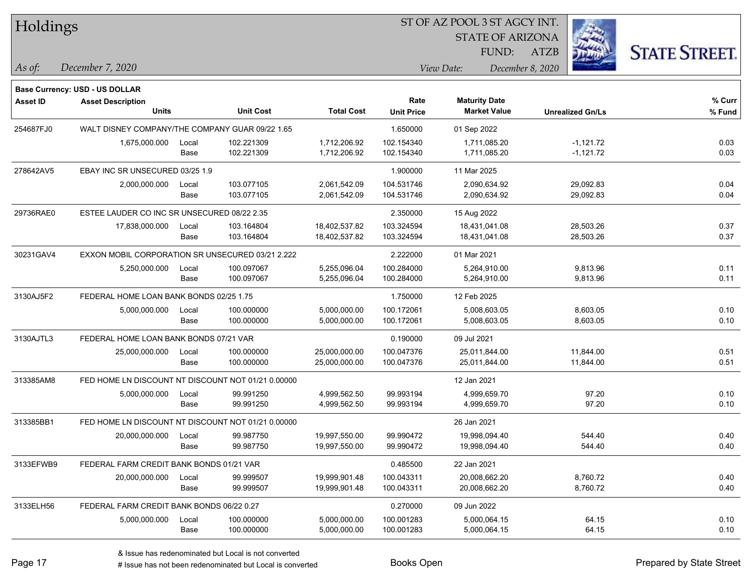# Holdings

ST OF AZ POOL 3 ST AGCY INT.
STATE OF ARIZONA
FUND: ATZB

*As of:* *December 7, 2020*
*View Date:* *December 8, 2020*

**Base Currency: USD - US DOLLAR**

| Asset ID | Asset Description / Units | | Unit Cost | Total Cost | Rate / Unit Price | Maturity Date / Market Value | Unrealized Gn/Ls | % Curr / % Fund |
|---|---|---|---|---|---|---|---|---|
| 254687FJ0 | WALT DISNEY COMPANY/THE COMPANY GUAR 09/22 1.65 | | | | 1.650000 | 01 Sep 2022 | | |
| | 1,675,000.000 | Local | 102.221309 | 1,712,206.92 | 102.154340 | 1,711,085.20 | -1,121.72 | 0.03 |
| | | Base | 102.221309 | 1,712,206.92 | 102.154340 | 1,711,085.20 | -1,121.72 | 0.03 |
| 278642AV5 | EBAY INC SR UNSECURED 03/25 1.9 | | | | 1.900000 | 11 Mar 2025 | | |
| | 2,000,000.000 | Local | 103.077105 | 2,061,542.09 | 104.531746 | 2,090,634.92 | 29,092.83 | 0.04 |
| | | Base | 103.077105 | 2,061,542.09 | 104.531746 | 2,090,634.92 | 29,092.83 | 0.04 |
| 29736RAE0 | ESTEE LAUDER CO INC SR UNSECURED 08/22 2.35 | | | | 2.350000 | 15 Aug 2022 | | |
| | 17,838,000.000 | Local | 103.164804 | 18,402,537.82 | 103.324594 | 18,431,041.08 | 28,503.26 | 0.37 |
| | | Base | 103.164804 | 18,402,537.82 | 103.324594 | 18,431,041.08 | 28,503.26 | 0.37 |
| 30231GAV4 | EXXON MOBIL CORPORATION SR UNSECURED 03/21 2.222 | | | | 2.222000 | 01 Mar 2021 | | |
| | 5,250,000.000 | Local | 100.097067 | 5,255,096.04 | 100.284000 | 5,264,910.00 | 9,813.96 | 0.11 |
| | | Base | 100.097067 | 5,255,096.04 | 100.284000 | 5,264,910.00 | 9,813.96 | 0.11 |
| 3130AJ5F2 | FEDERAL HOME LOAN BANK BONDS 02/25 1.75 | | | | 1.750000 | 12 Feb 2025 | | |
| | 5,000,000.000 | Local | 100.000000 | 5,000,000.00 | 100.172061 | 5,008,603.05 | 8,603.05 | 0.10 |
| | | Base | 100.000000 | 5,000,000.00 | 100.172061 | 5,008,603.05 | 8,603.05 | 0.10 |
| 3130AJTL3 | FEDERAL HOME LOAN BANK BONDS 07/21 VAR | | | | 0.190000 | 09 Jul 2021 | | |
| | 25,000,000.000 | Local | 100.000000 | 25,000,000.00 | 100.047376 | 25,011,844.00 | 11,844.00 | 0.51 |
| | | Base | 100.000000 | 25,000,000.00 | 100.047376 | 25,011,844.00 | 11,844.00 | 0.51 |
| 313385AM8 | FED HOME LN DISCOUNT NT DISCOUNT NOT 01/21 0.00000 | | | | | 12 Jan 2021 | | |
| | 5,000,000.000 | Local | 99.991250 | 4,999,562.50 | 99.993194 | 4,999,659.70 | 97.20 | 0.10 |
| | | Base | 99.991250 | 4,999,562.50 | 99.993194 | 4,999,659.70 | 97.20 | 0.10 |
| 313385BB1 | FED HOME LN DISCOUNT NT DISCOUNT NOT 01/21 0.00000 | | | | | 26 Jan 2021 | | |
| | 20,000,000.000 | Local | 99.987750 | 19,997,550.00 | 99.990472 | 19,998,094.40 | 544.40 | 0.40 |
| | | Base | 99.987750 | 19,997,550.00 | 99.990472 | 19,998,094.40 | 544.40 | 0.40 |
| 3133EFWB9 | FEDERAL FARM CREDIT BANK BONDS 01/21 VAR | | | | 0.485500 | 22 Jan 2021 | | |
| | 20,000,000.000 | Local | 99.999507 | 19,999,901.48 | 100.043311 | 20,008,662.20 | 8,760.72 | 0.40 |
| | | Base | 99.999507 | 19,999,901.48 | 100.043311 | 20,008,662.20 | 8,760.72 | 0.40 |
| 3133ELH56 | FEDERAL FARM CREDIT BANK BONDS 06/22 0.27 | | | | 0.270000 | 09 Jun 2022 | | |
| | 5,000,000.000 | Local | 100.000000 | 5,000,000.00 | 100.001283 | 5,000,064.15 | 64.15 | 0.10 |
| | | Base | 100.000000 | 5,000,000.00 | 100.001283 | 5,000,064.15 | 64.15 | 0.10 |

& Issue has redenominated but Local is not converted
# Issue has not been redenominated but Local is converted

Books Open

Prepared by State Street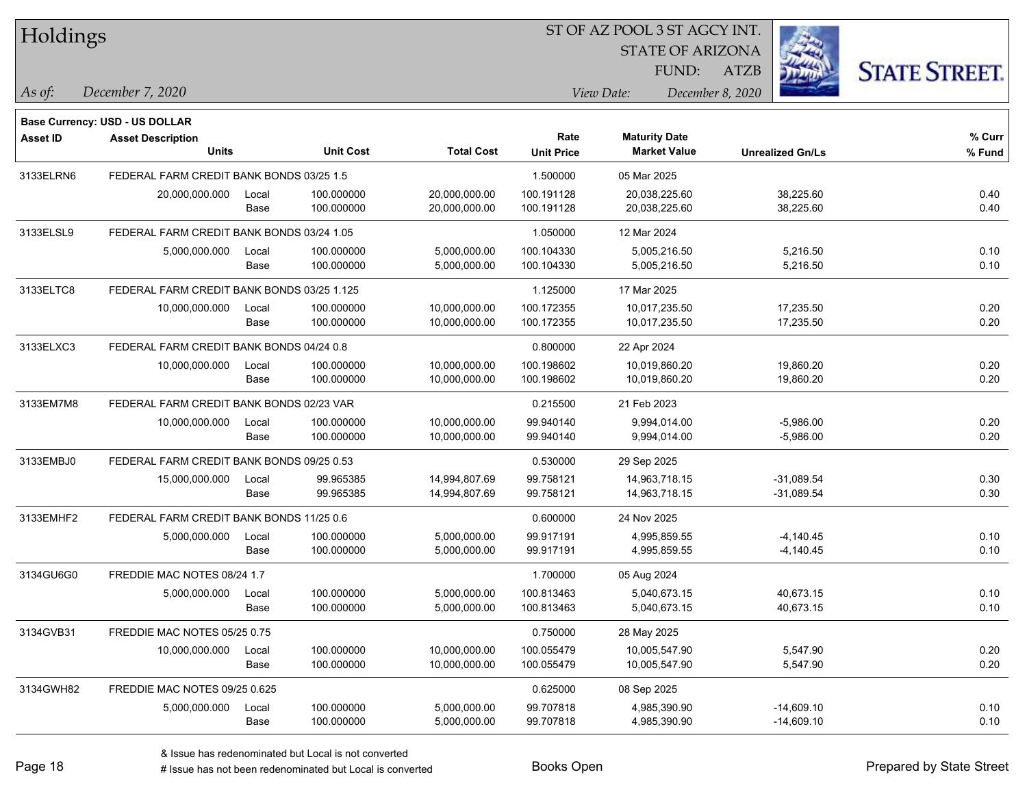# Holdings

ST OF AZ POOL 3 ST AGCY INT.
STATE OF ARIZONA
FUND: ATZB

*As of:* *December 7, 2020*
*View Date:* *December 8, 2020*

**Base Currency: USD - US DOLLAR**

| Asset ID | Asset Description / Units | | Unit Cost | Total Cost | Rate / Unit Price | Maturity Date / Market Value | Unrealized Gn/Ls | % Curr / % Fund |
|---|---|---|---|---|---|---|---|---|
| 3133ELRN6 | FEDERAL FARM CREDIT BANK BONDS 03/25 1.5 | | | | 1.500000 | 05 Mar 2025 | | |
| | 20,000,000.000 | Local | 100.000000 | 20,000,000.00 | 100.191128 | 20,038,225.60 | 38,225.60 | 0.40 |
| | | Base | 100.000000 | 20,000,000.00 | 100.191128 | 20,038,225.60 | 38,225.60 | 0.40 |
| 3133ELSL9 | FEDERAL FARM CREDIT BANK BONDS 03/24 1.05 | | | | 1.050000 | 12 Mar 2024 | | |
| | 5,000,000.000 | Local | 100.000000 | 5,000,000.00 | 100.104330 | 5,005,216.50 | 5,216.50 | 0.10 |
| | | Base | 100.000000 | 5,000,000.00 | 100.104330 | 5,005,216.50 | 5,216.50 | 0.10 |
| 3133ELTC8 | FEDERAL FARM CREDIT BANK BONDS 03/25 1.125 | | | | 1.125000 | 17 Mar 2025 | | |
| | 10,000,000.000 | Local | 100.000000 | 10,000,000.00 | 100.172355 | 10,017,235.50 | 17,235.50 | 0.20 |
| | | Base | 100.000000 | 10,000,000.00 | 100.172355 | 10,017,235.50 | 17,235.50 | 0.20 |
| 3133ELXC3 | FEDERAL FARM CREDIT BANK BONDS 04/24 0.8 | | | | 0.800000 | 22 Apr 2024 | | |
| | 10,000,000.000 | Local | 100.000000 | 10,000,000.00 | 100.198602 | 10,019,860.20 | 19,860.20 | 0.20 |
| | | Base | 100.000000 | 10,000,000.00 | 100.198602 | 10,019,860.20 | 19,860.20 | 0.20 |
| 3133EM7M8 | FEDERAL FARM CREDIT BANK BONDS 02/23 VAR | | | | 0.215500 | 21 Feb 2023 | | |
| | 10,000,000.000 | Local | 100.000000 | 10,000,000.00 | 99.940140 | 9,994,014.00 | -5,986.00 | 0.20 |
| | | Base | 100.000000 | 10,000,000.00 | 99.940140 | 9,994,014.00 | -5,986.00 | 0.20 |
| 3133EMBJ0 | FEDERAL FARM CREDIT BANK BONDS 09/25 0.53 | | | | 0.530000 | 29 Sep 2025 | | |
| | 15,000,000.000 | Local | 99.965385 | 14,994,807.69 | 99.758121 | 14,963,718.15 | -31,089.54 | 0.30 |
| | | Base | 99.965385 | 14,994,807.69 | 99.758121 | 14,963,718.15 | -31,089.54 | 0.30 |
| 3133EMHF2 | FEDERAL FARM CREDIT BANK BONDS 11/25 0.6 | | | | 0.600000 | 24 Nov 2025 | | |
| | 5,000,000.000 | Local | 100.000000 | 5,000,000.00 | 99.917191 | 4,995,859.55 | -4,140.45 | 0.10 |
| | | Base | 100.000000 | 5,000,000.00 | 99.917191 | 4,995,859.55 | -4,140.45 | 0.10 |
| 3134GU6G0 | FREDDIE MAC NOTES 08/24 1.7 | | | | 1.700000 | 05 Aug 2024 | | |
| | 5,000,000.000 | Local | 100.000000 | 5,000,000.00 | 100.813463 | 5,040,673.15 | 40,673.15 | 0.10 |
| | | Base | 100.000000 | 5,000,000.00 | 100.813463 | 5,040,673.15 | 40,673.15 | 0.10 |
| 3134GVB31 | FREDDIE MAC NOTES 05/25 0.75 | | | | 0.750000 | 28 May 2025 | | |
| | 10,000,000.000 | Local | 100.000000 | 10,000,000.00 | 100.055479 | 10,005,547.90 | 5,547.90 | 0.20 |
| | | Base | 100.000000 | 10,000,000.00 | 100.055479 | 10,005,547.90 | 5,547.90 | 0.20 |
| 3134GWH82 | FREDDIE MAC NOTES 09/25 0.625 | | | | 0.625000 | 08 Sep 2025 | | |
| | 5,000,000.000 | Local | 100.000000 | 5,000,000.00 | 99.707818 | 4,985,390.90 | -14,609.10 | 0.10 |
| | | Base | 100.000000 | 5,000,000.00 | 99.707818 | 4,985,390.90 | -14,609.10 | 0.10 |

& Issue has redenominated but Local is not converted
# Issue has not been redenominated but Local is converted

Books Open

Prepared by State Street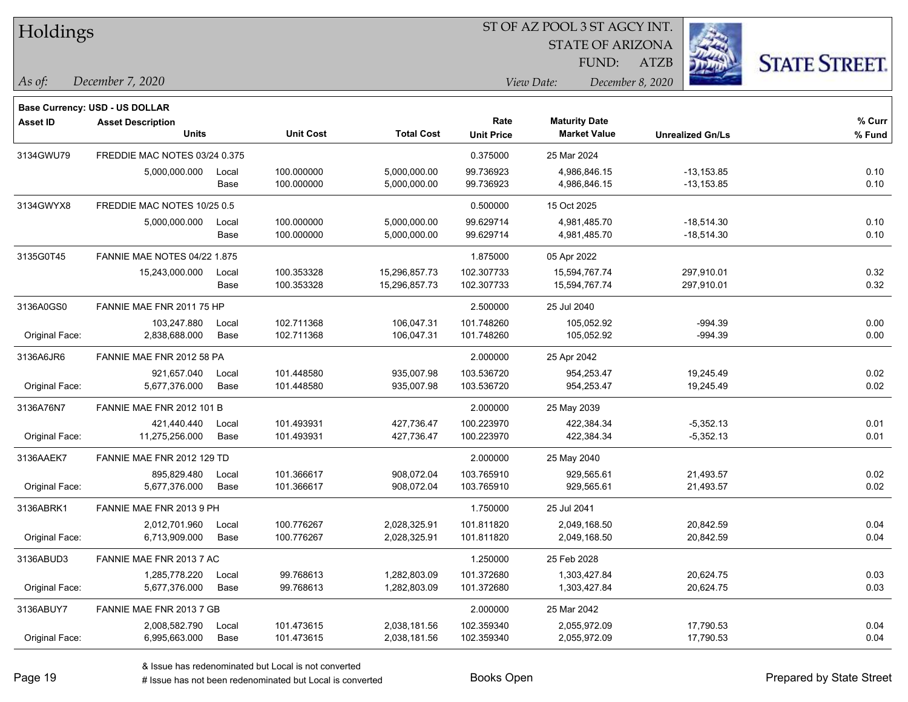# Holdings

ST OF AZ POOL 3 ST AGCY INT.
STATE OF ARIZONA
FUND: ATZB

*As of:* *December 7, 2020*
*View Date:* *December 8, 2020*

**Base Currency: USD - US DOLLAR**

| Asset ID | Asset Description / Units | | Unit Cost | Total Cost | Rate / Unit Price | Maturity Date / Market Value | Unrealized Gn/Ls | % Curr / % Fund |
|---|---|---|---|---|---|---|---|---|
| 3134GWU79 | FREDDIE MAC NOTES 03/24 0.375 | | | | 0.375000 | 25 Mar 2024 | | |
| | 5,000,000.000 | Local | 100.000000 | 5,000,000.00 | 99.736923 | 4,986,846.15 | -13,153.85 | 0.10 |
| | | Base | 100.000000 | 5,000,000.00 | 99.736923 | 4,986,846.15 | -13,153.85 | 0.10 |
| 3134GWYX8 | FREDDIE MAC NOTES 10/25 0.5 | | | | 0.500000 | 15 Oct 2025 | | |
| | 5,000,000.000 | Local | 100.000000 | 5,000,000.00 | 99.629714 | 4,981,485.70 | -18,514.30 | 0.10 |
| | | Base | 100.000000 | 5,000,000.00 | 99.629714 | 4,981,485.70 | -18,514.30 | 0.10 |
| 3135G0T45 | FANNIE MAE NOTES 04/22 1.875 | | | | 1.875000 | 05 Apr 2022 | | |
| | 15,243,000.000 | Local | 100.353328 | 15,296,857.73 | 102.307733 | 15,594,767.74 | 297,910.01 | 0.32 |
| | | Base | 100.353328 | 15,296,857.73 | 102.307733 | 15,594,767.74 | 297,910.01 | 0.32 |
| 3136A0GS0 | FANNIE MAE FNR 2011 75 HP | | | | 2.500000 | 25 Jul 2040 | | |
| | 103,247.880 | Local | 102.711368 | 106,047.31 | 101.748260 | 105,052.92 | -994.39 | 0.00 |
| Original Face: | 2,838,688.000 | Base | 102.711368 | 106,047.31 | 101.748260 | 105,052.92 | -994.39 | 0.00 |
| 3136A6JR6 | FANNIE MAE FNR 2012 58 PA | | | | 2.000000 | 25 Apr 2042 | | |
| | 921,657.040 | Local | 101.448580 | 935,007.98 | 103.536720 | 954,253.47 | 19,245.49 | 0.02 |
| Original Face: | 5,677,376.000 | Base | 101.448580 | 935,007.98 | 103.536720 | 954,253.47 | 19,245.49 | 0.02 |
| 3136A76N7 | FANNIE MAE FNR 2012 101 B | | | | 2.000000 | 25 May 2039 | | |
| | 421,440.440 | Local | 101.493931 | 427,736.47 | 100.223970 | 422,384.34 | -5,352.13 | 0.01 |
| Original Face: | 11,275,256.000 | Base | 101.493931 | 427,736.47 | 100.223970 | 422,384.34 | -5,352.13 | 0.01 |
| 3136AAEK7 | FANNIE MAE FNR 2012 129 TD | | | | 2.000000 | 25 May 2040 | | |
| | 895,829.480 | Local | 101.366617 | 908,072.04 | 103.765910 | 929,565.61 | 21,493.57 | 0.02 |
| Original Face: | 5,677,376.000 | Base | 101.366617 | 908,072.04 | 103.765910 | 929,565.61 | 21,493.57 | 0.02 |
| 3136ABRK1 | FANNIE MAE FNR 2013 9 PH | | | | 1.750000 | 25 Jul 2041 | | |
| | 2,012,701.960 | Local | 100.776267 | 2,028,325.91 | 101.811820 | 2,049,168.50 | 20,842.59 | 0.04 |
| Original Face: | 6,713,909.000 | Base | 100.776267 | 2,028,325.91 | 101.811820 | 2,049,168.50 | 20,842.59 | 0.04 |
| 3136ABUD3 | FANNIE MAE FNR 2013 7 AC | | | | 1.250000 | 25 Feb 2028 | | |
| | 1,285,778.220 | Local | 99.768613 | 1,282,803.09 | 101.372680 | 1,303,427.84 | 20,624.75 | 0.03 |
| Original Face: | 5,677,376.000 | Base | 99.768613 | 1,282,803.09 | 101.372680 | 1,303,427.84 | 20,624.75 | 0.03 |
| 3136ABUY7 | FANNIE MAE FNR 2013 7 GB | | | | 2.000000 | 25 Mar 2042 | | |
| | 2,008,582.790 | Local | 101.473615 | 2,038,181.56 | 102.359340 | 2,055,972.09 | 17,790.53 | 0.04 |
| Original Face: | 6,995,663.000 | Base | 101.473615 | 2,038,181.56 | 102.359340 | 2,055,972.09 | 17,790.53 | 0.04 |

& Issue has redenominated but Local is not converted
# Issue has not been redenominated but Local is converted

Books Open

Prepared by State Street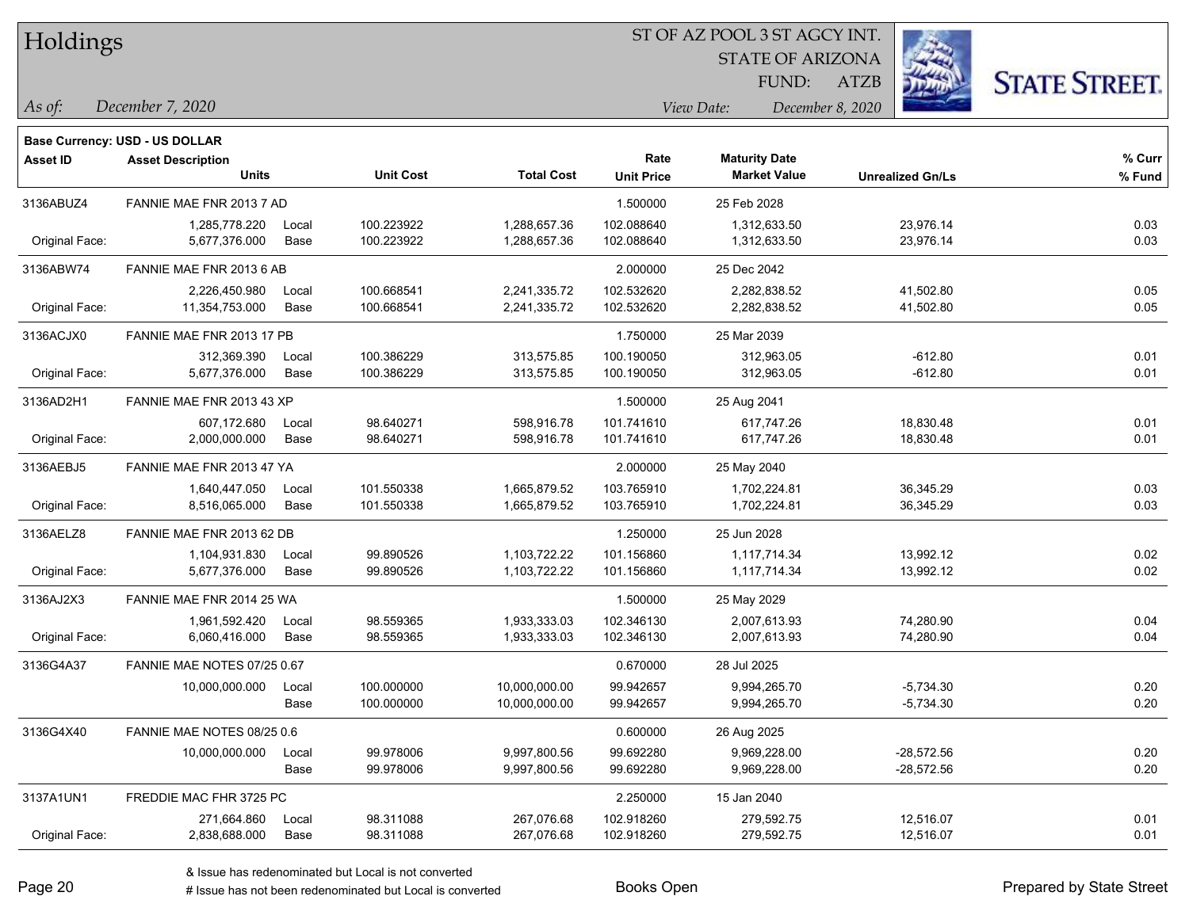# Holdings

ST OF AZ POOL 3 ST AGCY INT.
STATE OF ARIZONA
FUND: ATZB

*As of:* *December 7, 2020* | *View Date:* *December 8, 2020*

**Base Currency: USD - US DOLLAR**

| Asset ID | Asset Description / Units | | Unit Cost | Total Cost | Rate / Unit Price | Maturity Date / Market Value | Unrealized Gn/Ls | % Curr / % Fund |
|---|---|---|---|---|---|---|---|---|
| 3136ABUZ4 | FANNIE MAE FNR 2013 7 AD | | | | 1.500000 | 25 Feb 2028 | | |
| | 1,285,778.220 | Local | 100.223922 | 1,288,657.36 | 102.088640 | 1,312,633.50 | 23,976.14 | 0.03 |
| Original Face: | 5,677,376.000 | Base | 100.223922 | 1,288,657.36 | 102.088640 | 1,312,633.50 | 23,976.14 | 0.03 |
| 3136ABW74 | FANNIE MAE FNR 2013 6 AB | | | | 2.000000 | 25 Dec 2042 | | |
| | 2,226,450.980 | Local | 100.668541 | 2,241,335.72 | 102.532620 | 2,282,838.52 | 41,502.80 | 0.05 |
| Original Face: | 11,354,753.000 | Base | 100.668541 | 2,241,335.72 | 102.532620 | 2,282,838.52 | 41,502.80 | 0.05 |
| 3136ACJX0 | FANNIE MAE FNR 2013 17 PB | | | | 1.750000 | 25 Mar 2039 | | |
| | 312,369.390 | Local | 100.386229 | 313,575.85 | 100.190050 | 312,963.05 | -612.80 | 0.01 |
| Original Face: | 5,677,376.000 | Base | 100.386229 | 313,575.85 | 100.190050 | 312,963.05 | -612.80 | 0.01 |
| 3136AD2H1 | FANNIE MAE FNR 2013 43 XP | | | | 1.500000 | 25 Aug 2041 | | |
| | 607,172.680 | Local | 98.640271 | 598,916.78 | 101.741610 | 617,747.26 | 18,830.48 | 0.01 |
| Original Face: | 2,000,000.000 | Base | 98.640271 | 598,916.78 | 101.741610 | 617,747.26 | 18,830.48 | 0.01 |
| 3136AEBJ5 | FANNIE MAE FNR 2013 47 YA | | | | 2.000000 | 25 May 2040 | | |
| | 1,640,447.050 | Local | 101.550338 | 1,665,879.52 | 103.765910 | 1,702,224.81 | 36,345.29 | 0.03 |
| Original Face: | 8,516,065.000 | Base | 101.550338 | 1,665,879.52 | 103.765910 | 1,702,224.81 | 36,345.29 | 0.03 |
| 3136AELZ8 | FANNIE MAE FNR 2013 62 DB | | | | 1.250000 | 25 Jun 2028 | | |
| | 1,104,931.830 | Local | 99.890526 | 1,103,722.22 | 101.156860 | 1,117,714.34 | 13,992.12 | 0.02 |
| Original Face: | 5,677,376.000 | Base | 99.890526 | 1,103,722.22 | 101.156860 | 1,117,714.34 | 13,992.12 | 0.02 |
| 3136AJ2X3 | FANNIE MAE FNR 2014 25 WA | | | | 1.500000 | 25 May 2029 | | |
| | 1,961,592.420 | Local | 98.559365 | 1,933,333.03 | 102.346130 | 2,007,613.93 | 74,280.90 | 0.04 |
| Original Face: | 6,060,416.000 | Base | 98.559365 | 1,933,333.03 | 102.346130 | 2,007,613.93 | 74,280.90 | 0.04 |
| 3136G4A37 | FANNIE MAE NOTES 07/25 0.67 | | | | 0.670000 | 28 Jul 2025 | | |
| | 10,000,000.000 | Local | 100.000000 | 10,000,000.00 | 99.942657 | 9,994,265.70 | -5,734.30 | 0.20 |
| | | Base | 100.000000 | 10,000,000.00 | 99.942657 | 9,994,265.70 | -5,734.30 | 0.20 |
| 3136G4X40 | FANNIE MAE NOTES 08/25 0.6 | | | | 0.600000 | 26 Aug 2025 | | |
| | 10,000,000.000 | Local | 99.978006 | 9,997,800.56 | 99.692280 | 9,969,228.00 | -28,572.56 | 0.20 |
| | | Base | 99.978006 | 9,997,800.56 | 99.692280 | 9,969,228.00 | -28,572.56 | 0.20 |
| 3137A1UN1 | FREDDIE MAC FHR 3725 PC | | | | 2.250000 | 15 Jan 2040 | | |
| | 271,664.860 | Local | 98.311088 | 267,076.68 | 102.918260 | 279,592.75 | 12,516.07 | 0.01 |
| Original Face: | 2,838,688.000 | Base | 98.311088 | 267,076.68 | 102.918260 | 279,592.75 | 12,516.07 | 0.01 |

& Issue has redenominated but Local is not converted
# Issue has not been redenominated but Local is converted

Books Open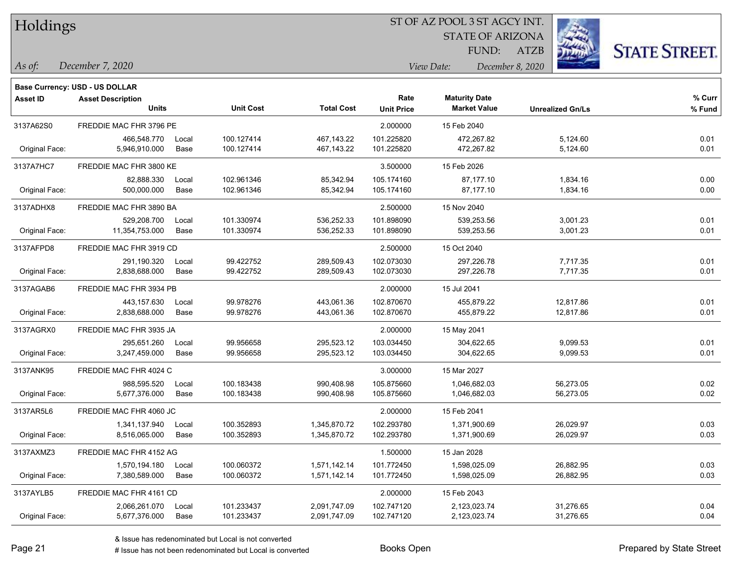# Holdings

ST OF AZ POOL 3 ST AGCY INT.
STATE OF ARIZONA
FUND: ATZB

*As of:* *December 7, 2020*

*View Date:* *December 8, 2020*

**Base Currency: USD - US DOLLAR**

| Asset ID | Asset Description / Units | | Unit Cost | Total Cost | Rate / Unit Price | Maturity Date / Market Value | Unrealized Gn/Ls | % Curr / % Fund |
|---|---|---|---|---|---|---|---|---|
| 3137A62S0 | FREDDIE MAC FHR 3796 PE | | | | 2.000000 | 15 Feb 2040 | | |
| | 466,548.770 | Local | 100.127414 | 467,143.22 | 101.225820 | 472,267.82 | 5,124.60 | 0.01 |
| Original Face: | 5,946,910.000 | Base | 100.127414 | 467,143.22 | 101.225820 | 472,267.82 | 5,124.60 | 0.01 |
| 3137A7HC7 | FREDDIE MAC FHR 3800 KE | | | | 3.500000 | 15 Feb 2026 | | |
| | 82,888.330 | Local | 102.961346 | 85,342.94 | 105.174160 | 87,177.10 | 1,834.16 | 0.00 |
| Original Face: | 500,000.000 | Base | 102.961346 | 85,342.94 | 105.174160 | 87,177.10 | 1,834.16 | 0.00 |
| 3137ADHX8 | FREDDIE MAC FHR 3890 BA | | | | 2.500000 | 15 Nov 2040 | | |
| | 529,208.700 | Local | 101.330974 | 536,252.33 | 101.898090 | 539,253.56 | 3,001.23 | 0.01 |
| Original Face: | 11,354,753.000 | Base | 101.330974 | 536,252.33 | 101.898090 | 539,253.56 | 3,001.23 | 0.01 |
| 3137AFPD8 | FREDDIE MAC FHR 3919 CD | | | | 2.500000 | 15 Oct 2040 | | |
| | 291,190.320 | Local | 99.422752 | 289,509.43 | 102.073030 | 297,226.78 | 7,717.35 | 0.01 |
| Original Face: | 2,838,688.000 | Base | 99.422752 | 289,509.43 | 102.073030 | 297,226.78 | 7,717.35 | 0.01 |
| 3137AGAB6 | FREDDIE MAC FHR 3934 PB | | | | 2.000000 | 15 Jul 2041 | | |
| | 443,157.630 | Local | 99.978276 | 443,061.36 | 102.870670 | 455,879.22 | 12,817.86 | 0.01 |
| Original Face: | 2,838,688.000 | Base | 99.978276 | 443,061.36 | 102.870670 | 455,879.22 | 12,817.86 | 0.01 |
| 3137AGRX0 | FREDDIE MAC FHR 3935 JA | | | | 2.000000 | 15 May 2041 | | |
| | 295,651.260 | Local | 99.956658 | 295,523.12 | 103.034450 | 304,622.65 | 9,099.53 | 0.01 |
| Original Face: | 3,247,459.000 | Base | 99.956658 | 295,523.12 | 103.034450 | 304,622.65 | 9,099.53 | 0.01 |
| 3137ANK95 | FREDDIE MAC FHR 4024 C | | | | 3.000000 | 15 Mar 2027 | | |
| | 988,595.520 | Local | 100.183438 | 990,408.98 | 105.875660 | 1,046,682.03 | 56,273.05 | 0.02 |
| Original Face: | 5,677,376.000 | Base | 100.183438 | 990,408.98 | 105.875660 | 1,046,682.03 | 56,273.05 | 0.02 |
| 3137AR5L6 | FREDDIE MAC FHR 4060 JC | | | | 2.000000 | 15 Feb 2041 | | |
| | 1,341,137.940 | Local | 100.352893 | 1,345,870.72 | 102.293780 | 1,371,900.69 | 26,029.97 | 0.03 |
| Original Face: | 8,516,065.000 | Base | 100.352893 | 1,345,870.72 | 102.293780 | 1,371,900.69 | 26,029.97 | 0.03 |
| 3137AXMZ3 | FREDDIE MAC FHR 4152 AG | | | | 1.500000 | 15 Jan 2028 | | |
| | 1,570,194.180 | Local | 100.060372 | 1,571,142.14 | 101.772450 | 1,598,025.09 | 26,882.95 | 0.03 |
| Original Face: | 7,380,589.000 | Base | 100.060372 | 1,571,142.14 | 101.772450 | 1,598,025.09 | 26,882.95 | 0.03 |
| 3137AYLB5 | FREDDIE MAC FHR 4161 CD | | | | 2.000000 | 15 Feb 2043 | | |
| | 2,066,261.070 | Local | 101.233437 | 2,091,747.09 | 102.747120 | 2,123,023.74 | 31,276.65 | 0.04 |
| Original Face: | 5,677,376.000 | Base | 101.233437 | 2,091,747.09 | 102.747120 | 2,123,023.74 | 31,276.65 | 0.04 |

& Issue has redenominated but Local is not converted
# Issue has not been redenominated but Local is converted

Books Open

Prepared by State Street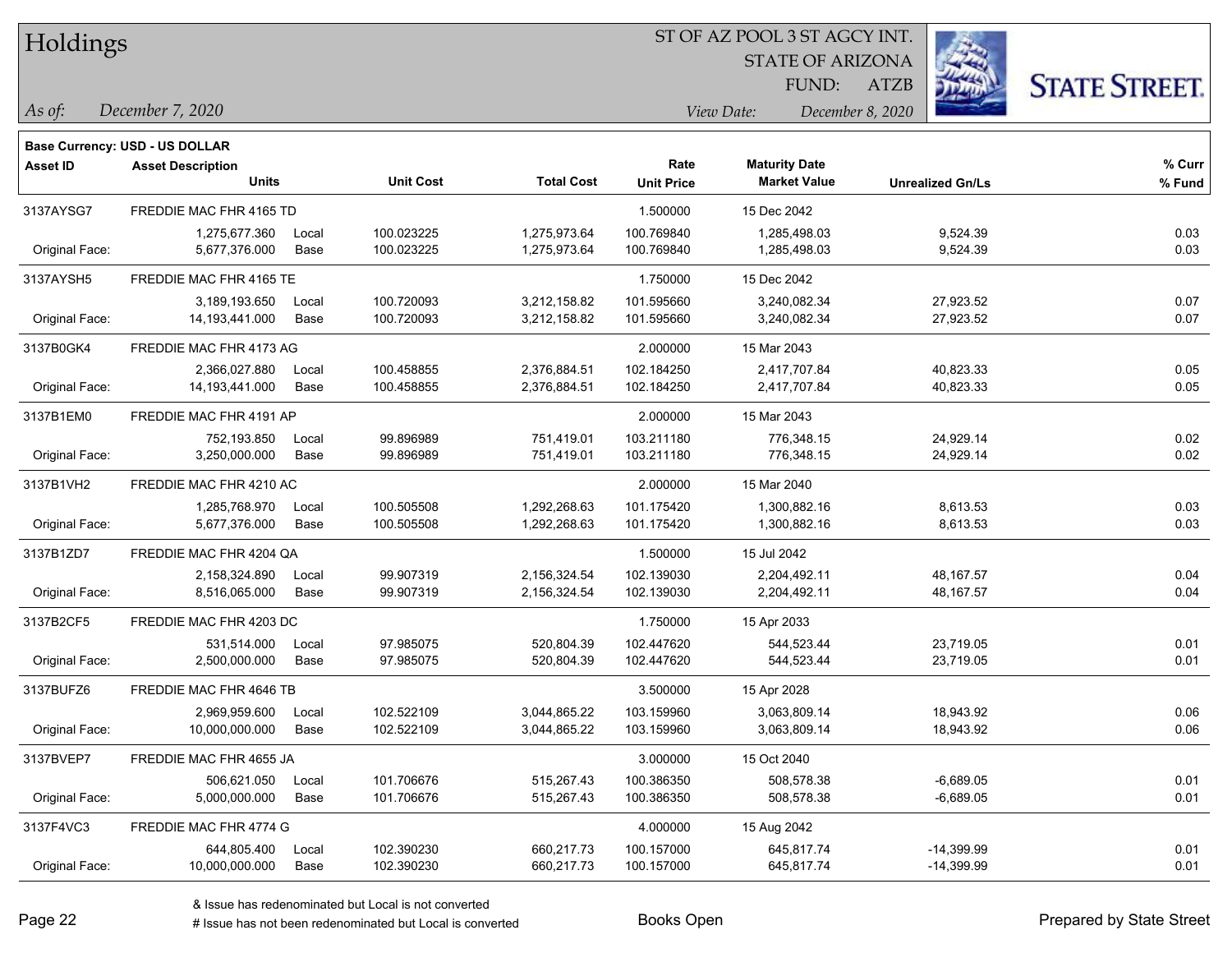# Holdings

ST OF AZ POOL 3 ST AGCY INT.
STATE OF ARIZONA
FUND: ATZB

*As of:* *December 7, 2020*

*View Date:* *December 8, 2020*

**Base Currency: USD - US DOLLAR**

| Asset ID | Asset Description / Units | | Unit Cost | Total Cost | Rate / Unit Price | Maturity Date / Market Value | Unrealized Gn/Ls | % Curr / % Fund |
|---|---|---|---|---|---|---|---|---|
| 3137AYSG7 | FREDDIE MAC FHR 4165 TD | | | | 1.500000 | 15 Dec 2042 | | |
| | 1,275,677.360 | Local | 100.023225 | 1,275,973.64 | 100.769840 | 1,285,498.03 | 9,524.39 | 0.03 |
| Original Face: | 5,677,376.000 | Base | 100.023225 | 1,275,973.64 | 100.769840 | 1,285,498.03 | 9,524.39 | 0.03 |
| 3137AYSH5 | FREDDIE MAC FHR 4165 TE | | | | 1.750000 | 15 Dec 2042 | | |
| | 3,189,193.650 | Local | 100.720093 | 3,212,158.82 | 101.595660 | 3,240,082.34 | 27,923.52 | 0.07 |
| Original Face: | 14,193,441.000 | Base | 100.720093 | 3,212,158.82 | 101.595660 | 3,240,082.34 | 27,923.52 | 0.07 |
| 3137B0GK4 | FREDDIE MAC FHR 4173 AG | | | | 2.000000 | 15 Mar 2043 | | |
| | 2,366,027.880 | Local | 100.458855 | 2,376,884.51 | 102.184250 | 2,417,707.84 | 40,823.33 | 0.05 |
| Original Face: | 14,193,441.000 | Base | 100.458855 | 2,376,884.51 | 102.184250 | 2,417,707.84 | 40,823.33 | 0.05 |
| 3137B1EM0 | FREDDIE MAC FHR 4191 AP | | | | 2.000000 | 15 Mar 2043 | | |
| | 752,193.850 | Local | 99.896989 | 751,419.01 | 103.211180 | 776,348.15 | 24,929.14 | 0.02 |
| Original Face: | 3,250,000.000 | Base | 99.896989 | 751,419.01 | 103.211180 | 776,348.15 | 24,929.14 | 0.02 |
| 3137B1VH2 | FREDDIE MAC FHR 4210 AC | | | | 2.000000 | 15 Mar 2040 | | |
| | 1,285,768.970 | Local | 100.505508 | 1,292,268.63 | 101.175420 | 1,300,882.16 | 8,613.53 | 0.03 |
| Original Face: | 5,677,376.000 | Base | 100.505508 | 1,292,268.63 | 101.175420 | 1,300,882.16 | 8,613.53 | 0.03 |
| 3137B1ZD7 | FREDDIE MAC FHR 4204 QA | | | | 1.500000 | 15 Jul 2042 | | |
| | 2,158,324.890 | Local | 99.907319 | 2,156,324.54 | 102.139030 | 2,204,492.11 | 48,167.57 | 0.04 |
| Original Face: | 8,516,065.000 | Base | 99.907319 | 2,156,324.54 | 102.139030 | 2,204,492.11 | 48,167.57 | 0.04 |
| 3137B2CF5 | FREDDIE MAC FHR 4203 DC | | | | 1.750000 | 15 Apr 2033 | | |
| | 531,514.000 | Local | 97.985075 | 520,804.39 | 102.447620 | 544,523.44 | 23,719.05 | 0.01 |
| Original Face: | 2,500,000.000 | Base | 97.985075 | 520,804.39 | 102.447620 | 544,523.44 | 23,719.05 | 0.01 |
| 3137BUFZ6 | FREDDIE MAC FHR 4646 TB | | | | 3.500000 | 15 Apr 2028 | | |
| | 2,969,959.600 | Local | 102.522109 | 3,044,865.22 | 103.159960 | 3,063,809.14 | 18,943.92 | 0.06 |
| Original Face: | 10,000,000.000 | Base | 102.522109 | 3,044,865.22 | 103.159960 | 3,063,809.14 | 18,943.92 | 0.06 |
| 3137BVEP7 | FREDDIE MAC FHR 4655 JA | | | | 3.000000 | 15 Oct 2040 | | |
| | 506,621.050 | Local | 101.706676 | 515,267.43 | 100.386350 | 508,578.38 | -6,689.05 | 0.01 |
| Original Face: | 5,000,000.000 | Base | 101.706676 | 515,267.43 | 100.386350 | 508,578.38 | -6,689.05 | 0.01 |
| 3137F4VC3 | FREDDIE MAC FHR 4774 G | | | | 4.000000 | 15 Aug 2042 | | |
| | 644,805.400 | Local | 102.390230 | 660,217.73 | 100.157000 | 645,817.74 | -14,399.99 | 0.01 |
| Original Face: | 10,000,000.000 | Base | 102.390230 | 660,217.73 | 100.157000 | 645,817.74 | -14,399.99 | 0.01 |

& Issue has redenominated but Local is not converted
# Issue has not been redenominated but Local is converted

Books Open

Prepared by State Street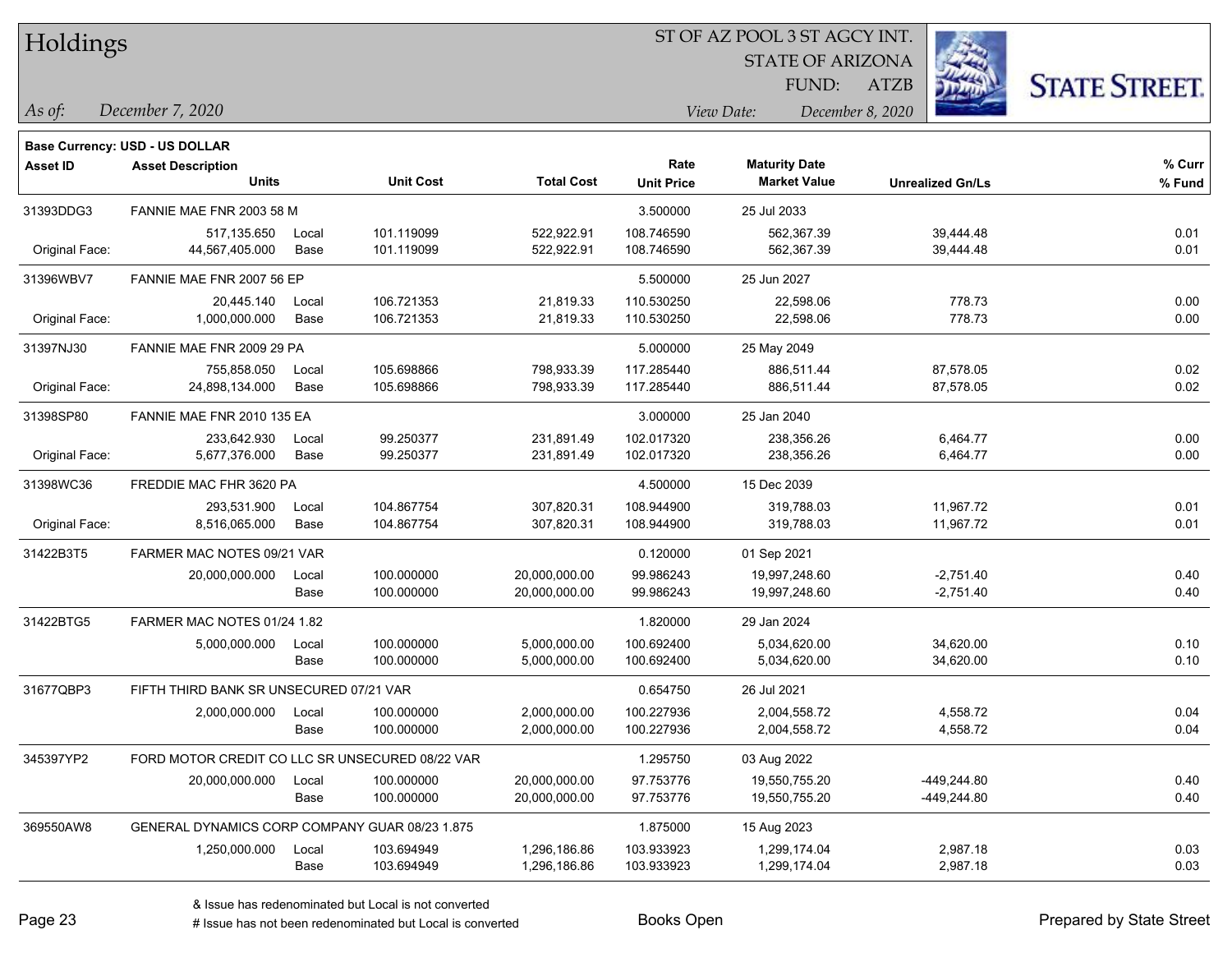# Holdings

ST OF AZ POOL 3 ST AGCY INT.
STATE OF ARIZONA
FUND: ATZB

*As of:* *December 7, 2020*

*View Date:* *December 8, 2020*

**Base Currency: USD - US DOLLAR**

| Asset ID | Asset Description / Units | | Unit Cost | Total Cost | Rate / Unit Price | Maturity Date / Market Value | Unrealized Gn/Ls | % Curr / % Fund |
|---|---|---|---|---|---|---|---|---|
| 31393DDG3 | FANNIE MAE FNR 2003 58 M | | | | 3.500000 | 25 Jul 2033 | | |
| | 517,135.650 | Local | 101.119099 | 522,922.91 | 108.746590 | 562,367.39 | 39,444.48 | 0.01 |
| Original Face: | 44,567,405.000 | Base | 101.119099 | 522,922.91 | 108.746590 | 562,367.39 | 39,444.48 | 0.01 |
| 31396WBV7 | FANNIE MAE FNR 2007 56 EP | | | | 5.500000 | 25 Jun 2027 | | |
| | 20,445.140 | Local | 106.721353 | 21,819.33 | 110.530250 | 22,598.06 | 778.73 | 0.00 |
| Original Face: | 1,000,000.000 | Base | 106.721353 | 21,819.33 | 110.530250 | 22,598.06 | 778.73 | 0.00 |
| 31397NJ30 | FANNIE MAE FNR 2009 29 PA | | | | 5.000000 | 25 May 2049 | | |
| | 755,858.050 | Local | 105.698866 | 798,933.39 | 117.285440 | 886,511.44 | 87,578.05 | 0.02 |
| Original Face: | 24,898,134.000 | Base | 105.698866 | 798,933.39 | 117.285440 | 886,511.44 | 87,578.05 | 0.02 |
| 31398SP80 | FANNIE MAE FNR 2010 135 EA | | | | 3.000000 | 25 Jan 2040 | | |
| | 233,642.930 | Local | 99.250377 | 231,891.49 | 102.017320 | 238,356.26 | 6,464.77 | 0.00 |
| Original Face: | 5,677,376.000 | Base | 99.250377 | 231,891.49 | 102.017320 | 238,356.26 | 6,464.77 | 0.00 |
| 31398WC36 | FREDDIE MAC FHR 3620 PA | | | | 4.500000 | 15 Dec 2039 | | |
| | 293,531.900 | Local | 104.867754 | 307,820.31 | 108.944900 | 319,788.03 | 11,967.72 | 0.01 |
| Original Face: | 8,516,065.000 | Base | 104.867754 | 307,820.31 | 108.944900 | 319,788.03 | 11,967.72 | 0.01 |
| 31422B3T5 | FARMER MAC NOTES 09/21 VAR | | | | 0.120000 | 01 Sep 2021 | | |
| | 20,000,000.000 | Local | 100.000000 | 20,000,000.00 | 99.986243 | 19,997,248.60 | -2,751.40 | 0.40 |
| | | Base | 100.000000 | 20,000,000.00 | 99.986243 | 19,997,248.60 | -2,751.40 | 0.40 |
| 31422BTG5 | FARMER MAC NOTES 01/24 1.82 | | | | 1.820000 | 29 Jan 2024 | | |
| | 5,000,000.000 | Local | 100.000000 | 5,000,000.00 | 100.692400 | 5,034,620.00 | 34,620.00 | 0.10 |
| | | Base | 100.000000 | 5,000,000.00 | 100.692400 | 5,034,620.00 | 34,620.00 | 0.10 |
| 31677QBP3 | FIFTH THIRD BANK SR UNSECURED 07/21 VAR | | | | 0.654750 | 26 Jul 2021 | | |
| | 2,000,000.000 | Local | 100.000000 | 2,000,000.00 | 100.227936 | 2,004,558.72 | 4,558.72 | 0.04 |
| | | Base | 100.000000 | 2,000,000.00 | 100.227936 | 2,004,558.72 | 4,558.72 | 0.04 |
| 345397YP2 | FORD MOTOR CREDIT CO LLC SR UNSECURED 08/22 VAR | | | | 1.295750 | 03 Aug 2022 | | |
| | 20,000,000.000 | Local | 100.000000 | 20,000,000.00 | 97.753776 | 19,550,755.20 | -449,244.80 | 0.40 |
| | | Base | 100.000000 | 20,000,000.00 | 97.753776 | 19,550,755.20 | -449,244.80 | 0.40 |
| 369550AW8 | GENERAL DYNAMICS CORP COMPANY GUAR 08/23 1.875 | | | | 1.875000 | 15 Aug 2023 | | |
| | 1,250,000.000 | Local | 103.694949 | 1,296,186.86 | 103.933923 | 1,299,174.04 | 2,987.18 | 0.03 |
| | | Base | 103.694949 | 1,296,186.86 | 103.933923 | 1,299,174.04 | 2,987.18 | 0.03 |

& Issue has redenominated but Local is not converted
# Issue has not been redenominated but Local is converted

Books Open

Prepared by State Street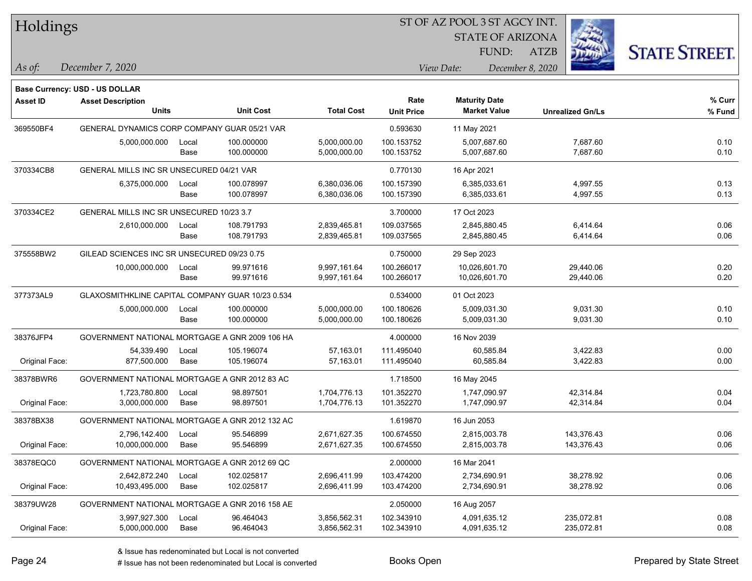# Holdings

ST OF AZ POOL 3 ST AGCY INT.
STATE OF ARIZONA
FUND: ATZB

*As of:* *December 7, 2020*
*View Date:* *December 8, 2020*

**Base Currency: USD - US DOLLAR**

| Asset ID | Asset Description / Units | | Unit Cost | Total Cost | Rate / Unit Price | Maturity Date / Market Value | Unrealized Gn/Ls | % Curr / % Fund |
|---|---|---|---|---|---|---|---|---|
| 369550BF4 | GENERAL DYNAMICS CORP COMPANY GUAR 05/21 VAR | | | | 0.593630 | 11 May 2021 | | |
| | 5,000,000.000 | Local | 100.000000 | 5,000,000.00 | 100.153752 | 5,007,687.60 | 7,687.60 | 0.10 |
| | | Base | 100.000000 | 5,000,000.00 | 100.153752 | 5,007,687.60 | 7,687.60 | 0.10 |
| 370334CB8 | GENERAL MILLS INC SR UNSECURED 04/21 VAR | | | | 0.770130 | 16 Apr 2021 | | |
| | 6,375,000.000 | Local | 100.078997 | 6,380,036.06 | 100.157390 | 6,385,033.61 | 4,997.55 | 0.13 |
| | | Base | 100.078997 | 6,380,036.06 | 100.157390 | 6,385,033.61 | 4,997.55 | 0.13 |
| 370334CE2 | GENERAL MILLS INC SR UNSECURED 10/23 3.7 | | | | 3.700000 | 17 Oct 2023 | | |
| | 2,610,000.000 | Local | 108.791793 | 2,839,465.81 | 109.037565 | 2,845,880.45 | 6,414.64 | 0.06 |
| | | Base | 108.791793 | 2,839,465.81 | 109.037565 | 2,845,880.45 | 6,414.64 | 0.06 |
| 375558BW2 | GILEAD SCIENCES INC SR UNSECURED 09/23 0.75 | | | | 0.750000 | 29 Sep 2023 | | |
| | 10,000,000.000 | Local | 99.971616 | 9,997,161.64 | 100.266017 | 10,026,601.70 | 29,440.06 | 0.20 |
| | | Base | 99.971616 | 9,997,161.64 | 100.266017 | 10,026,601.70 | 29,440.06 | 0.20 |
| 377373AL9 | GLAXOSMITHKLINE CAPITAL COMPANY GUAR 10/23 0.534 | | | | 0.534000 | 01 Oct 2023 | | |
| | 5,000,000.000 | Local | 100.000000 | 5,000,000.00 | 100.180626 | 5,009,031.30 | 9,031.30 | 0.10 |
| | | Base | 100.000000 | 5,000,000.00 | 100.180626 | 5,009,031.30 | 9,031.30 | 0.10 |
| 38376JFP4 | GOVERNMENT NATIONAL MORTGAGE A GNR 2009 106 HA | | | | 4.000000 | 16 Nov 2039 | | |
| | 54,339.490 | Local | 105.196074 | 57,163.01 | 111.495040 | 60,585.84 | 3,422.83 | 0.00 |
| Original Face: | 877,500.000 | Base | 105.196074 | 57,163.01 | 111.495040 | 60,585.84 | 3,422.83 | 0.00 |
| 38378BWR6 | GOVERNMENT NATIONAL MORTGAGE A GNR 2012 83 AC | | | | 1.718500 | 16 May 2045 | | |
| | 1,723,780.800 | Local | 98.897501 | 1,704,776.13 | 101.352270 | 1,747,090.97 | 42,314.84 | 0.04 |
| Original Face: | 3,000,000.000 | Base | 98.897501 | 1,704,776.13 | 101.352270 | 1,747,090.97 | 42,314.84 | 0.04 |
| 38378BX38 | GOVERNMENT NATIONAL MORTGAGE A GNR 2012 132 AC | | | | 1.619870 | 16 Jun 2053 | | |
| | 2,796,142.400 | Local | 95.546899 | 2,671,627.35 | 100.674550 | 2,815,003.78 | 143,376.43 | 0.06 |
| Original Face: | 10,000,000.000 | Base | 95.546899 | 2,671,627.35 | 100.674550 | 2,815,003.78 | 143,376.43 | 0.06 |
| 38378EQC0 | GOVERNMENT NATIONAL MORTGAGE A GNR 2012 69 QC | | | | 2.000000 | 16 Mar 2041 | | |
| | 2,642,872.240 | Local | 102.025817 | 2,696,411.99 | 103.474200 | 2,734,690.91 | 38,278.92 | 0.06 |
| Original Face: | 10,493,495.000 | Base | 102.025817 | 2,696,411.99 | 103.474200 | 2,734,690.91 | 38,278.92 | 0.06 |
| 38379UW28 | GOVERNMENT NATIONAL MORTGAGE A GNR 2016 158 AE | | | | 2.050000 | 16 Aug 2057 | | |
| | 3,997,927.300 | Local | 96.464043 | 3,856,562.31 | 102.343910 | 4,091,635.12 | 235,072.81 | 0.08 |
| Original Face: | 5,000,000.000 | Base | 96.464043 | 3,856,562.31 | 102.343910 | 4,091,635.12 | 235,072.81 | 0.08 |

& Issue has redenominated but Local is not converted
# Issue has not been redenominated but Local is converted

Books Open

Prepared by State Street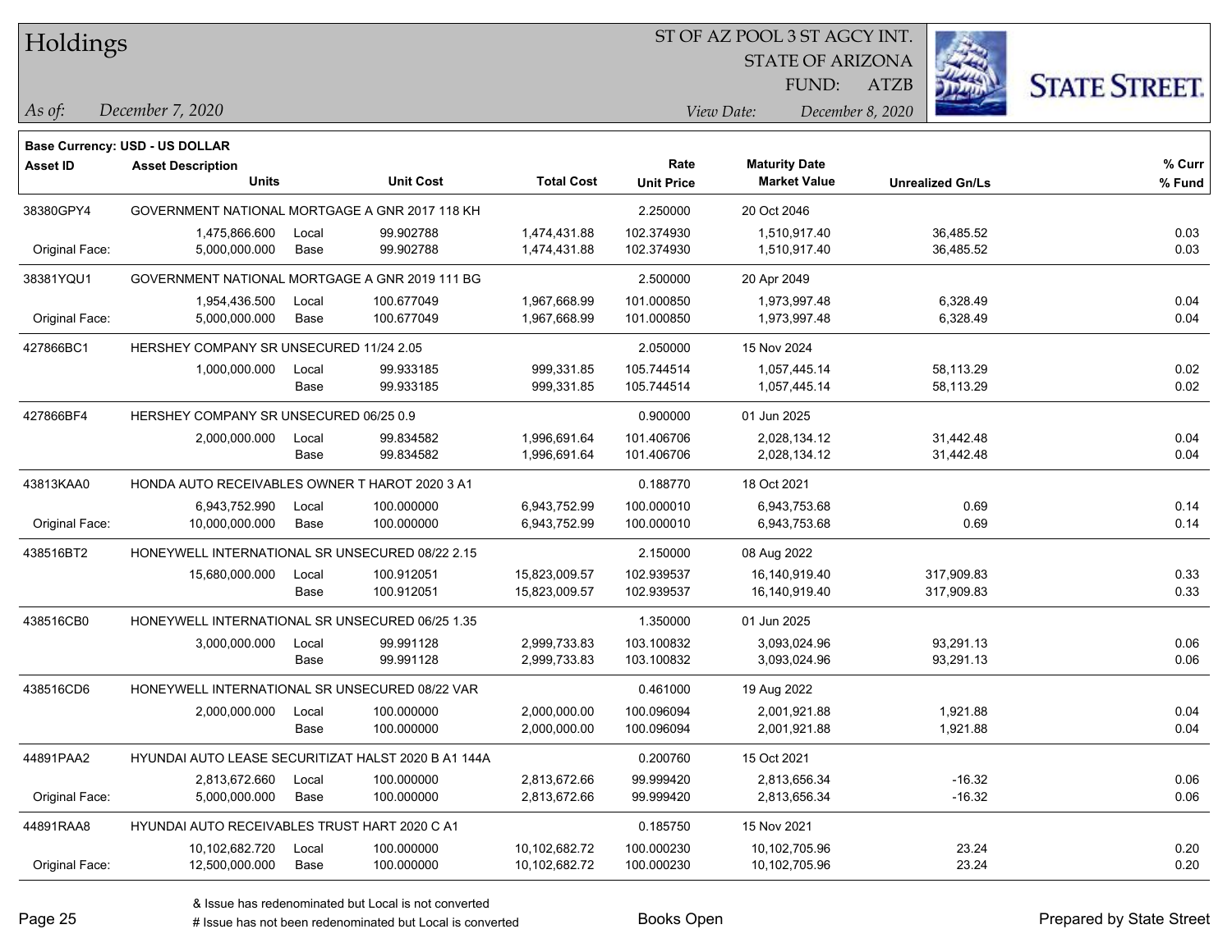# Holdings

ST OF AZ POOL 3 ST AGCY INT.
STATE OF ARIZONA
FUND: ATZB

*As of:* *December 7, 2020*
*View Date:* *December 8, 2020*

**Base Currency: USD - US DOLLAR**

| Asset ID | Asset Description / Units | | Unit Cost | Total Cost | Rate / Unit Price | Maturity Date / Market Value | Unrealized Gn/Ls | % Curr / % Fund |
|---|---|---|---|---|---|---|---|---|
| 38380GPY4 | GOVERNMENT NATIONAL MORTGAGE A GNR 2017 118 KH | | | | 2.250000 | 20 Oct 2046 | | |
| | 1,475,866.600 | Local | 99.902788 | 1,474,431.88 | 102.374930 | 1,510,917.40 | 36,485.52 | 0.03 |
| Original Face: | 5,000,000.000 | Base | 99.902788 | 1,474,431.88 | 102.374930 | 1,510,917.40 | 36,485.52 | 0.03 |
| 38381YQU1 | GOVERNMENT NATIONAL MORTGAGE A GNR 2019 111 BG | | | | 2.500000 | 20 Apr 2049 | | |
| | 1,954,436.500 | Local | 100.677049 | 1,967,668.99 | 101.000850 | 1,973,997.48 | 6,328.49 | 0.04 |
| Original Face: | 5,000,000.000 | Base | 100.677049 | 1,967,668.99 | 101.000850 | 1,973,997.48 | 6,328.49 | 0.04 |
| 427866BC1 | HERSHEY COMPANY SR UNSECURED 11/24 2.05 | | | | 2.050000 | 15 Nov 2024 | | |
| | 1,000,000.000 | Local | 99.933185 | 999,331.85 | 105.744514 | 1,057,445.14 | 58,113.29 | 0.02 |
| | | Base | 99.933185 | 999,331.85 | 105.744514 | 1,057,445.14 | 58,113.29 | 0.02 |
| 427866BF4 | HERSHEY COMPANY SR UNSECURED 06/25 0.9 | | | | 0.900000 | 01 Jun 2025 | | |
| | 2,000,000.000 | Local | 99.834582 | 1,996,691.64 | 101.406706 | 2,028,134.12 | 31,442.48 | 0.04 |
| | | Base | 99.834582 | 1,996,691.64 | 101.406706 | 2,028,134.12 | 31,442.48 | 0.04 |
| 43813KAA0 | HONDA AUTO RECEIVABLES OWNER T HAROT 2020 3 A1 | | | | 0.188770 | 18 Oct 2021 | | |
| | 6,943,752.990 | Local | 100.000000 | 6,943,752.99 | 100.000010 | 6,943,753.68 | 0.69 | 0.14 |
| Original Face: | 10,000,000.000 | Base | 100.000000 | 6,943,752.99 | 100.000010 | 6,943,753.68 | 0.69 | 0.14 |
| 438516BT2 | HONEYWELL INTERNATIONAL SR UNSECURED 08/22 2.15 | | | | 2.150000 | 08 Aug 2022 | | |
| | 15,680,000.000 | Local | 100.912051 | 15,823,009.57 | 102.939537 | 16,140,919.40 | 317,909.83 | 0.33 |
| | | Base | 100.912051 | 15,823,009.57 | 102.939537 | 16,140,919.40 | 317,909.83 | 0.33 |
| 438516CB0 | HONEYWELL INTERNATIONAL SR UNSECURED 06/25 1.35 | | | | 1.350000 | 01 Jun 2025 | | |
| | 3,000,000.000 | Local | 99.991128 | 2,999,733.83 | 103.100832 | 3,093,024.96 | 93,291.13 | 0.06 |
| | | Base | 99.991128 | 2,999,733.83 | 103.100832 | 3,093,024.96 | 93,291.13 | 0.06 |
| 438516CD6 | HONEYWELL INTERNATIONAL SR UNSECURED 08/22 VAR | | | | 0.461000 | 19 Aug 2022 | | |
| | 2,000,000.000 | Local | 100.000000 | 2,000,000.00 | 100.096094 | 2,001,921.88 | 1,921.88 | 0.04 |
| | | Base | 100.000000 | 2,000,000.00 | 100.096094 | 2,001,921.88 | 1,921.88 | 0.04 |
| 44891PAA2 | HYUNDAI AUTO LEASE SECURITIZAT HALST 2020 B A1 144A | | | | 0.200760 | 15 Oct 2021 | | |
| | 2,813,672.660 | Local | 100.000000 | 2,813,672.66 | 99.999420 | 2,813,656.34 | -16.32 | 0.06 |
| Original Face: | 5,000,000.000 | Base | 100.000000 | 2,813,672.66 | 99.999420 | 2,813,656.34 | -16.32 | 0.06 |
| 44891RAA8 | HYUNDAI AUTO RECEIVABLES TRUST HART 2020 C A1 | | | | 0.185750 | 15 Nov 2021 | | |
| | 10,102,682.720 | Local | 100.000000 | 10,102,682.72 | 100.000230 | 10,102,705.96 | 23.24 | 0.20 |
| Original Face: | 12,500,000.000 | Base | 100.000000 | 10,102,682.72 | 100.000230 | 10,102,705.96 | 23.24 | 0.20 |

& Issue has redenominated but Local is not converted
# Issue has not been redenominated but Local is converted

Books Open

Prepared by State Street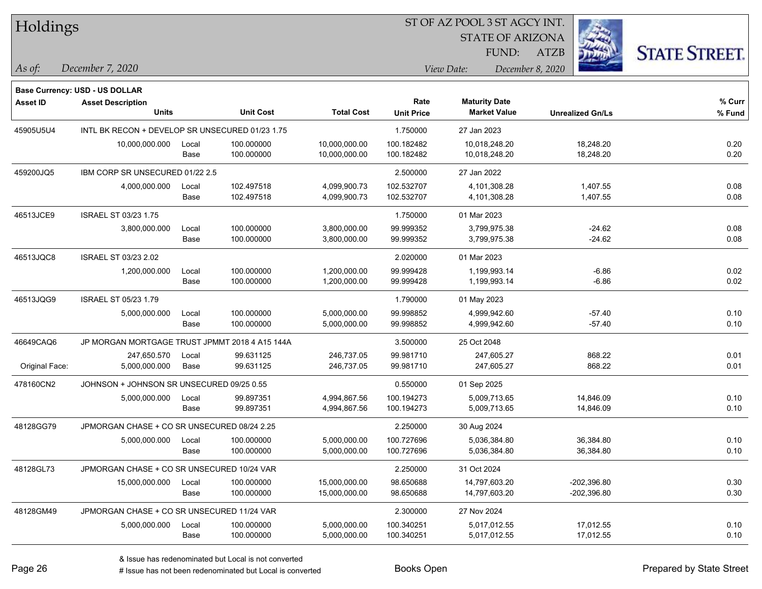# Holdings

ST OF AZ POOL 3 ST AGCY INT.
STATE OF ARIZONA
FUND: ATZB

*As of:* *December 7, 2020*
*View Date:* *December 8, 2020*

**Base Currency: USD - US DOLLAR**

| Asset ID | Asset Description / Units | | Unit Cost | Total Cost | Rate / Unit Price | Maturity Date / Market Value | Unrealized Gn/Ls | % Curr / % Fund |
|---|---|---|---|---|---|---|---|---|
| 45905U5U4 | INTL BK RECON + DEVELOP SR UNSECURED 01/23 1.75 | | | | 1.750000 | 27 Jan 2023 | | |
| | 10,000,000.000 | Local | 100.000000 | 10,000,000.00 | 100.182482 | 10,018,248.20 | 18,248.20 | 0.20 |
| | | Base | 100.000000 | 10,000,000.00 | 100.182482 | 10,018,248.20 | 18,248.20 | 0.20 |
| 459200JQ5 | IBM CORP SR UNSECURED 01/22 2.5 | | | | 2.500000 | 27 Jan 2022 | | |
| | 4,000,000.000 | Local | 102.497518 | 4,099,900.73 | 102.532707 | 4,101,308.28 | 1,407.55 | 0.08 |
| | | Base | 102.497518 | 4,099,900.73 | 102.532707 | 4,101,308.28 | 1,407.55 | 0.08 |
| 46513JCE9 | ISRAEL ST 03/23 1.75 | | | | 1.750000 | 01 Mar 2023 | | |
| | 3,800,000.000 | Local | 100.000000 | 3,800,000.00 | 99.999352 | 3,799,975.38 | -24.62 | 0.08 |
| | | Base | 100.000000 | 3,800,000.00 | 99.999352 | 3,799,975.38 | -24.62 | 0.08 |
| 46513JQC8 | ISRAEL ST 03/23 2.02 | | | | 2.020000 | 01 Mar 2023 | | |
| | 1,200,000.000 | Local | 100.000000 | 1,200,000.00 | 99.999428 | 1,199,993.14 | -6.86 | 0.02 |
| | | Base | 100.000000 | 1,200,000.00 | 99.999428 | 1,199,993.14 | -6.86 | 0.02 |
| 46513JQG9 | ISRAEL ST 05/23 1.79 | | | | 1.790000 | 01 May 2023 | | |
| | 5,000,000.000 | Local | 100.000000 | 5,000,000.00 | 99.998852 | 4,999,942.60 | -57.40 | 0.10 |
| | | Base | 100.000000 | 5,000,000.00 | 99.998852 | 4,999,942.60 | -57.40 | 0.10 |
| 46649CAQ6 | JP MORGAN MORTGAGE TRUST JPMMT 2018 4 A15 144A | | | | 3.500000 | 25 Oct 2048 | | |
| | 247,650.570 | Local | 99.631125 | 246,737.05 | 99.981710 | 247,605.27 | 868.22 | 0.01 |
| Original Face: | 5,000,000.000 | Base | 99.631125 | 246,737.05 | 99.981710 | 247,605.27 | 868.22 | 0.01 |
| 478160CN2 | JOHNSON + JOHNSON SR UNSECURED 09/25 0.55 | | | | 0.550000 | 01 Sep 2025 | | |
| | 5,000,000.000 | Local | 99.897351 | 4,994,867.56 | 100.194273 | 5,009,713.65 | 14,846.09 | 0.10 |
| | | Base | 99.897351 | 4,994,867.56 | 100.194273 | 5,009,713.65 | 14,846.09 | 0.10 |
| 48128GG79 | JPMORGAN CHASE + CO SR UNSECURED 08/24 2.25 | | | | 2.250000 | 30 Aug 2024 | | |
| | 5,000,000.000 | Local | 100.000000 | 5,000,000.00 | 100.727696 | 5,036,384.80 | 36,384.80 | 0.10 |
| | | Base | 100.000000 | 5,000,000.00 | 100.727696 | 5,036,384.80 | 36,384.80 | 0.10 |
| 48128GL73 | JPMORGAN CHASE + CO SR UNSECURED 10/24 VAR | | | | 2.250000 | 31 Oct 2024 | | |
| | 15,000,000.000 | Local | 100.000000 | 15,000,000.00 | 98.650688 | 14,797,603.20 | -202,396.80 | 0.30 |
| | | Base | 100.000000 | 15,000,000.00 | 98.650688 | 14,797,603.20 | -202,396.80 | 0.30 |
| 48128GM49 | JPMORGAN CHASE + CO SR UNSECURED 11/24 VAR | | | | 2.300000 | 27 Nov 2024 | | |
| | 5,000,000.000 | Local | 100.000000 | 5,000,000.00 | 100.340251 | 5,017,012.55 | 17,012.55 | 0.10 |
| | | Base | 100.000000 | 5,000,000.00 | 100.340251 | 5,017,012.55 | 17,012.55 | 0.10 |

& Issue has redenominated but Local is not converted
# Issue has not been redenominated but Local is converted

Books Open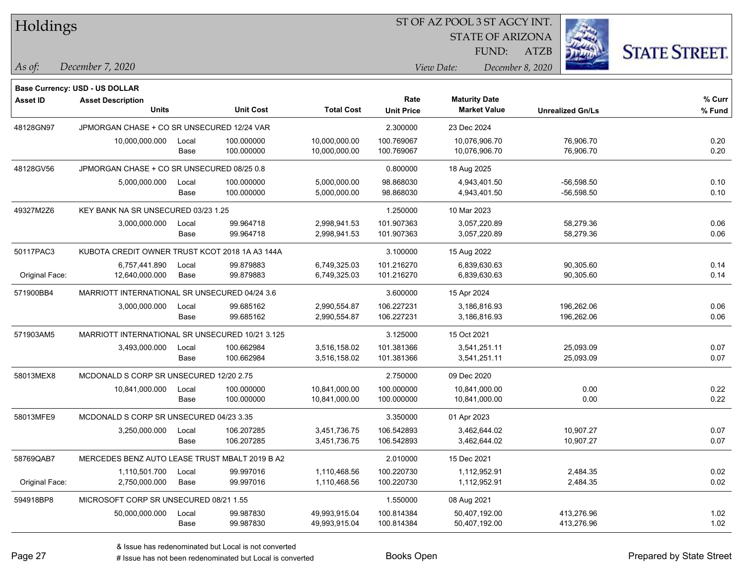# Holdings

ST OF AZ POOL 3 ST AGCY INT.
STATE OF ARIZONA
FUND: ATZB

*As of:* *December 7, 2020*

*View Date:* *December 8, 2020*

**Base Currency: USD - US DOLLAR**

| Asset ID | Asset Description Units | | Unit Cost | Total Cost | Rate Unit Price | Maturity Date Market Value | Unrealized Gn/Ls | % Curr % Fund |
|---|---|---|---|---|---|---|---|---|
| 48128GN97 | JPMORGAN CHASE + CO SR UNSECURED 12/24 VAR | | | | 2.300000 | 23 Dec 2024 | | |
| | 10,000,000.000 | Local | 100.000000 | 10,000,000.00 | 100.769067 | 10,076,906.70 | 76,906.70 | 0.20 |
| | | Base | 100.000000 | 10,000,000.00 | 100.769067 | 10,076,906.70 | 76,906.70 | 0.20 |
| 48128GV56 | JPMORGAN CHASE + CO SR UNSECURED 08/25 0.8 | | | | 0.800000 | 18 Aug 2025 | | |
| | 5,000,000.000 | Local | 100.000000 | 5,000,000.00 | 98.868030 | 4,943,401.50 | -56,598.50 | 0.10 |
| | | Base | 100.000000 | 5,000,000.00 | 98.868030 | 4,943,401.50 | -56,598.50 | 0.10 |
| 49327M2Z6 | KEY BANK NA SR UNSECURED 03/23 1.25 | | | | 1.250000 | 10 Mar 2023 | | |
| | 3,000,000.000 | Local | 99.964718 | 2,998,941.53 | 101.907363 | 3,057,220.89 | 58,279.36 | 0.06 |
| | | Base | 99.964718 | 2,998,941.53 | 101.907363 | 3,057,220.89 | 58,279.36 | 0.06 |
| 50117PAC3 | KUBOTA CREDIT OWNER TRUST KCOT 2018 1A A3 144A | | | | 3.100000 | 15 Aug 2022 | | |
| | 6,757,441.890 | Local | 99.879883 | 6,749,325.03 | 101.216270 | 6,839,630.63 | 90,305.60 | 0.14 |
| Original Face: | 12,640,000.000 | Base | 99.879883 | 6,749,325.03 | 101.216270 | 6,839,630.63 | 90,305.60 | 0.14 |
| 571900BB4 | MARRIOTT INTERNATIONAL SR UNSECURED 04/24 3.6 | | | | 3.600000 | 15 Apr 2024 | | |
| | 3,000,000.000 | Local | 99.685162 | 2,990,554.87 | 106.227231 | 3,186,816.93 | 196,262.06 | 0.06 |
| | | Base | 99.685162 | 2,990,554.87 | 106.227231 | 3,186,816.93 | 196,262.06 | 0.06 |
| 571903AM5 | MARRIOTT INTERNATIONAL SR UNSECURED 10/21 3.125 | | | | 3.125000 | 15 Oct 2021 | | |
| | 3,493,000.000 | Local | 100.662984 | 3,516,158.02 | 101.381366 | 3,541,251.11 | 25,093.09 | 0.07 |
| | | Base | 100.662984 | 3,516,158.02 | 101.381366 | 3,541,251.11 | 25,093.09 | 0.07 |
| 58013MEX8 | MCDONALD S CORP SR UNSECURED 12/20 2.75 | | | | 2.750000 | 09 Dec 2020 | | |
| | 10,841,000.000 | Local | 100.000000 | 10,841,000.00 | 100.000000 | 10,841,000.00 | 0.00 | 0.22 |
| | | Base | 100.000000 | 10,841,000.00 | 100.000000 | 10,841,000.00 | 0.00 | 0.22 |
| 58013MFE9 | MCDONALD S CORP SR UNSECURED 04/23 3.35 | | | | 3.350000 | 01 Apr 2023 | | |
| | 3,250,000.000 | Local | 106.207285 | 3,451,736.75 | 106.542893 | 3,462,644.02 | 10,907.27 | 0.07 |
| | | Base | 106.207285 | 3,451,736.75 | 106.542893 | 3,462,644.02 | 10,907.27 | 0.07 |
| 58769QAB7 | MERCEDES BENZ AUTO LEASE TRUST MBALT 2019 B A2 | | | | 2.010000 | 15 Dec 2021 | | |
| | 1,110,501.700 | Local | 99.997016 | 1,110,468.56 | 100.220730 | 1,112,952.91 | 2,484.35 | 0.02 |
| Original Face: | 2,750,000.000 | Base | 99.997016 | 1,110,468.56 | 100.220730 | 1,112,952.91 | 2,484.35 | 0.02 |
| 594918BP8 | MICROSOFT CORP SR UNSECURED 08/21 1.55 | | | | 1.550000 | 08 Aug 2021 | | |
| | 50,000,000.000 | Local | 99.987830 | 49,993,915.04 | 100.814384 | 50,407,192.00 | 413,276.96 | 1.02 |
| | | Base | 99.987830 | 49,993,915.04 | 100.814384 | 50,407,192.00 | 413,276.96 | 1.02 |

& Issue has redenominated but Local is not converted
# Issue has not been redenominated but Local is converted

Books Open

Prepared by State Street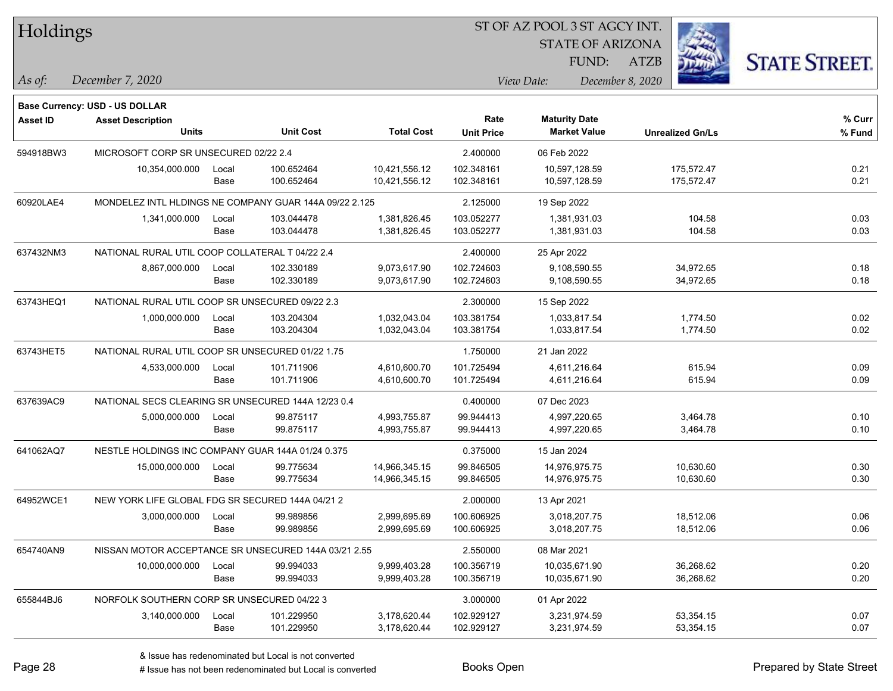# Holdings

ST OF AZ POOL 3 ST AGCY INT.
STATE OF ARIZONA
FUND: ATZB

*As of:* *December 7, 2020*
*View Date:* *December 8, 2020*

**Base Currency: USD - US DOLLAR**

| Asset ID | Asset Description / Units | | Unit Cost | Total Cost | Rate / Unit Price | Maturity Date / Market Value | Unrealized Gn/Ls | % Curr / % Fund |
|---|---|---|---|---|---|---|---|---|
| 594918BW3 | MICROSOFT CORP SR UNSECURED 02/22 2.4 | | | | 2.400000 | 06 Feb 2022 | | |
| | 10,354,000.000 | Local | 100.652464 | 10,421,556.12 | 102.348161 | 10,597,128.59 | 175,572.47 | 0.21 |
| | | Base | 100.652464 | 10,421,556.12 | 102.348161 | 10,597,128.59 | 175,572.47 | 0.21 |
| 60920LAE4 | MONDELEZ INTL HLDINGS NE COMPANY GUAR 144A 09/22 2.125 | | | | 2.125000 | 19 Sep 2022 | | |
| | 1,341,000.000 | Local | 103.044478 | 1,381,826.45 | 103.052277 | 1,381,931.03 | 104.58 | 0.03 |
| | | Base | 103.044478 | 1,381,826.45 | 103.052277 | 1,381,931.03 | 104.58 | 0.03 |
| 637432NM3 | NATIONAL RURAL UTIL COOP COLLATERAL T 04/22 2.4 | | | | 2.400000 | 25 Apr 2022 | | |
| | 8,867,000.000 | Local | 102.330189 | 9,073,617.90 | 102.724603 | 9,108,590.55 | 34,972.65 | 0.18 |
| | | Base | 102.330189 | 9,073,617.90 | 102.724603 | 9,108,590.55 | 34,972.65 | 0.18 |
| 63743HEQ1 | NATIONAL RURAL UTIL COOP SR UNSECURED 09/22 2.3 | | | | 2.300000 | 15 Sep 2022 | | |
| | 1,000,000.000 | Local | 103.204304 | 1,032,043.04 | 103.381754 | 1,033,817.54 | 1,774.50 | 0.02 |
| | | Base | 103.204304 | 1,032,043.04 | 103.381754 | 1,033,817.54 | 1,774.50 | 0.02 |
| 63743HET5 | NATIONAL RURAL UTIL COOP SR UNSECURED 01/22 1.75 | | | | 1.750000 | 21 Jan 2022 | | |
| | 4,533,000.000 | Local | 101.711906 | 4,610,600.70 | 101.725494 | 4,611,216.64 | 615.94 | 0.09 |
| | | Base | 101.711906 | 4,610,600.70 | 101.725494 | 4,611,216.64 | 615.94 | 0.09 |
| 637639AC9 | NATIONAL SECS CLEARING SR UNSECURED 144A 12/23 0.4 | | | | 0.400000 | 07 Dec 2023 | | |
| | 5,000,000.000 | Local | 99.875117 | 4,993,755.87 | 99.944413 | 4,997,220.65 | 3,464.78 | 0.10 |
| | | Base | 99.875117 | 4,993,755.87 | 99.944413 | 4,997,220.65 | 3,464.78 | 0.10 |
| 641062AQ7 | NESTLE HOLDINGS INC COMPANY GUAR 144A 01/24 0.375 | | | | 0.375000 | 15 Jan 2024 | | |
| | 15,000,000.000 | Local | 99.775634 | 14,966,345.15 | 99.846505 | 14,976,975.75 | 10,630.60 | 0.30 |
| | | Base | 99.775634 | 14,966,345.15 | 99.846505 | 14,976,975.75 | 10,630.60 | 0.30 |
| 64952WCE1 | NEW YORK LIFE GLOBAL FDG SR SECURED 144A 04/21 2 | | | | 2.000000 | 13 Apr 2021 | | |
| | 3,000,000.000 | Local | 99.989856 | 2,999,695.69 | 100.606925 | 3,018,207.75 | 18,512.06 | 0.06 |
| | | Base | 99.989856 | 2,999,695.69 | 100.606925 | 3,018,207.75 | 18,512.06 | 0.06 |
| 654740AN9 | NISSAN MOTOR ACCEPTANCE SR UNSECURED 144A 03/21 2.55 | | | | 2.550000 | 08 Mar 2021 | | |
| | 10,000,000.000 | Local | 99.994033 | 9,999,403.28 | 100.356719 | 10,035,671.90 | 36,268.62 | 0.20 |
| | | Base | 99.994033 | 9,999,403.28 | 100.356719 | 10,035,671.90 | 36,268.62 | 0.20 |
| 655844BJ6 | NORFOLK SOUTHERN CORP SR UNSECURED 04/22 3 | | | | 3.000000 | 01 Apr 2022 | | |
| | 3,140,000.000 | Local | 101.229950 | 3,178,620.44 | 102.929127 | 3,231,974.59 | 53,354.15 | 0.07 |
| | | Base | 101.229950 | 3,178,620.44 | 102.929127 | 3,231,974.59 | 53,354.15 | 0.07 |

& Issue has redenominated but Local is not converted
# Issue has not been redenominated but Local is converted

Books Open

Prepared by State Street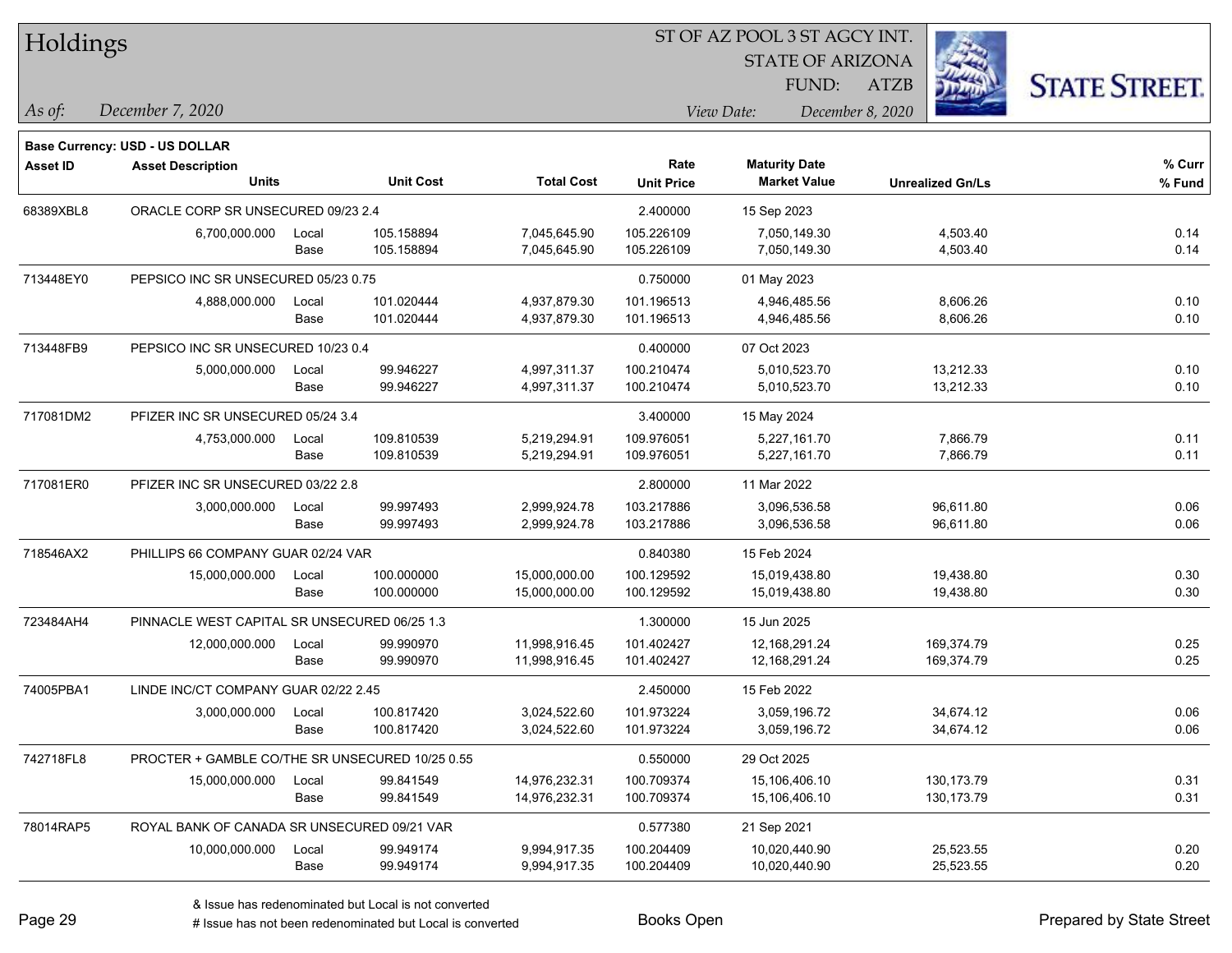# Holdings

ST OF AZ POOL 3 ST AGCY INT.
STATE OF ARIZONA
FUND: ATZB

*As of:* December 7, 2020
*View Date:* December 8, 2020

**Base Currency: USD - US DOLLAR**

| Asset ID | Asset Description / Units | | Unit Cost | Total Cost | Rate / Unit Price | Maturity Date / Market Value | Unrealized Gn/Ls | % Curr / % Fund |
|---|---|---|---|---|---|---|---|---|
| 68389XBL8 | ORACLE CORP SR UNSECURED 09/23 2.4 | | | | 2.400000 | 15 Sep 2023 | | |
| | 6,700,000.000 | Local | 105.158894 | 7,045,645.90 | 105.226109 | 7,050,149.30 | 4,503.40 | 0.14 |
| | | Base | 105.158894 | 7,045,645.90 | 105.226109 | 7,050,149.30 | 4,503.40 | 0.14 |
| 713448EY0 | PEPSICO INC SR UNSECURED 05/23 0.75 | | | | 0.750000 | 01 May 2023 | | |
| | 4,888,000.000 | Local | 101.020444 | 4,937,879.30 | 101.196513 | 4,946,485.56 | 8,606.26 | 0.10 |
| | | Base | 101.020444 | 4,937,879.30 | 101.196513 | 4,946,485.56 | 8,606.26 | 0.10 |
| 713448FB9 | PEPSICO INC SR UNSECURED 10/23 0.4 | | | | 0.400000 | 07 Oct 2023 | | |
| | 5,000,000.000 | Local | 99.946227 | 4,997,311.37 | 100.210474 | 5,010,523.70 | 13,212.33 | 0.10 |
| | | Base | 99.946227 | 4,997,311.37 | 100.210474 | 5,010,523.70 | 13,212.33 | 0.10 |
| 717081DM2 | PFIZER INC SR UNSECURED 05/24 3.4 | | | | 3.400000 | 15 May 2024 | | |
| | 4,753,000.000 | Local | 109.810539 | 5,219,294.91 | 109.976051 | 5,227,161.70 | 7,866.79 | 0.11 |
| | | Base | 109.810539 | 5,219,294.91 | 109.976051 | 5,227,161.70 | 7,866.79 | 0.11 |
| 717081ER0 | PFIZER INC SR UNSECURED 03/22 2.8 | | | | 2.800000 | 11 Mar 2022 | | |
| | 3,000,000.000 | Local | 99.997493 | 2,999,924.78 | 103.217886 | 3,096,536.58 | 96,611.80 | 0.06 |
| | | Base | 99.997493 | 2,999,924.78 | 103.217886 | 3,096,536.58 | 96,611.80 | 0.06 |
| 718546AX2 | PHILLIPS 66 COMPANY GUAR 02/24 VAR | | | | 0.840380 | 15 Feb 2024 | | |
| | 15,000,000.000 | Local | 100.000000 | 15,000,000.00 | 100.129592 | 15,019,438.80 | 19,438.80 | 0.30 |
| | | Base | 100.000000 | 15,000,000.00 | 100.129592 | 15,019,438.80 | 19,438.80 | 0.30 |
| 723484AH4 | PINNACLE WEST CAPITAL SR UNSECURED 06/25 1.3 | | | | 1.300000 | 15 Jun 2025 | | |
| | 12,000,000.000 | Local | 99.990970 | 11,998,916.45 | 101.402427 | 12,168,291.24 | 169,374.79 | 0.25 |
| | | Base | 99.990970 | 11,998,916.45 | 101.402427 | 12,168,291.24 | 169,374.79 | 0.25 |
| 74005PBA1 | LINDE INC/CT COMPANY GUAR 02/22 2.45 | | | | 2.450000 | 15 Feb 2022 | | |
| | 3,000,000.000 | Local | 100.817420 | 3,024,522.60 | 101.973224 | 3,059,196.72 | 34,674.12 | 0.06 |
| | | Base | 100.817420 | 3,024,522.60 | 101.973224 | 3,059,196.72 | 34,674.12 | 0.06 |
| 742718FL8 | PROCTER + GAMBLE CO/THE SR UNSECURED 10/25 0.55 | | | | 0.550000 | 29 Oct 2025 | | |
| | 15,000,000.000 | Local | 99.841549 | 14,976,232.31 | 100.709374 | 15,106,406.10 | 130,173.79 | 0.31 |
| | | Base | 99.841549 | 14,976,232.31 | 100.709374 | 15,106,406.10 | 130,173.79 | 0.31 |
| 78014RAP5 | ROYAL BANK OF CANADA SR UNSECURED 09/21 VAR | | | | 0.577380 | 21 Sep 2021 | | |
| | 10,000,000.000 | Local | 99.949174 | 9,994,917.35 | 100.204409 | 10,020,440.90 | 25,523.55 | 0.20 |
| | | Base | 99.949174 | 9,994,917.35 | 100.204409 | 10,020,440.90 | 25,523.55 | 0.20 |

& Issue has redenominated but Local is not converted
# Issue has not been redenominated but Local is converted

Books Open

Prepared by State Street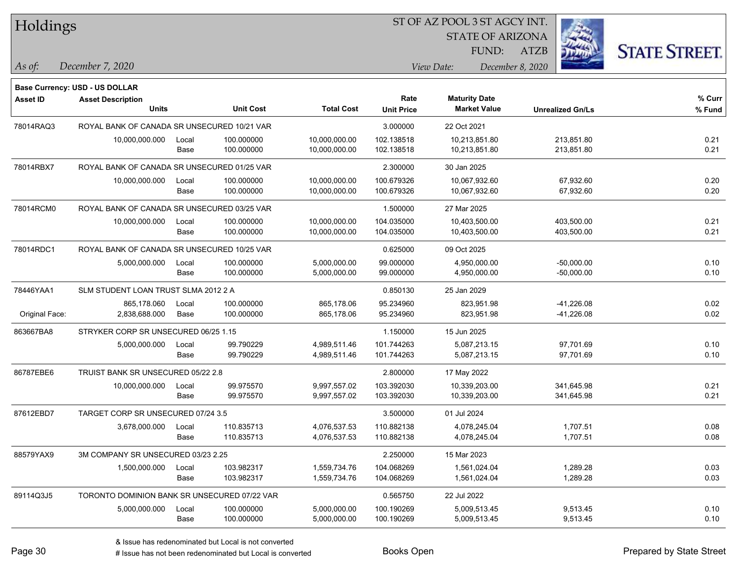# Holdings

ST OF AZ POOL 3 ST AGCY INT.
STATE OF ARIZONA
FUND: ATZB

*As of:* *December 7, 2020*
*View Date:* *December 8, 2020*

**Base Currency: USD - US DOLLAR**

| Asset ID | Asset Description / Units | | Unit Cost | Total Cost | Rate / Unit Price | Maturity Date / Market Value | Unrealized Gn/Ls | % Curr / % Fund |
|---|---|---|---|---|---|---|---|---|
| 78014RAQ3 | ROYAL BANK OF CANADA SR UNSECURED 10/21 VAR | | | | 3.000000 | 22 Oct 2021 | | |
| | 10,000,000.000 | Local | 100.000000 | 10,000,000.00 | 102.138518 | 10,213,851.80 | 213,851.80 | 0.21 |
| | | Base | 100.000000 | 10,000,000.00 | 102.138518 | 10,213,851.80 | 213,851.80 | 0.21 |
| 78014RBX7 | ROYAL BANK OF CANADA SR UNSECURED 01/25 VAR | | | | 2.300000 | 30 Jan 2025 | | |
| | 10,000,000.000 | Local | 100.000000 | 10,000,000.00 | 100.679326 | 10,067,932.60 | 67,932.60 | 0.20 |
| | | Base | 100.000000 | 10,000,000.00 | 100.679326 | 10,067,932.60 | 67,932.60 | 0.20 |
| 78014RCM0 | ROYAL BANK OF CANADA SR UNSECURED 03/25 VAR | | | | 1.500000 | 27 Mar 2025 | | |
| | 10,000,000.000 | Local | 100.000000 | 10,000,000.00 | 104.035000 | 10,403,500.00 | 403,500.00 | 0.21 |
| | | Base | 100.000000 | 10,000,000.00 | 104.035000 | 10,403,500.00 | 403,500.00 | 0.21 |
| 78014RDC1 | ROYAL BANK OF CANADA SR UNSECURED 10/25 VAR | | | | 0.625000 | 09 Oct 2025 | | |
| | 5,000,000.000 | Local | 100.000000 | 5,000,000.00 | 99.000000 | 4,950,000.00 | -50,000.00 | 0.10 |
| | | Base | 100.000000 | 5,000,000.00 | 99.000000 | 4,950,000.00 | -50,000.00 | 0.10 |
| 78446YAA1 | SLM STUDENT LOAN TRUST SLMA 2012 2 A | | | | 0.850130 | 25 Jan 2029 | | |
| | 865,178.060 | Local | 100.000000 | 865,178.06 | 95.234960 | 823,951.98 | -41,226.08 | 0.02 |
| Original Face: | 2,838,688.000 | Base | 100.000000 | 865,178.06 | 95.234960 | 823,951.98 | -41,226.08 | 0.02 |
| 863667BA8 | STRYKER CORP SR UNSECURED 06/25 1.15 | | | | 1.150000 | 15 Jun 2025 | | |
| | 5,000,000.000 | Local | 99.790229 | 4,989,511.46 | 101.744263 | 5,087,213.15 | 97,701.69 | 0.10 |
| | | Base | 99.790229 | 4,989,511.46 | 101.744263 | 5,087,213.15 | 97,701.69 | 0.10 |
| 86787EBE6 | TRUIST BANK SR UNSECURED 05/22 2.8 | | | | 2.800000 | 17 May 2022 | | |
| | 10,000,000.000 | Local | 99.975570 | 9,997,557.02 | 103.392030 | 10,339,203.00 | 341,645.98 | 0.21 |
| | | Base | 99.975570 | 9,997,557.02 | 103.392030 | 10,339,203.00 | 341,645.98 | 0.21 |
| 87612EBD7 | TARGET CORP SR UNSECURED 07/24 3.5 | | | | 3.500000 | 01 Jul 2024 | | |
| | 3,678,000.000 | Local | 110.835713 | 4,076,537.53 | 110.882138 | 4,078,245.04 | 1,707.51 | 0.08 |
| | | Base | 110.835713 | 4,076,537.53 | 110.882138 | 4,078,245.04 | 1,707.51 | 0.08 |
| 88579YAX9 | 3M COMPANY SR UNSECURED 03/23 2.25 | | | | 2.250000 | 15 Mar 2023 | | |
| | 1,500,000.000 | Local | 103.982317 | 1,559,734.76 | 104.068269 | 1,561,024.04 | 1,289.28 | 0.03 |
| | | Base | 103.982317 | 1,559,734.76 | 104.068269 | 1,561,024.04 | 1,289.28 | 0.03 |
| 89114Q3J5 | TORONTO DOMINION BANK SR UNSECURED 07/22 VAR | | | | 0.565750 | 22 Jul 2022 | | |
| | 5,000,000.000 | Local | 100.000000 | 5,000,000.00 | 100.190269 | 5,009,513.45 | 9,513.45 | 0.10 |
| | | Base | 100.000000 | 5,000,000.00 | 100.190269 | 5,009,513.45 | 9,513.45 | 0.10 |

& Issue has redenominated but Local is not converted
# Issue has not been redenominated but Local is converted

Books Open

Prepared by State Street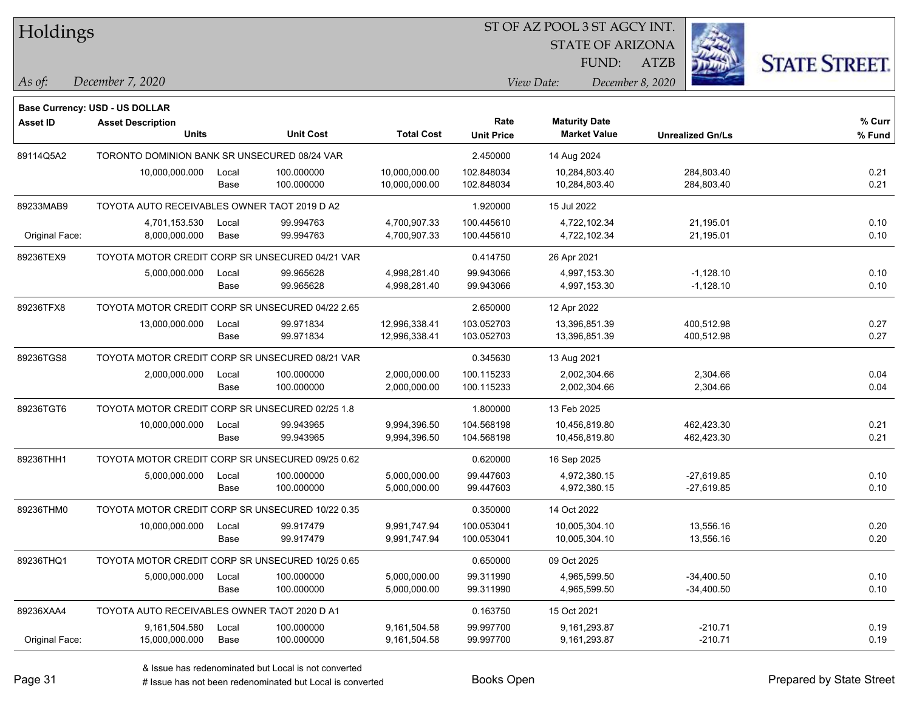# Holdings

ST OF AZ POOL 3 ST AGCY INT.
STATE OF ARIZONA
FUND: ATZB

*As of:* December 7, 2020

*View Date:* December 8, 2020

**Base Currency: USD - US DOLLAR**

| Asset ID | Asset Description / Units | | Unit Cost | Total Cost | Rate / Unit Price | Maturity Date / Market Value | Unrealized Gn/Ls | % Curr / % Fund |
|---|---|---|---|---|---|---|---|---|
| 89114Q5A2 | TORONTO DOMINION BANK SR UNSECURED 08/24 VAR | | | | 2.450000 | 14 Aug 2024 | | |
| | 10,000,000.000 | Local | 100.000000 | 10,000,000.00 | 102.848034 | 10,284,803.40 | 284,803.40 | 0.21 |
| | | Base | 100.000000 | 10,000,000.00 | 102.848034 | 10,284,803.40 | 284,803.40 | 0.21 |
| 89233MAB9 | TOYOTA AUTO RECEIVABLES OWNER TAOT 2019 D A2 | | | | 1.920000 | 15 Jul 2022 | | |
| | 4,701,153.530 | Local | 99.994763 | 4,700,907.33 | 100.445610 | 4,722,102.34 | 21,195.01 | 0.10 |
| Original Face: | 8,000,000.000 | Base | 99.994763 | 4,700,907.33 | 100.445610 | 4,722,102.34 | 21,195.01 | 0.10 |
| 89236TEX9 | TOYOTA MOTOR CREDIT CORP SR UNSECURED 04/21 VAR | | | | 0.414750 | 26 Apr 2021 | | |
| | 5,000,000.000 | Local | 99.965628 | 4,998,281.40 | 99.943066 | 4,997,153.30 | -1,128.10 | 0.10 |
| | | Base | 99.965628 | 4,998,281.40 | 99.943066 | 4,997,153.30 | -1,128.10 | 0.10 |
| 89236TFX8 | TOYOTA MOTOR CREDIT CORP SR UNSECURED 04/22 2.65 | | | | 2.650000 | 12 Apr 2022 | | |
| | 13,000,000.000 | Local | 99.971834 | 12,996,338.41 | 103.052703 | 13,396,851.39 | 400,512.98 | 0.27 |
| | | Base | 99.971834 | 12,996,338.41 | 103.052703 | 13,396,851.39 | 400,512.98 | 0.27 |
| 89236TGS8 | TOYOTA MOTOR CREDIT CORP SR UNSECURED 08/21 VAR | | | | 0.345630 | 13 Aug 2021 | | |
| | 2,000,000.000 | Local | 100.000000 | 2,000,000.00 | 100.115233 | 2,002,304.66 | 2,304.66 | 0.04 |
| | | Base | 100.000000 | 2,000,000.00 | 100.115233 | 2,002,304.66 | 2,304.66 | 0.04 |
| 89236TGT6 | TOYOTA MOTOR CREDIT CORP SR UNSECURED 02/25 1.8 | | | | 1.800000 | 13 Feb 2025 | | |
| | 10,000,000.000 | Local | 99.943965 | 9,994,396.50 | 104.568198 | 10,456,819.80 | 462,423.30 | 0.21 |
| | | Base | 99.943965 | 9,994,396.50 | 104.568198 | 10,456,819.80 | 462,423.30 | 0.21 |
| 89236THH1 | TOYOTA MOTOR CREDIT CORP SR UNSECURED 09/25 0.62 | | | | 0.620000 | 16 Sep 2025 | | |
| | 5,000,000.000 | Local | 100.000000 | 5,000,000.00 | 99.447603 | 4,972,380.15 | -27,619.85 | 0.10 |
| | | Base | 100.000000 | 5,000,000.00 | 99.447603 | 4,972,380.15 | -27,619.85 | 0.10 |
| 89236THM0 | TOYOTA MOTOR CREDIT CORP SR UNSECURED 10/22 0.35 | | | | 0.350000 | 14 Oct 2022 | | |
| | 10,000,000.000 | Local | 99.917479 | 9,991,747.94 | 100.053041 | 10,005,304.10 | 13,556.16 | 0.20 |
| | | Base | 99.917479 | 9,991,747.94 | 100.053041 | 10,005,304.10 | 13,556.16 | 0.20 |
| 89236THQ1 | TOYOTA MOTOR CREDIT CORP SR UNSECURED 10/25 0.65 | | | | 0.650000 | 09 Oct 2025 | | |
| | 5,000,000.000 | Local | 100.000000 | 5,000,000.00 | 99.311990 | 4,965,599.50 | -34,400.50 | 0.10 |
| | | Base | 100.000000 | 5,000,000.00 | 99.311990 | 4,965,599.50 | -34,400.50 | 0.10 |
| 89236XAA4 | TOYOTA AUTO RECEIVABLES OWNER TAOT 2020 D A1 | | | | 0.163750 | 15 Oct 2021 | | |
| | 9,161,504.580 | Local | 100.000000 | 9,161,504.58 | 99.997700 | 9,161,293.87 | -210.71 | 0.19 |
| Original Face: | 15,000,000.000 | Base | 100.000000 | 9,161,504.58 | 99.997700 | 9,161,293.87 | -210.71 | 0.19 |

& Issue has redenominated but Local is not converted
# Issue has not been redenominated but Local is converted

Books Open

Prepared by State Street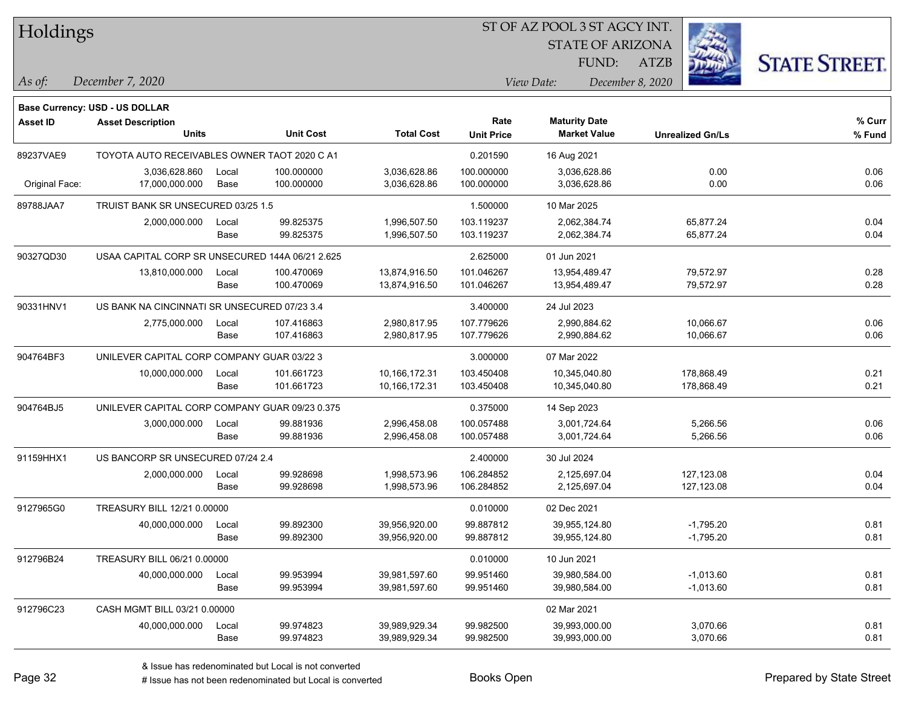# Holdings

ST OF AZ POOL 3 ST AGCY INT.
STATE OF ARIZONA
FUND: ATZB

*As of:* *December 7, 2020*

*View Date:* *December 8, 2020*

**Base Currency: USD - US DOLLAR**

| Asset ID | Asset Description / Units | | Unit Cost | Total Cost | Rate / Unit Price | Maturity Date / Market Value | Unrealized Gn/Ls | % Curr / % Fund |
|---|---|---|---|---|---|---|---|---|
| 89237VAE9 | TOYOTA AUTO RECEIVABLES OWNER TAOT 2020 C A1 | | | | 0.201590 | 16 Aug 2021 | | |
| | 3,036,628.860 | Local | 100.000000 | 3,036,628.86 | 100.000000 | 3,036,628.86 | 0.00 | 0.06 |
| Original Face: | 17,000,000.000 | Base | 100.000000 | 3,036,628.86 | 100.000000 | 3,036,628.86 | 0.00 | 0.06 |
| 89788JAA7 | TRUIST BANK SR UNSECURED 03/25 1.5 | | | | 1.500000 | 10 Mar 2025 | | |
| | 2,000,000.000 | Local | 99.825375 | 1,996,507.50 | 103.119237 | 2,062,384.74 | 65,877.24 | 0.04 |
| | | Base | 99.825375 | 1,996,507.50 | 103.119237 | 2,062,384.74 | 65,877.24 | 0.04 |
| 90327QD30 | USAA CAPITAL CORP SR UNSECURED 144A 06/21 2.625 | | | | 2.625000 | 01 Jun 2021 | | |
| | 13,810,000.000 | Local | 100.470069 | 13,874,916.50 | 101.046267 | 13,954,489.47 | 79,572.97 | 0.28 |
| | | Base | 100.470069 | 13,874,916.50 | 101.046267 | 13,954,489.47 | 79,572.97 | 0.28 |
| 90331HNV1 | US BANK NA CINCINNATI SR UNSECURED 07/23 3.4 | | | | 3.400000 | 24 Jul 2023 | | |
| | 2,775,000.000 | Local | 107.416863 | 2,980,817.95 | 107.779626 | 2,990,884.62 | 10,066.67 | 0.06 |
| | | Base | 107.416863 | 2,980,817.95 | 107.779626 | 2,990,884.62 | 10,066.67 | 0.06 |
| 904764BF3 | UNILEVER CAPITAL CORP COMPANY GUAR 03/22 3 | | | | 3.000000 | 07 Mar 2022 | | |
| | 10,000,000.000 | Local | 101.661723 | 10,166,172.31 | 103.450408 | 10,345,040.80 | 178,868.49 | 0.21 |
| | | Base | 101.661723 | 10,166,172.31 | 103.450408 | 10,345,040.80 | 178,868.49 | 0.21 |
| 904764BJ5 | UNILEVER CAPITAL CORP COMPANY GUAR 09/23 0.375 | | | | 0.375000 | 14 Sep 2023 | | |
| | 3,000,000.000 | Local | 99.881936 | 2,996,458.08 | 100.057488 | 3,001,724.64 | 5,266.56 | 0.06 |
| | | Base | 99.881936 | 2,996,458.08 | 100.057488 | 3,001,724.64 | 5,266.56 | 0.06 |
| 91159HHX1 | US BANCORP SR UNSECURED 07/24 2.4 | | | | 2.400000 | 30 Jul 2024 | | |
| | 2,000,000.000 | Local | 99.928698 | 1,998,573.96 | 106.284852 | 2,125,697.04 | 127,123.08 | 0.04 |
| | | Base | 99.928698 | 1,998,573.96 | 106.284852 | 2,125,697.04 | 127,123.08 | 0.04 |
| 9127965G0 | TREASURY BILL 12/21 0.00000 | | | | 0.010000 | 02 Dec 2021 | | |
| | 40,000,000.000 | Local | 99.892300 | 39,956,920.00 | 99.887812 | 39,955,124.80 | -1,795.20 | 0.81 |
| | | Base | 99.892300 | 39,956,920.00 | 99.887812 | 39,955,124.80 | -1,795.20 | 0.81 |
| 912796B24 | TREASURY BILL 06/21 0.00000 | | | | 0.010000 | 10 Jun 2021 | | |
| | 40,000,000.000 | Local | 99.953994 | 39,981,597.60 | 99.951460 | 39,980,584.00 | -1,013.60 | 0.81 |
| | | Base | 99.953994 | 39,981,597.60 | 99.951460 | 39,980,584.00 | -1,013.60 | 0.81 |
| 912796C23 | CASH MGMT BILL 03/21 0.00000 | | | | | 02 Mar 2021 | | |
| | 40,000,000.000 | Local | 99.974823 | 39,989,929.34 | 99.982500 | 39,993,000.00 | 3,070.66 | 0.81 |
| | | Base | 99.974823 | 39,989,929.34 | 99.982500 | 39,993,000.00 | 3,070.66 | 0.81 |

& Issue has redenominated but Local is not converted
# Issue has not been redenominated but Local is converted

Books Open

Prepared by State Street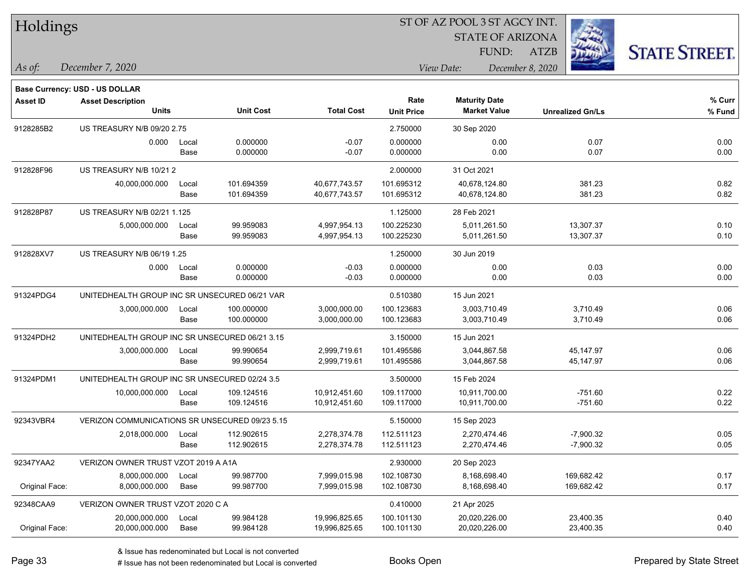# Holdings

ST OF AZ POOL 3 ST AGCY INT.
STATE OF ARIZONA
FUND: ATZB

*As of:* *December 7, 2020*
*View Date:* *December 8, 2020*

**Base Currency: USD - US DOLLAR**

| Asset ID | Asset Description / Units | | Unit Cost | Total Cost | Rate / Unit Price | Maturity Date / Market Value | Unrealized Gn/Ls | % Curr / % Fund |
|---|---|---|---|---|---|---|---|---|
| 9128285B2 | US TREASURY N/B 09/20 2.75 | | | | 2.750000 | 30 Sep 2020 | | |
| | 0.000 | Local | 0.000000 | -0.07 | 0.000000 | 0.00 | 0.07 | 0.00 |
| | | Base | 0.000000 | -0.07 | 0.000000 | 0.00 | 0.07 | 0.00 |
| 912828F96 | US TREASURY N/B 10/21 2 | | | | 2.000000 | 31 Oct 2021 | | |
| | 40,000,000.000 | Local | 101.694359 | 40,677,743.57 | 101.695312 | 40,678,124.80 | 381.23 | 0.82 |
| | | Base | 101.694359 | 40,677,743.57 | 101.695312 | 40,678,124.80 | 381.23 | 0.82 |
| 912828P87 | US TREASURY N/B 02/21 1.125 | | | | 1.125000 | 28 Feb 2021 | | |
| | 5,000,000.000 | Local | 99.959083 | 4,997,954.13 | 100.225230 | 5,011,261.50 | 13,307.37 | 0.10 |
| | | Base | 99.959083 | 4,997,954.13 | 100.225230 | 5,011,261.50 | 13,307.37 | 0.10 |
| 912828XV7 | US TREASURY N/B 06/19 1.25 | | | | 1.250000 | 30 Jun 2019 | | |
| | 0.000 | Local | 0.000000 | -0.03 | 0.000000 | 0.00 | 0.03 | 0.00 |
| | | Base | 0.000000 | -0.03 | 0.000000 | 0.00 | 0.03 | 0.00 |
| 91324PDG4 | UNITEDHEALTH GROUP INC SR UNSECURED 06/21 VAR | | | | 0.510380 | 15 Jun 2021 | | |
| | 3,000,000.000 | Local | 100.000000 | 3,000,000.00 | 100.123683 | 3,003,710.49 | 3,710.49 | 0.06 |
| | | Base | 100.000000 | 3,000,000.00 | 100.123683 | 3,003,710.49 | 3,710.49 | 0.06 |
| 91324PDH2 | UNITEDHEALTH GROUP INC SR UNSECURED 06/21 3.15 | | | | 3.150000 | 15 Jun 2021 | | |
| | 3,000,000.000 | Local | 99.990654 | 2,999,719.61 | 101.495586 | 3,044,867.58 | 45,147.97 | 0.06 |
| | | Base | 99.990654 | 2,999,719.61 | 101.495586 | 3,044,867.58 | 45,147.97 | 0.06 |
| 91324PDM1 | UNITEDHEALTH GROUP INC SR UNSECURED 02/24 3.5 | | | | 3.500000 | 15 Feb 2024 | | |
| | 10,000,000.000 | Local | 109.124516 | 10,912,451.60 | 109.117000 | 10,911,700.00 | -751.60 | 0.22 |
| | | Base | 109.124516 | 10,912,451.60 | 109.117000 | 10,911,700.00 | -751.60 | 0.22 |
| 92343VBR4 | VERIZON COMMUNICATIONS SR UNSECURED 09/23 5.15 | | | | 5.150000 | 15 Sep 2023 | | |
| | 2,018,000.000 | Local | 112.902615 | 2,278,374.78 | 112.511123 | 2,270,474.46 | -7,900.32 | 0.05 |
| | | Base | 112.902615 | 2,278,374.78 | 112.511123 | 2,270,474.46 | -7,900.32 | 0.05 |
| 92347YAA2 | VERIZON OWNER TRUST VZOT 2019 A A1A | | | | 2.930000 | 20 Sep 2023 | | |
| | 8,000,000.000 | Local | 99.987700 | 7,999,015.98 | 102.108730 | 8,168,698.40 | 169,682.42 | 0.17 |
| Original Face: | 8,000,000.000 | Base | 99.987700 | 7,999,015.98 | 102.108730 | 8,168,698.40 | 169,682.42 | 0.17 |
| 92348CAA9 | VERIZON OWNER TRUST VZOT 2020 C A | | | | 0.410000 | 21 Apr 2025 | | |
| | 20,000,000.000 | Local | 99.984128 | 19,996,825.65 | 100.101130 | 20,020,226.00 | 23,400.35 | 0.40 |
| Original Face: | 20,000,000.000 | Base | 99.984128 | 19,996,825.65 | 100.101130 | 20,020,226.00 | 23,400.35 | 0.40 |

& Issue has redenominated but Local is not converted
# Issue has not been redenominated but Local is converted

Books Open

Prepared by State Street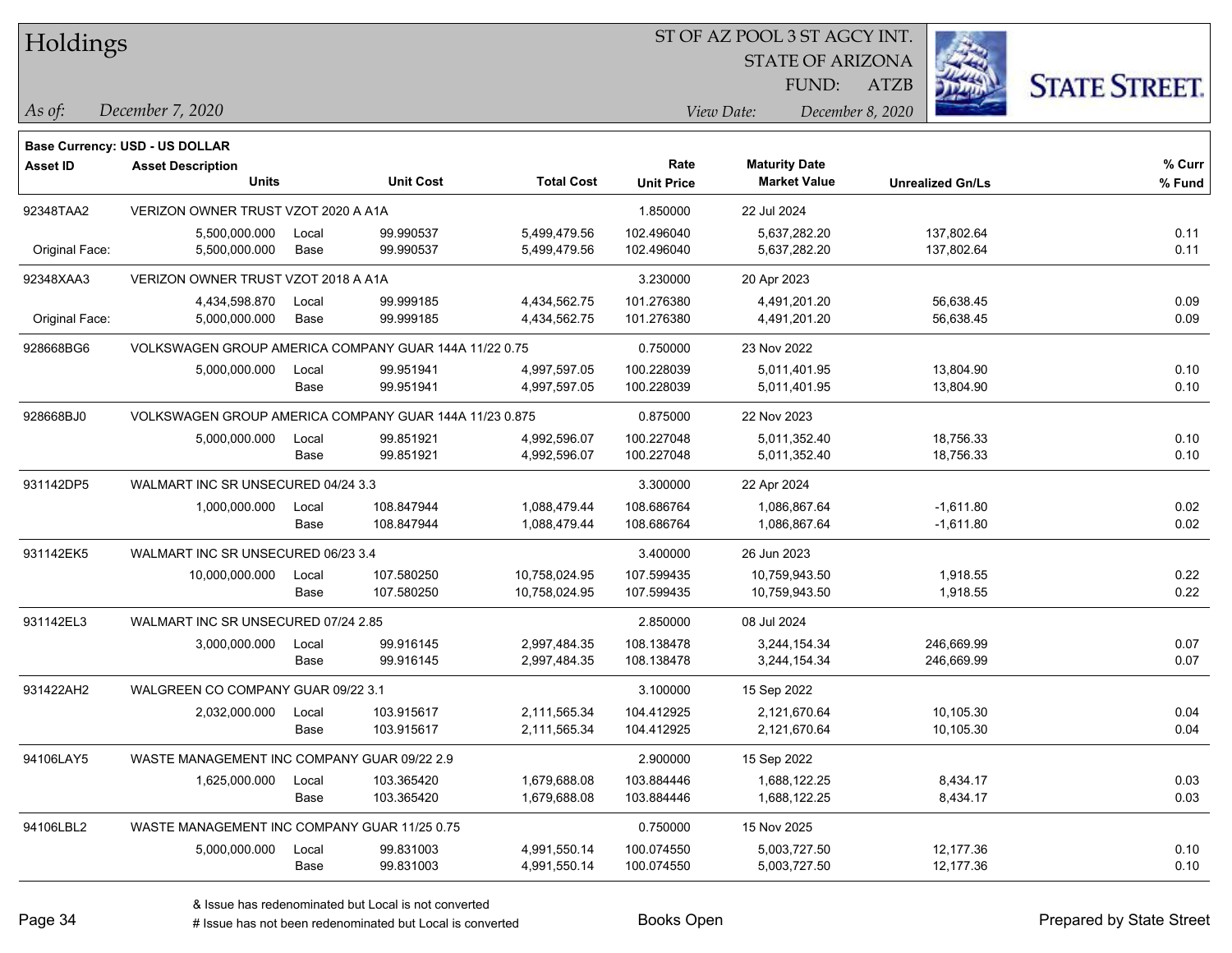# Holdings

ST OF AZ POOL 3 ST AGCY INT.
STATE OF ARIZONA
FUND: ATZB

*As of:* *December 7, 2020*
*View Date:* *December 8, 2020*

**Base Currency: USD - US DOLLAR**

| Asset ID | Asset Description / Units | | Unit Cost | Total Cost | Rate / Unit Price | Maturity Date / Market Value | Unrealized Gn/Ls | % Curr / % Fund |
|---|---|---|---|---|---|---|---|---|
| 92348TAA2 | VERIZON OWNER TRUST VZOT 2020 A A1A | | | | 1.850000 | 22 Jul 2024 | | |
| | 5,500,000.000 | Local | 99.990537 | 5,499,479.56 | 102.496040 | 5,637,282.20 | 137,802.64 | 0.11 |
| Original Face: | 5,500,000.000 | Base | 99.990537 | 5,499,479.56 | 102.496040 | 5,637,282.20 | 137,802.64 | 0.11 |
| 92348XAA3 | VERIZON OWNER TRUST VZOT 2018 A A1A | | | | 3.230000 | 20 Apr 2023 | | |
| | 4,434,598.870 | Local | 99.999185 | 4,434,562.75 | 101.276380 | 4,491,201.20 | 56,638.45 | 0.09 |
| Original Face: | 5,000,000.000 | Base | 99.999185 | 4,434,562.75 | 101.276380 | 4,491,201.20 | 56,638.45 | 0.09 |
| 928668BG6 | VOLKSWAGEN GROUP AMERICA COMPANY GUAR 144A 11/22 0.75 | | | | 0.750000 | 23 Nov 2022 | | |
| | 5,000,000.000 | Local | 99.951941 | 4,997,597.05 | 100.228039 | 5,011,401.95 | 13,804.90 | 0.10 |
| | | Base | 99.951941 | 4,997,597.05 | 100.228039 | 5,011,401.95 | 13,804.90 | 0.10 |
| 928668BJ0 | VOLKSWAGEN GROUP AMERICA COMPANY GUAR 144A 11/23 0.875 | | | | 0.875000 | 22 Nov 2023 | | |
| | 5,000,000.000 | Local | 99.851921 | 4,992,596.07 | 100.227048 | 5,011,352.40 | 18,756.33 | 0.10 |
| | | Base | 99.851921 | 4,992,596.07 | 100.227048 | 5,011,352.40 | 18,756.33 | 0.10 |
| 931142DP5 | WALMART INC SR UNSECURED 04/24 3.3 | | | | 3.300000 | 22 Apr 2024 | | |
| | 1,000,000.000 | Local | 108.847944 | 1,088,479.44 | 108.686764 | 1,086,867.64 | -1,611.80 | 0.02 |
| | | Base | 108.847944 | 1,088,479.44 | 108.686764 | 1,086,867.64 | -1,611.80 | 0.02 |
| 931142EK5 | WALMART INC SR UNSECURED 06/23 3.4 | | | | 3.400000 | 26 Jun 2023 | | |
| | 10,000,000.000 | Local | 107.580250 | 10,758,024.95 | 107.599435 | 10,759,943.50 | 1,918.55 | 0.22 |
| | | Base | 107.580250 | 10,758,024.95 | 107.599435 | 10,759,943.50 | 1,918.55 | 0.22 |
| 931142EL3 | WALMART INC SR UNSECURED 07/24 2.85 | | | | 2.850000 | 08 Jul 2024 | | |
| | 3,000,000.000 | Local | 99.916145 | 2,997,484.35 | 108.138478 | 3,244,154.34 | 246,669.99 | 0.07 |
| | | Base | 99.916145 | 2,997,484.35 | 108.138478 | 3,244,154.34 | 246,669.99 | 0.07 |
| 931422AH2 | WALGREEN CO COMPANY GUAR 09/22 3.1 | | | | 3.100000 | 15 Sep 2022 | | |
| | 2,032,000.000 | Local | 103.915617 | 2,111,565.34 | 104.412925 | 2,121,670.64 | 10,105.30 | 0.04 |
| | | Base | 103.915617 | 2,111,565.34 | 104.412925 | 2,121,670.64 | 10,105.30 | 0.04 |
| 94106LAY5 | WASTE MANAGEMENT INC COMPANY GUAR 09/22 2.9 | | | | 2.900000 | 15 Sep 2022 | | |
| | 1,625,000.000 | Local | 103.365420 | 1,679,688.08 | 103.884446 | 1,688,122.25 | 8,434.17 | 0.03 |
| | | Base | 103.365420 | 1,679,688.08 | 103.884446 | 1,688,122.25 | 8,434.17 | 0.03 |
| 94106LBL2 | WASTE MANAGEMENT INC COMPANY GUAR 11/25 0.75 | | | | 0.750000 | 15 Nov 2025 | | |
| | 5,000,000.000 | Local | 99.831003 | 4,991,550.14 | 100.074550 | 5,003,727.50 | 12,177.36 | 0.10 |
| | | Base | 99.831003 | 4,991,550.14 | 100.074550 | 5,003,727.50 | 12,177.36 | 0.10 |

& Issue has redenominated but Local is not converted
# Issue has not been redenominated but Local is converted

Books Open

Prepared by State Street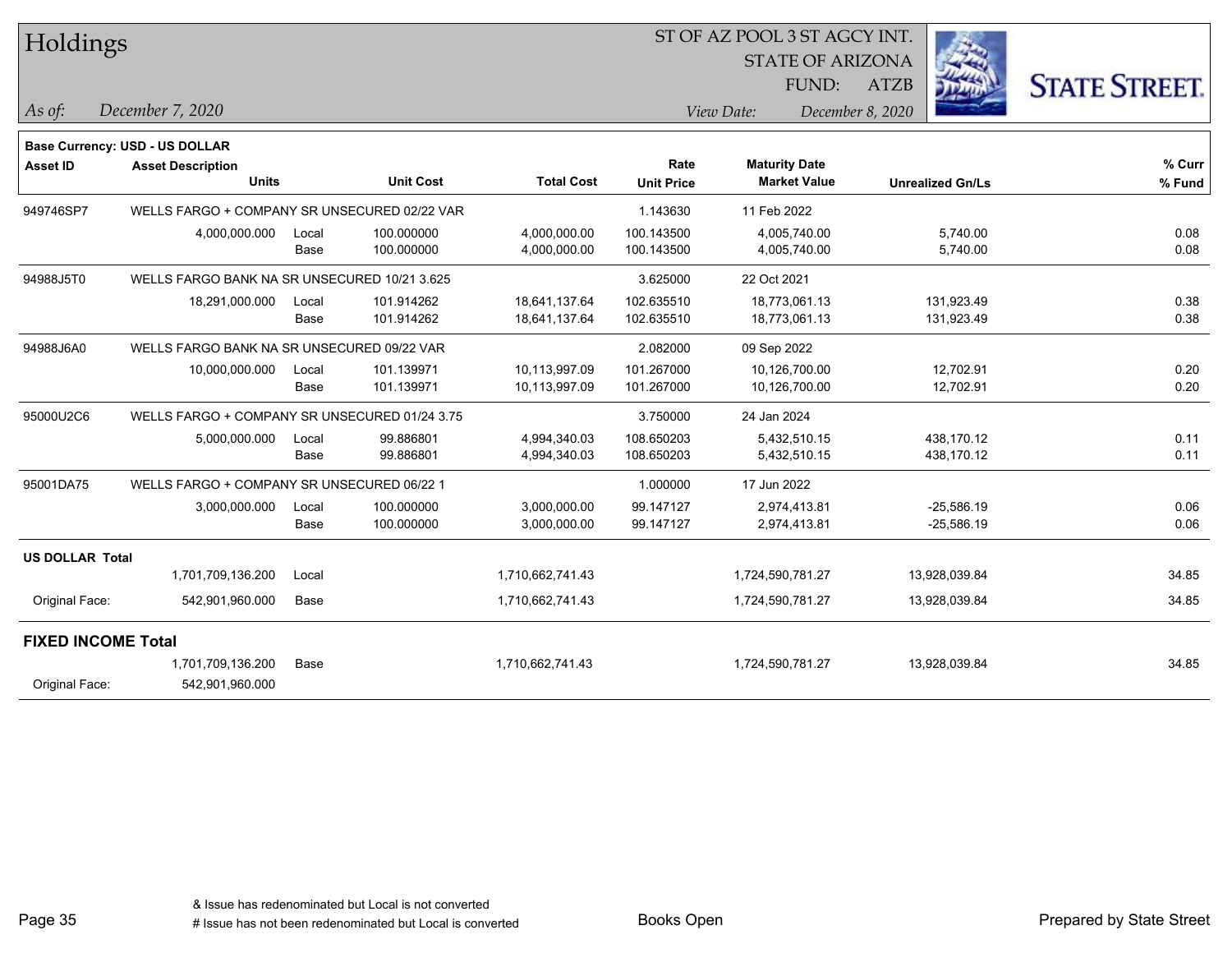# Holdings

ST OF AZ POOL 3 ST AGCY INT.
STATE OF ARIZONA
FUND: ATZB

*As of:* *December 7, 2020*
*View Date:* *December 8, 2020*

**Base Currency: USD - US DOLLAR**

| Asset ID | Asset Description Units | | Unit Cost | Total Cost | Rate Unit Price | Maturity Date Market Value | Unrealized Gn/Ls | % Curr % Fund |
|---|---|---|---|---|---|---|---|---|
| 949746SP7 | WELLS FARGO + COMPANY SR UNSECURED 02/22 VAR | | | | 1.143630 | 11 Feb 2022 | | |
| | 4,000,000.000 | Local | 100.000000 | 4,000,000.00 | 100.143500 | 4,005,740.00 | 5,740.00 | 0.08 |
| | | Base | 100.000000 | 4,000,000.00 | 100.143500 | 4,005,740.00 | 5,740.00 | 0.08 |
| 94988J5T0 | WELLS FARGO BANK NA SR UNSECURED 10/21 3.625 | | | | 3.625000 | 22 Oct 2021 | | |
| | 18,291,000.000 | Local | 101.914262 | 18,641,137.64 | 102.635510 | 18,773,061.13 | 131,923.49 | 0.38 |
| | | Base | 101.914262 | 18,641,137.64 | 102.635510 | 18,773,061.13 | 131,923.49 | 0.38 |
| 94988J6A0 | WELLS FARGO BANK NA SR UNSECURED 09/22 VAR | | | | 2.082000 | 09 Sep 2022 | | |
| | 10,000,000.000 | Local | 101.139971 | 10,113,997.09 | 101.267000 | 10,126,700.00 | 12,702.91 | 0.20 |
| | | Base | 101.139971 | 10,113,997.09 | 101.267000 | 10,126,700.00 | 12,702.91 | 0.20 |
| 95000U2C6 | WELLS FARGO + COMPANY SR UNSECURED 01/24 3.75 | | | | 3.750000 | 24 Jan 2024 | | |
| | 5,000,000.000 | Local | 99.886801 | 4,994,340.03 | 108.650203 | 5,432,510.15 | 438,170.12 | 0.11 |
| | | Base | 99.886801 | 4,994,340.03 | 108.650203 | 5,432,510.15 | 438,170.12 | 0.11 |
| 95001DA75 | WELLS FARGO + COMPANY SR UNSECURED 06/22 1 | | | | 1.000000 | 17 Jun 2022 | | |
| | 3,000,000.000 | Local | 100.000000 | 3,000,000.00 | 99.147127 | 2,974,413.81 | -25,586.19 | 0.06 |
| | | Base | 100.000000 | 3,000,000.00 | 99.147127 | 2,974,413.81 | -25,586.19 | 0.06 |
| **US DOLLAR Total** | | | | | | | | |
| | 1,701,709,136.200 | Local | | 1,710,662,741.43 | | 1,724,590,781.27 | 13,928,039.84 | 34.85 |
| Original Face: | 542,901,960.000 | Base | | 1,710,662,741.43 | | 1,724,590,781.27 | 13,928,039.84 | 34.85 |
| **FIXED INCOME Total** | | | | | | | | |
| | 1,701,709,136.200 | Base | | 1,710,662,741.43 | | 1,724,590,781.27 | 13,928,039.84 | 34.85 |
| Original Face: | 542,901,960.000 | | | | | | | |

& Issue has redenominated but Local is not converted
# Issue has not been redenominated but Local is converted

Books Open

Prepared by State Street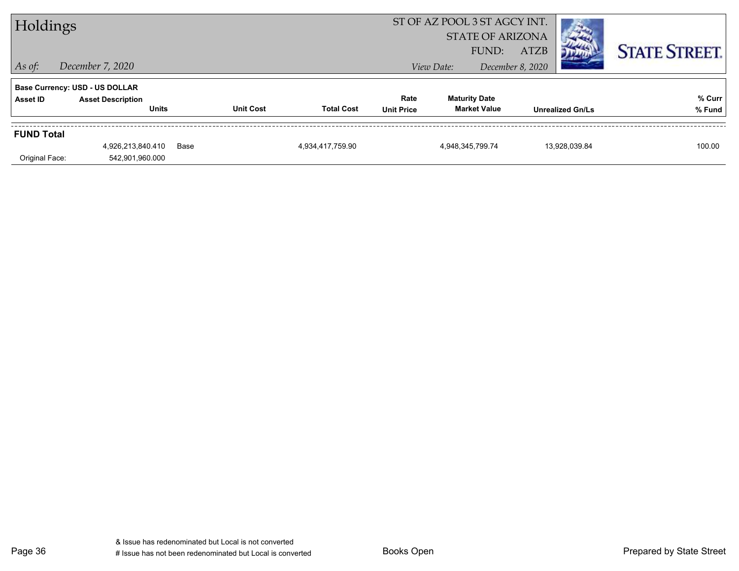# Holdings

ST OF AZ POOL 3 ST AGCY INT.
STATE OF ARIZONA
FUND: ATZB

*As of:* *December 7, 2020*
*View Date:* *December 8, 2020*

**Base Currency: USD - US DOLLAR**

| Asset ID | Asset Description / Units | | Unit Cost | Total Cost | Rate / Unit Price | Maturity Date / Market Value | Unrealized Gn/Ls | % Curr / % Fund |
|---|---|---|---|---|---|---|---|---|
| **FUND Total** | | | | | | | | |
| | 4,926,213,840.410 | Base | | 4,934,417,759.90 | | 4,948,345,799.74 | 13,928,039.84 | 100.00 |
| Original Face: | 542,901,960.000 | | | | | | | |

& Issue has redenominated but Local is not converted
# Issue has not been redenominated but Local is converted

Books Open

Prepared by State Street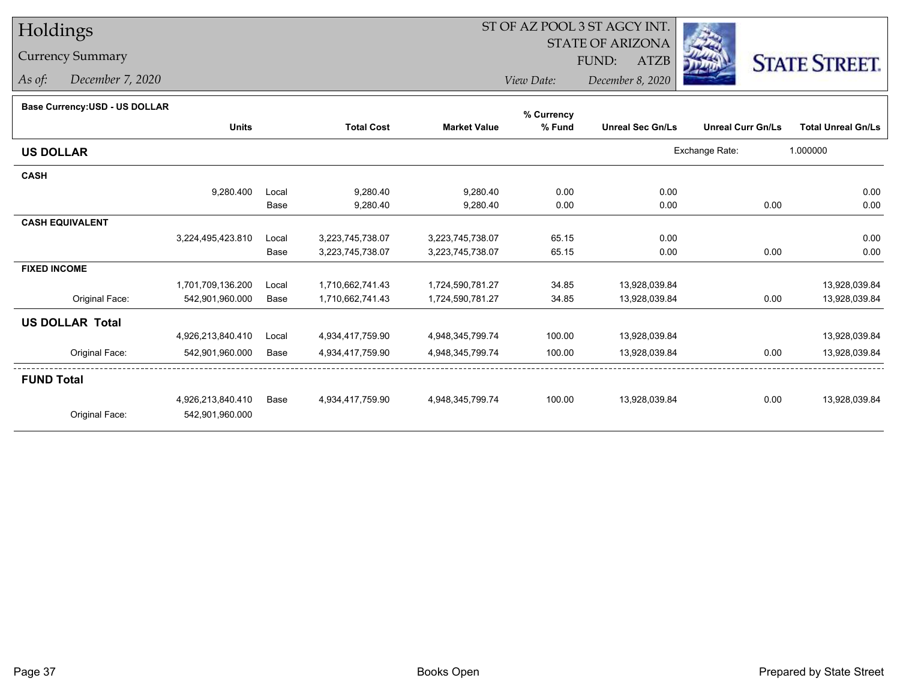# Holdings

Currency Summary

*As of:* *December 7, 2020*

ST OF AZ POOL 3 ST AGCY INT.
STATE OF ARIZONA
FUND: ATZB
*View Date:* *December 8, 2020*

STATE STREET.

**Base Currency:USD - US DOLLAR**

| | Units | | Total Cost | Market Value | % Currency % Fund | Unreal Sec Gn/Ls | Unreal Curr Gn/Ls | Total Unreal Gn/Ls |
|---|---|---|---|---|---|---|---|---|
| **US DOLLAR** | | | | | | Exchange Rate: | 1.000000 | |
| **CASH** | | | | | | | | |
| | 9,280.400 | Local | 9,280.40 | 9,280.40 | 0.00 | 0.00 | | 0.00 |
| | | Base | 9,280.40 | 9,280.40 | 0.00 | 0.00 | 0.00 | 0.00 |
| **CASH EQUIVALENT** | | | | | | | | |
| | 3,224,495,423.810 | Local | 3,223,745,738.07 | 3,223,745,738.07 | 65.15 | 0.00 | | 0.00 |
| | | Base | 3,223,745,738.07 | 3,223,745,738.07 | 65.15 | 0.00 | 0.00 | 0.00 |
| **FIXED INCOME** | | | | | | | | |
| | 1,701,709,136.200 | Local | 1,710,662,741.43 | 1,724,590,781.27 | 34.85 | 13,928,039.84 | | 13,928,039.84 |
| Original Face: | 542,901,960.000 | Base | 1,710,662,741.43 | 1,724,590,781.27 | 34.85 | 13,928,039.84 | 0.00 | 13,928,039.84 |
| **US DOLLAR Total** | | | | | | | | |
| | 4,926,213,840.410 | Local | 4,934,417,759.90 | 4,948,345,799.74 | 100.00 | 13,928,039.84 | | 13,928,039.84 |
| Original Face: | 542,901,960.000 | Base | 4,934,417,759.90 | 4,948,345,799.74 | 100.00 | 13,928,039.84 | 0.00 | 13,928,039.84 |
| **FUND Total** | | | | | | | | |
| | 4,926,213,840.410 | Base | 4,934,417,759.90 | 4,948,345,799.74 | 100.00 | 13,928,039.84 | 0.00 | 13,928,039.84 |
| Original Face: | 542,901,960.000 | | | | | | | |

Books Open

Prepared by State Street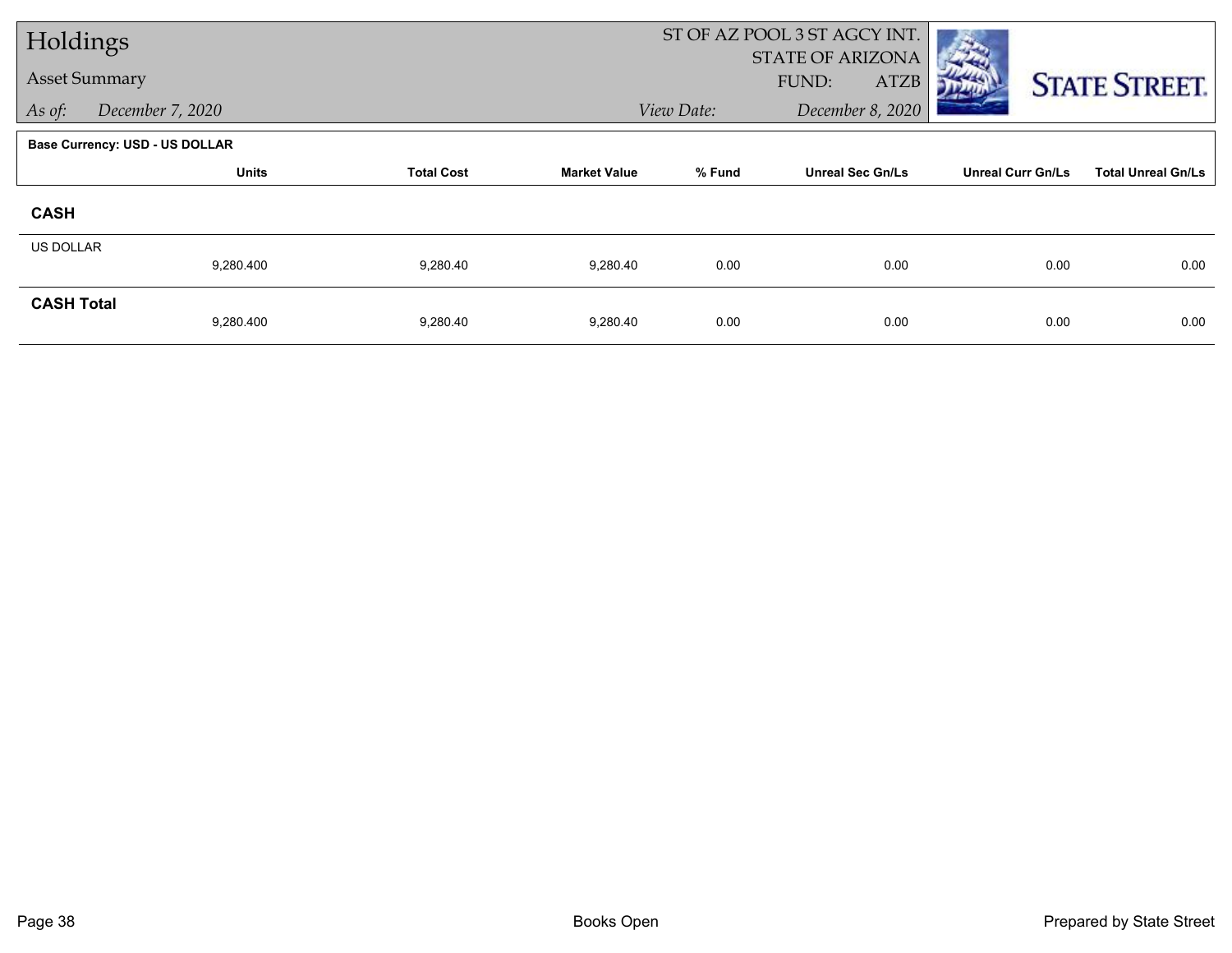# Holdings

## Asset Summary

*As of:* December 7, 2020

ST OF AZ POOL 3 ST AGCY INT.
STATE OF ARIZONA
FUND: ATZB

*View Date:* December 8, 2020

STATE STREET.

**Base Currency: USD - US DOLLAR**

| | Units | Total Cost | Market Value | % Fund | Unreal Sec Gn/Ls | Unreal Curr Gn/Ls | Total Unreal Gn/Ls |
|---|---|---|---|---|---|---|---|
| **CASH** | | | | | | | |
| US DOLLAR | 9,280.400 | 9,280.40 | 9,280.40 | 0.00 | 0.00 | 0.00 | 0.00 |
| **CASH Total** | 9,280.400 | 9,280.40 | 9,280.40 | 0.00 | 0.00 | 0.00 | 0.00 |

Books Open

Prepared by State Street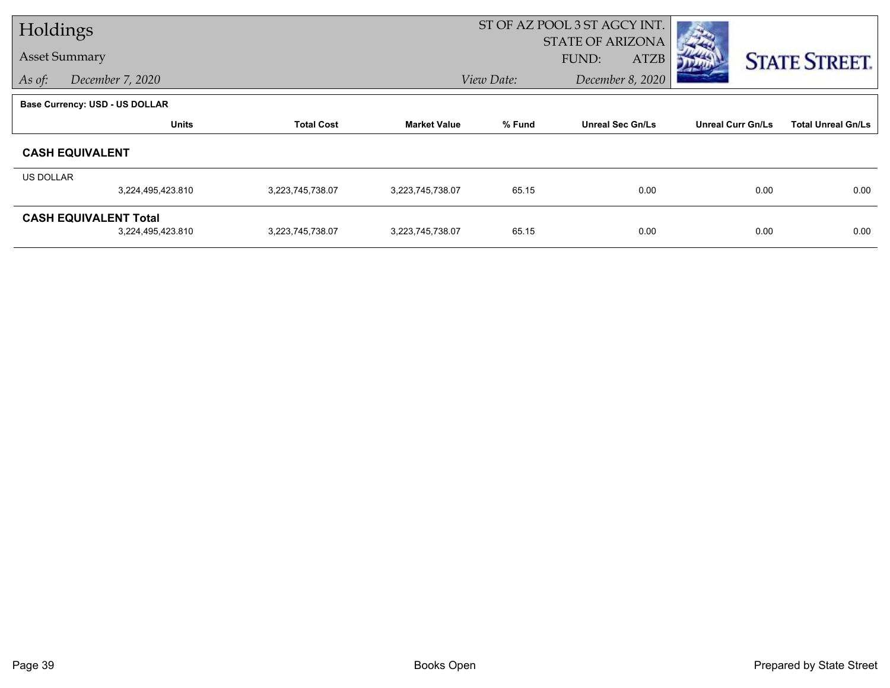# Holdings

## Asset Summary

*As of:* December 7, 2020

ST OF AZ POOL 3 ST AGCY INT.
STATE OF ARIZONA
FUND: ATZB
*View Date:* December 8, 2020

STATE STREET.

**Base Currency: USD - US DOLLAR**

| | Units | Total Cost | Market Value | % Fund | Unreal Sec Gn/Ls | Unreal Curr Gn/Ls | Total Unreal Gn/Ls |
|---|---|---|---|---|---|---|---|
| **CASH EQUIVALENT** | | | | | | | |
| US DOLLAR | 3,224,495,423.810 | 3,223,745,738.07 | 3,223,745,738.07 | 65.15 | 0.00 | 0.00 | 0.00 |
| **CASH EQUIVALENT Total** | 3,224,495,423.810 | 3,223,745,738.07 | 3,223,745,738.07 | 65.15 | 0.00 | 0.00 | 0.00 |

Books Open

Prepared by State Street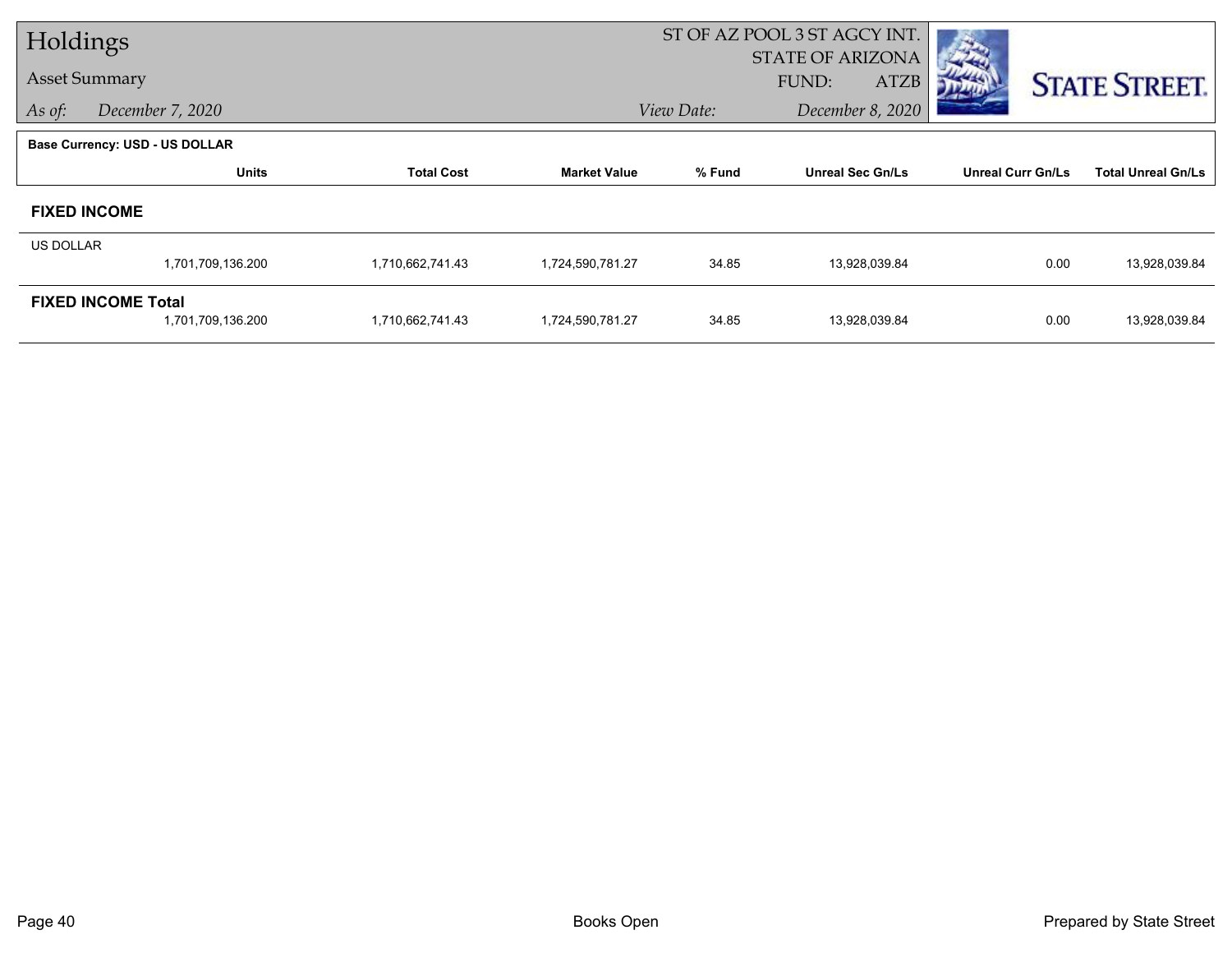# Holdings

Asset Summary

*As of:* December 7, 2020

ST OF AZ POOL 3 ST AGCY INT.
STATE OF ARIZONA
FUND: ATZB

*View Date:* December 8, 2020

**Base Currency: USD - US DOLLAR**

| | Units | Total Cost | Market Value | % Fund | Unreal Sec Gn/Ls | Unreal Curr Gn/Ls | Total Unreal Gn/Ls |
|---|---|---|---|---|---|---|---|
| **FIXED INCOME** | | | | | | | |
| US DOLLAR | 1,701,709,136.200 | 1,710,662,741.43 | 1,724,590,781.27 | 34.85 | 13,928,039.84 | 0.00 | 13,928,039.84 |
| **FIXED INCOME Total** | 1,701,709,136.200 | 1,710,662,741.43 | 1,724,590,781.27 | 34.85 | 13,928,039.84 | 0.00 | 13,928,039.84 |

Books Open

Prepared by State Street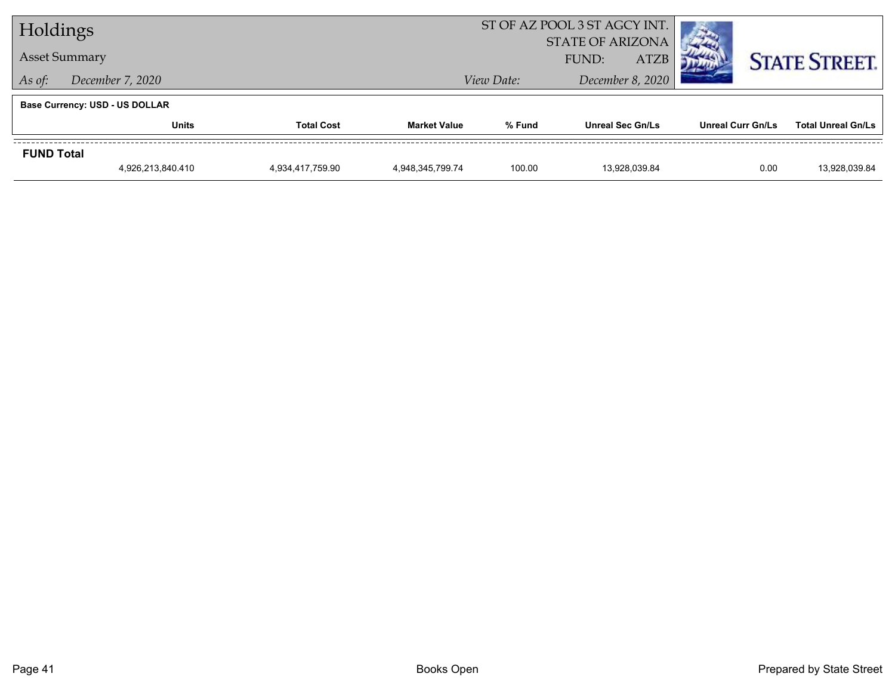# Holdings

## Asset Summary

*As of:* December 7, 2020

ST OF AZ POOL 3 ST AGCY INT.
STATE OF ARIZONA
FUND: ATZB
*View Date:* December 8, 2020

STATE STREET.

**Base Currency: USD - US DOLLAR**

| | Units | Total Cost | Market Value | % Fund | Unreal Sec Gn/Ls | Unreal Curr Gn/Ls | Total Unreal Gn/Ls |
|---|---|---|---|---|---|---|---|
| **FUND Total** | | | | | | | |
| | 4,926,213,840.410 | 4,934,417,759.90 | 4,948,345,799.74 | 100.00 | 13,928,039.84 | 0.00 | 13,928,039.84 |

Books Open

Prepared by State Street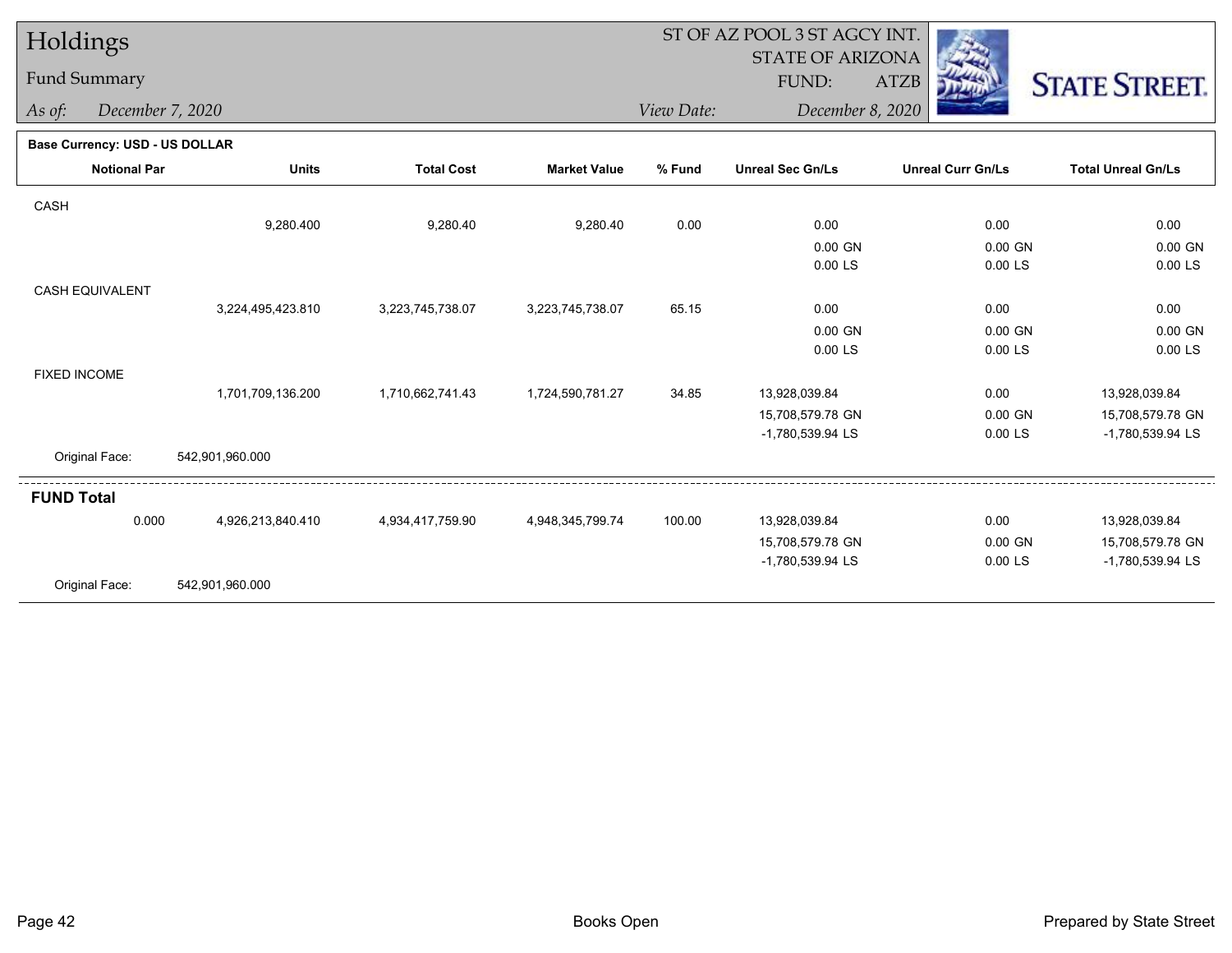# Holdings

Fund Summary

*As of:* December 7, 2020

ST OF AZ POOL 3 ST AGCY INT.
STATE OF ARIZONA
FUND: ATZB

*View Date:* December 8, 2020

STATE STREET.

**Base Currency: USD - US DOLLAR**

| Notional Par | Units | Total Cost | Market Value | % Fund | Unreal Sec Gn/Ls | Unreal Curr Gn/Ls | Total Unreal Gn/Ls |
|---|---|---|---|---|---|---|---|
| CASH | | | | | | | |
| | 9,280.400 | 9,280.40 | 9,280.40 | 0.00 | 0.00 | 0.00 | 0.00 |
| | | | | | 0.00 GN | 0.00 GN | 0.00 GN |
| | | | | | 0.00 LS | 0.00 LS | 0.00 LS |
| CASH EQUIVALENT | | | | | | | |
| | 3,224,495,423.810 | 3,223,745,738.07 | 3,223,745,738.07 | 65.15 | 0.00 | 0.00 | 0.00 |
| | | | | | 0.00 GN | 0.00 GN | 0.00 GN |
| | | | | | 0.00 LS | 0.00 LS | 0.00 LS |
| FIXED INCOME | | | | | | | |
| | 1,701,709,136.200 | 1,710,662,741.43 | 1,724,590,781.27 | 34.85 | 13,928,039.84 | 0.00 | 13,928,039.84 |
| | | | | | 15,708,579.78 GN | 0.00 GN | 15,708,579.78 GN |
| | | | | | -1,780,539.94 LS | 0.00 LS | -1,780,539.94 LS |
| Original Face: | 542,901,960.000 | | | | | | |
| **FUND Total** | | | | | | | |
| 0.000 | 4,926,213,840.410 | 4,934,417,759.90 | 4,948,345,799.74 | 100.00 | 13,928,039.84 | 0.00 | 13,928,039.84 |
| | | | | | 15,708,579.78 GN | 0.00 GN | 15,708,579.78 GN |
| | | | | | -1,780,539.94 LS | 0.00 LS | -1,780,539.94 LS |
| Original Face: | 542,901,960.000 | | | | | | |

Books Open

Prepared by State Street